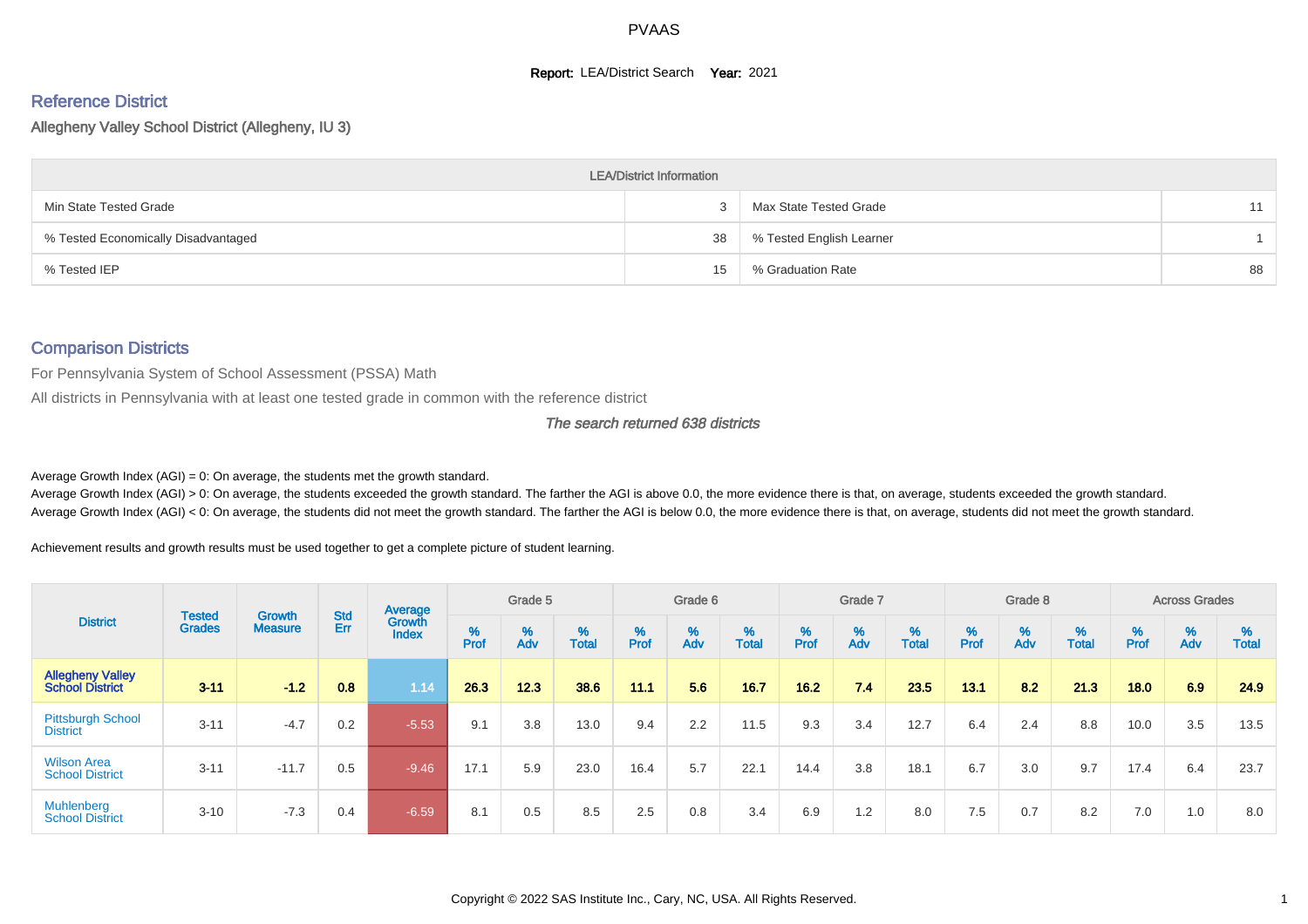PVAAS

**Report:** LEA/District Search **Year:** 2021

## Reference District

Allegheny Valley School District (Allegheny, IU 3)

| LEA/District Information | | | |
|---|---|---|---|
| Min State Tested Grade | 3 | Max State Tested Grade | 11 |
| % Tested Economically Disadvantaged | 38 | % Tested English Learner | 1 |
| % Tested IEP | 15 | % Graduation Rate | 88 |

## Comparison Districts

For Pennsylvania System of School Assessment (PSSA) Math

All districts in Pennsylvania with at least one tested grade in common with the reference district

*The search returned 638 districts*

Average Growth Index (AGI) = 0: On average, the students met the growth standard.
Average Growth Index (AGI) > 0: On average, the students exceeded the growth standard. The farther the AGI is above 0.0, the more evidence there is that, on average, students exceeded the growth standard.
Average Growth Index (AGI) < 0: On average, the students did not meet the growth standard. The farther the AGI is below 0.0, the more evidence there is that, on average, students did not meet the growth standard.

Achievement results and growth results must be used together to get a complete picture of student learning.

| District | Tested Grades | Growth Measure | Std Err | Average Growth Index | Grade 5 | | | Grade 6 | | | Grade 7 | | | Grade 8 | | | Across Grades | | |
|---|---|---|---|---|---|---|---|---|---|---|---|---|---|---|---|---|---|---|---|
| | | | | | % Prof | % Adv | % Total | % Prof | % Adv | % Total | % Prof | % Adv | % Total | % Prof | % Adv | % Total | % Prof | % Adv | % Total |
| **Allegheny Valley School District** | **3-11** | **-1.2** | **0.8** | **1.14** | **26.3** | **12.3** | **38.6** | **11.1** | **5.6** | **16.7** | **16.2** | **7.4** | **23.5** | **13.1** | **8.2** | **21.3** | **18.0** | **6.9** | **24.9** |
| Pittsburgh School District | 3-11 | -4.7 | 0.2 | -5.53 | 9.1 | 3.8 | 13.0 | 9.4 | 2.2 | 11.5 | 9.3 | 3.4 | 12.7 | 6.4 | 2.4 | 8.8 | 10.0 | 3.5 | 13.5 |
| Wilson Area School District | 3-11 | -11.7 | 0.5 | -9.46 | 17.1 | 5.9 | 23.0 | 16.4 | 5.7 | 22.1 | 14.4 | 3.8 | 18.1 | 6.7 | 3.0 | 9.7 | 17.4 | 6.4 | 23.7 |
| Muhlenberg School District | 3-10 | -7.3 | 0.4 | -6.59 | 8.1 | 0.5 | 8.5 | 2.5 | 0.8 | 3.4 | 6.9 | 1.2 | 8.0 | 7.5 | 0.7 | 8.2 | 7.0 | 1.0 | 8.0 |

Copyright © 2022 SAS Institute Inc., Cary, NC, USA. All Rights Reserved.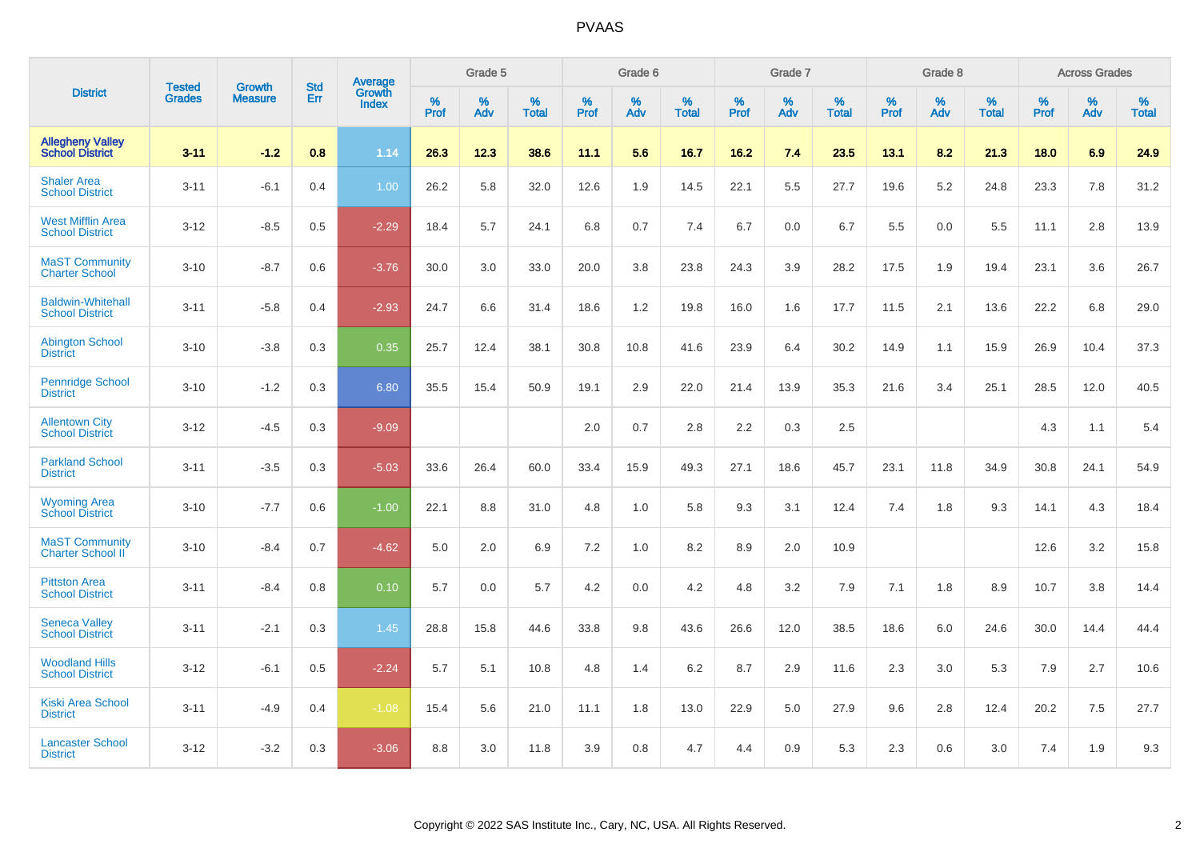| District | Tested Grades | Growth Measure | Std Err | Average Growth Index | Grade 5 | | | Grade 6 | | | Grade 7 | | | Grade 8 | | | Across Grades | | |
|---|---|---|---|---|---|---|---|---|---|---|---|---|---|---|---|---|---|---|---|
| | | | | | % Prof | % Adv | % Total | % Prof | % Adv | % Total | % Prof | % Adv | % Total | % Prof | % Adv | % Total | % Prof | % Adv | % Total |
| **Allegheny Valley School District** | **3-11** | **-1.2** | **0.8** | **1.14** | **26.3** | **12.3** | **38.6** | **11.1** | **5.6** | **16.7** | **16.2** | **7.4** | **23.5** | **13.1** | **8.2** | **21.3** | **18.0** | **6.9** | **24.9** |
| Shaler Area School District | 3-11 | -6.1 | 0.4 | 1.00 | 26.2 | 5.8 | 32.0 | 12.6 | 1.9 | 14.5 | 22.1 | 5.5 | 27.7 | 19.6 | 5.2 | 24.8 | 23.3 | 7.8 | 31.2 |
| West Mifflin Area School District | 3-12 | -8.5 | 0.5 | -2.29 | 18.4 | 5.7 | 24.1 | 6.8 | 0.7 | 7.4 | 6.7 | 0.0 | 6.7 | 5.5 | 0.0 | 5.5 | 11.1 | 2.8 | 13.9 |
| MaST Community Charter School | 3-10 | -8.7 | 0.6 | -3.76 | 30.0 | 3.0 | 33.0 | 20.0 | 3.8 | 23.8 | 24.3 | 3.9 | 28.2 | 17.5 | 1.9 | 19.4 | 23.1 | 3.6 | 26.7 |
| Baldwin-Whitehall School District | 3-11 | -5.8 | 0.4 | -2.93 | 24.7 | 6.6 | 31.4 | 18.6 | 1.2 | 19.8 | 16.0 | 1.6 | 17.7 | 11.5 | 2.1 | 13.6 | 22.2 | 6.8 | 29.0 |
| Abington School District | 3-10 | -3.8 | 0.3 | 0.35 | 25.7 | 12.4 | 38.1 | 30.8 | 10.8 | 41.6 | 23.9 | 6.4 | 30.2 | 14.9 | 1.1 | 15.9 | 26.9 | 10.4 | 37.3 |
| Pennridge School District | 3-10 | -1.2 | 0.3 | 6.80 | 35.5 | 15.4 | 50.9 | 19.1 | 2.9 | 22.0 | 21.4 | 13.9 | 35.3 | 21.6 | 3.4 | 25.1 | 28.5 | 12.0 | 40.5 |
| Allentown City School District | 3-12 | -4.5 | 0.3 | -9.09 | | | | 2.0 | 0.7 | 2.8 | 2.2 | 0.3 | 2.5 | | | | 4.3 | 1.1 | 5.4 |
| Parkland School District | 3-11 | -3.5 | 0.3 | -5.03 | 33.6 | 26.4 | 60.0 | 33.4 | 15.9 | 49.3 | 27.1 | 18.6 | 45.7 | 23.1 | 11.8 | 34.9 | 30.8 | 24.1 | 54.9 |
| Wyoming Area School District | 3-10 | -7.7 | 0.6 | -1.00 | 22.1 | 8.8 | 31.0 | 4.8 | 1.0 | 5.8 | 9.3 | 3.1 | 12.4 | 7.4 | 1.8 | 9.3 | 14.1 | 4.3 | 18.4 |
| MaST Community Charter School II | 3-10 | -8.4 | 0.7 | -4.62 | 5.0 | 2.0 | 6.9 | 7.2 | 1.0 | 8.2 | 8.9 | 2.0 | 10.9 | | | | 12.6 | 3.2 | 15.8 |
| Pittston Area School District | 3-11 | -8.4 | 0.8 | 0.10 | 5.7 | 0.0 | 5.7 | 4.2 | 0.0 | 4.2 | 4.8 | 3.2 | 7.9 | 7.1 | 1.8 | 8.9 | 10.7 | 3.8 | 14.4 |
| Seneca Valley School District | 3-11 | -2.1 | 0.3 | 1.45 | 28.8 | 15.8 | 44.6 | 33.8 | 9.8 | 43.6 | 26.6 | 12.0 | 38.5 | 18.6 | 6.0 | 24.6 | 30.0 | 14.4 | 44.4 |
| Woodland Hills School District | 3-12 | -6.1 | 0.5 | -2.24 | 5.7 | 5.1 | 10.8 | 4.8 | 1.4 | 6.2 | 8.7 | 2.9 | 11.6 | 2.3 | 3.0 | 5.3 | 7.9 | 2.7 | 10.6 |
| Kiski Area School District | 3-11 | -4.9 | 0.4 | -1.08 | 15.4 | 5.6 | 21.0 | 11.1 | 1.8 | 13.0 | 22.9 | 5.0 | 27.9 | 9.6 | 2.8 | 12.4 | 20.2 | 7.5 | 27.7 |
| Lancaster School District | 3-12 | -3.2 | 0.3 | -3.06 | 8.8 | 3.0 | 11.8 | 3.9 | 0.8 | 4.7 | 4.4 | 0.9 | 5.3 | 2.3 | 0.6 | 3.0 | 7.4 | 1.9 | 9.3 |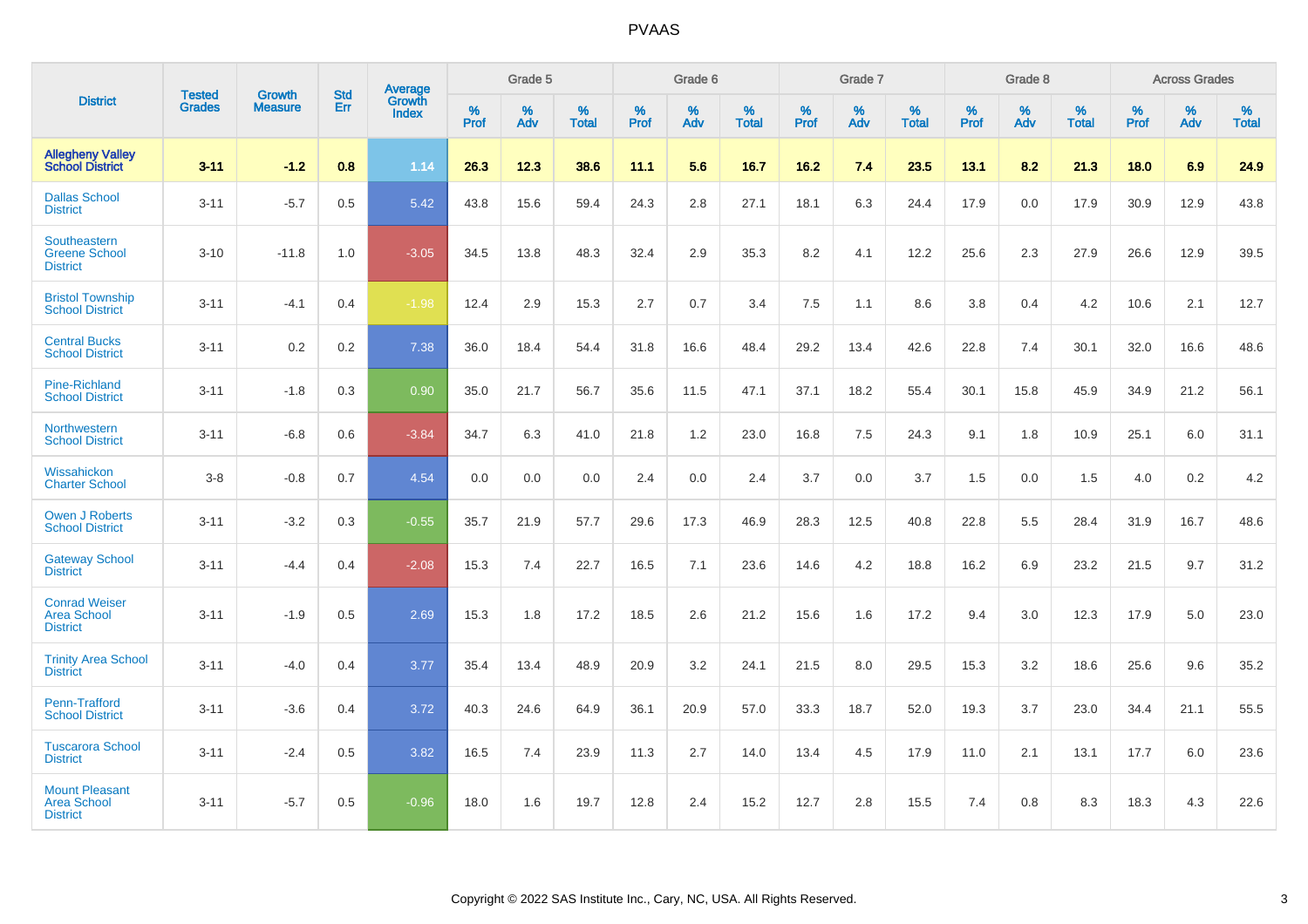# PVAAS

| District | Tested Grades | Growth Measure | Std Err | Average Growth Index | Grade 5 | | | Grade 6 | | | Grade 7 | | | Grade 8 | | | Across Grades | | |
|---|---|---|---|---|---|---|---|---|---|---|---|---|---|---|---|---|---|---|---|
| | | | | | % Prof | % Adv | % Total | % Prof | % Adv | % Total | % Prof | % Adv | % Total | % Prof | % Adv | % Total | % Prof | % Adv | % Total |
| **Allegheny Valley School District** | **3-11** | **-1.2** | **0.8** | **1.14** | **26.3** | **12.3** | **38.6** | **11.1** | **5.6** | **16.7** | **16.2** | **7.4** | **23.5** | **13.1** | **8.2** | **21.3** | **18.0** | **6.9** | **24.9** |
| Dallas School District | 3-11 | -5.7 | 0.5 | 5.42 | 43.8 | 15.6 | 59.4 | 24.3 | 2.8 | 27.1 | 18.1 | 6.3 | 24.4 | 17.9 | 0.0 | 17.9 | 30.9 | 12.9 | 43.8 |
| Southeastern Greene School District | 3-10 | -11.8 | 1.0 | -3.05 | 34.5 | 13.8 | 48.3 | 32.4 | 2.9 | 35.3 | 8.2 | 4.1 | 12.2 | 25.6 | 2.3 | 27.9 | 26.6 | 12.9 | 39.5 |
| Bristol Township School District | 3-11 | -4.1 | 0.4 | -1.98 | 12.4 | 2.9 | 15.3 | 2.7 | 0.7 | 3.4 | 7.5 | 1.1 | 8.6 | 3.8 | 0.4 | 4.2 | 10.6 | 2.1 | 12.7 |
| Central Bucks School District | 3-11 | 0.2 | 0.2 | 7.38 | 36.0 | 18.4 | 54.4 | 31.8 | 16.6 | 48.4 | 29.2 | 13.4 | 42.6 | 22.8 | 7.4 | 30.1 | 32.0 | 16.6 | 48.6 |
| Pine-Richland School District | 3-11 | -1.8 | 0.3 | 0.90 | 35.0 | 21.7 | 56.7 | 35.6 | 11.5 | 47.1 | 37.1 | 18.2 | 55.4 | 30.1 | 15.8 | 45.9 | 34.9 | 21.2 | 56.1 |
| Northwestern School District | 3-11 | -6.8 | 0.6 | -3.84 | 34.7 | 6.3 | 41.0 | 21.8 | 1.2 | 23.0 | 16.8 | 7.5 | 24.3 | 9.1 | 1.8 | 10.9 | 25.1 | 6.0 | 31.1 |
| Wissahickon Charter School | 3-8 | -0.8 | 0.7 | 4.54 | 0.0 | 0.0 | 0.0 | 2.4 | 0.0 | 2.4 | 3.7 | 0.0 | 3.7 | 1.5 | 0.0 | 1.5 | 4.0 | 0.2 | 4.2 |
| Owen J Roberts School District | 3-11 | -3.2 | 0.3 | -0.55 | 35.7 | 21.9 | 57.7 | 29.6 | 17.3 | 46.9 | 28.3 | 12.5 | 40.8 | 22.8 | 5.5 | 28.4 | 31.9 | 16.7 | 48.6 |
| Gateway School District | 3-11 | -4.4 | 0.4 | -2.08 | 15.3 | 7.4 | 22.7 | 16.5 | 7.1 | 23.6 | 14.6 | 4.2 | 18.8 | 16.2 | 6.9 | 23.2 | 21.5 | 9.7 | 31.2 |
| Conrad Weiser Area School District | 3-11 | -1.9 | 0.5 | 2.69 | 15.3 | 1.8 | 17.2 | 18.5 | 2.6 | 21.2 | 15.6 | 1.6 | 17.2 | 9.4 | 3.0 | 12.3 | 17.9 | 5.0 | 23.0 |
| Trinity Area School District | 3-11 | -4.0 | 0.4 | 3.77 | 35.4 | 13.4 | 48.9 | 20.9 | 3.2 | 24.1 | 21.5 | 8.0 | 29.5 | 15.3 | 3.2 | 18.6 | 25.6 | 9.6 | 35.2 |
| Penn-Trafford School District | 3-11 | -3.6 | 0.4 | 3.72 | 40.3 | 24.6 | 64.9 | 36.1 | 20.9 | 57.0 | 33.3 | 18.7 | 52.0 | 19.3 | 3.7 | 23.0 | 34.4 | 21.1 | 55.5 |
| Tuscarora School District | 3-11 | -2.4 | 0.5 | 3.82 | 16.5 | 7.4 | 23.9 | 11.3 | 2.7 | 14.0 | 13.4 | 4.5 | 17.9 | 11.0 | 2.1 | 13.1 | 17.7 | 6.0 | 23.6 |
| Mount Pleasant Area School District | 3-11 | -5.7 | 0.5 | -0.96 | 18.0 | 1.6 | 19.7 | 12.8 | 2.4 | 15.2 | 12.7 | 2.8 | 15.5 | 7.4 | 0.8 | 8.3 | 18.3 | 4.3 | 22.6 |

Copyright © 2022 SAS Institute Inc., Cary, NC, USA. All Rights Reserved.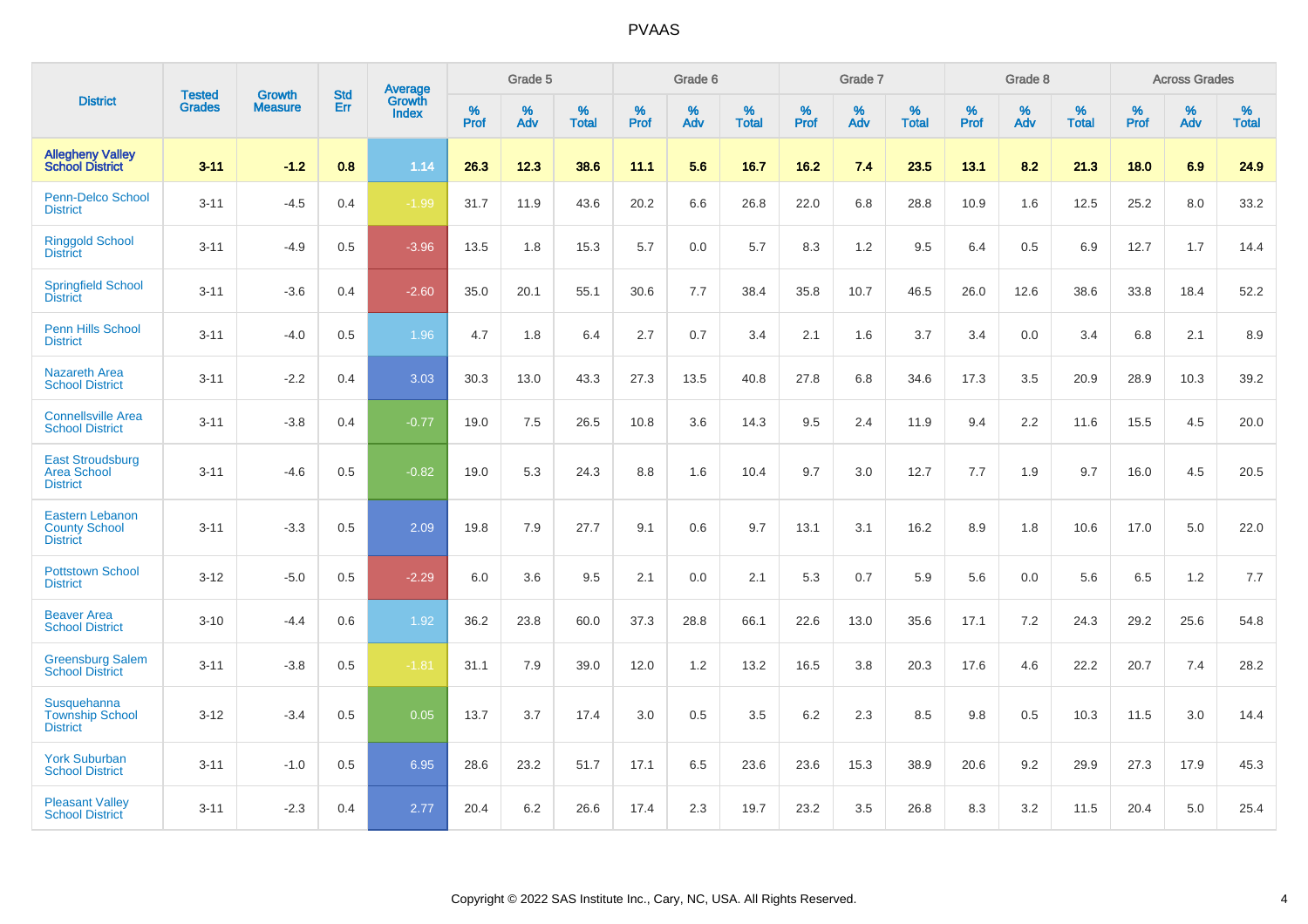# PVAAS

| District | Tested Grades | Growth Measure | Std Err | Average Growth Index | Grade 5 | | | Grade 6 | | | Grade 7 | | | Grade 8 | | | Across Grades | | |
|---|---|---|---|---|---|---|---|---|---|---|---|---|---|---|---|---|---|---|---|
| | | | | | % Prof | % Adv | % Total | % Prof | % Adv | % Total | % Prof | % Adv | % Total | % Prof | % Adv | % Total | % Prof | % Adv | % Total |
| **Allegheny Valley School District** | **3-11** | **-1.2** | **0.8** | **1.14** | **26.3** | **12.3** | **38.6** | **11.1** | **5.6** | **16.7** | **16.2** | **7.4** | **23.5** | **13.1** | **8.2** | **21.3** | **18.0** | **6.9** | **24.9** |
| Penn-Delco School District | 3-11 | -4.5 | 0.4 | -1.99 | 31.7 | 11.9 | 43.6 | 20.2 | 6.6 | 26.8 | 22.0 | 6.8 | 28.8 | 10.9 | 1.6 | 12.5 | 25.2 | 8.0 | 33.2 |
| Ringgold School District | 3-11 | -4.9 | 0.5 | -3.96 | 13.5 | 1.8 | 15.3 | 5.7 | 0.0 | 5.7 | 8.3 | 1.2 | 9.5 | 6.4 | 0.5 | 6.9 | 12.7 | 1.7 | 14.4 |
| Springfield School District | 3-11 | -3.6 | 0.4 | -2.60 | 35.0 | 20.1 | 55.1 | 30.6 | 7.7 | 38.4 | 35.8 | 10.7 | 46.5 | 26.0 | 12.6 | 38.6 | 33.8 | 18.4 | 52.2 |
| Penn Hills School District | 3-11 | -4.0 | 0.5 | 1.96 | 4.7 | 1.8 | 6.4 | 2.7 | 0.7 | 3.4 | 2.1 | 1.6 | 3.7 | 3.4 | 0.0 | 3.4 | 6.8 | 2.1 | 8.9 |
| Nazareth Area School District | 3-11 | -2.2 | 0.4 | 3.03 | 30.3 | 13.0 | 43.3 | 27.3 | 13.5 | 40.8 | 27.8 | 6.8 | 34.6 | 17.3 | 3.5 | 20.9 | 28.9 | 10.3 | 39.2 |
| Connellsville Area School District | 3-11 | -3.8 | 0.4 | -0.77 | 19.0 | 7.5 | 26.5 | 10.8 | 3.6 | 14.3 | 9.5 | 2.4 | 11.9 | 9.4 | 2.2 | 11.6 | 15.5 | 4.5 | 20.0 |
| East Stroudsburg Area School District | 3-11 | -4.6 | 0.5 | -0.82 | 19.0 | 5.3 | 24.3 | 8.8 | 1.6 | 10.4 | 9.7 | 3.0 | 12.7 | 7.7 | 1.9 | 9.7 | 16.0 | 4.5 | 20.5 |
| Eastern Lebanon County School District | 3-11 | -3.3 | 0.5 | 2.09 | 19.8 | 7.9 | 27.7 | 9.1 | 0.6 | 9.7 | 13.1 | 3.1 | 16.2 | 8.9 | 1.8 | 10.6 | 17.0 | 5.0 | 22.0 |
| Pottstown School District | 3-12 | -5.0 | 0.5 | -2.29 | 6.0 | 3.6 | 9.5 | 2.1 | 0.0 | 2.1 | 5.3 | 0.7 | 5.9 | 5.6 | 0.0 | 5.6 | 6.5 | 1.2 | 7.7 |
| Beaver Area School District | 3-10 | -4.4 | 0.6 | 1.92 | 36.2 | 23.8 | 60.0 | 37.3 | 28.8 | 66.1 | 22.6 | 13.0 | 35.6 | 17.1 | 7.2 | 24.3 | 29.2 | 25.6 | 54.8 |
| Greensburg Salem School District | 3-11 | -3.8 | 0.5 | -1.81 | 31.1 | 7.9 | 39.0 | 12.0 | 1.2 | 13.2 | 16.5 | 3.8 | 20.3 | 17.6 | 4.6 | 22.2 | 20.7 | 7.4 | 28.2 |
| Susquehanna Township School District | 3-12 | -3.4 | 0.5 | 0.05 | 13.7 | 3.7 | 17.4 | 3.0 | 0.5 | 3.5 | 6.2 | 2.3 | 8.5 | 9.8 | 0.5 | 10.3 | 11.5 | 3.0 | 14.4 |
| York Suburban School District | 3-11 | -1.0 | 0.5 | 6.95 | 28.6 | 23.2 | 51.7 | 17.1 | 6.5 | 23.6 | 23.6 | 15.3 | 38.9 | 20.6 | 9.2 | 29.9 | 27.3 | 17.9 | 45.3 |
| Pleasant Valley School District | 3-11 | -2.3 | 0.4 | 2.77 | 20.4 | 6.2 | 26.6 | 17.4 | 2.3 | 19.7 | 23.2 | 3.5 | 26.8 | 8.3 | 3.2 | 11.5 | 20.4 | 5.0 | 25.4 |

Copyright © 2022 SAS Institute Inc., Cary, NC, USA. All Rights Reserved.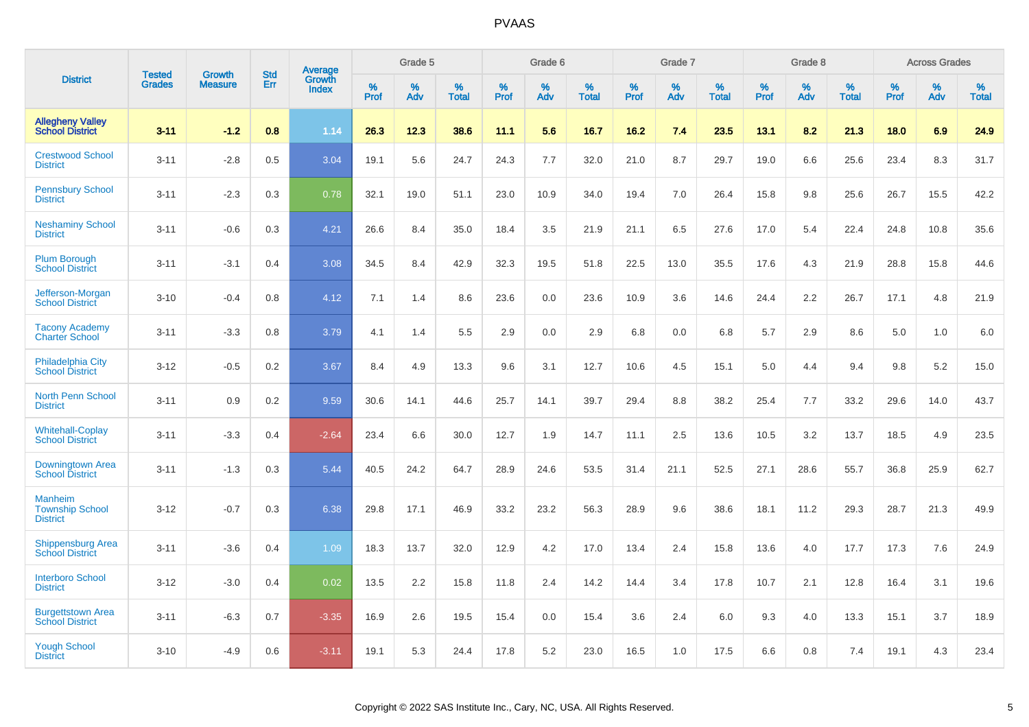# PVAAS

| District | Tested Grades | Growth Measure | Std Err | Average Growth Index | Grade 5 | | | Grade 6 | | | Grade 7 | | | Grade 8 | | | Across Grades | | |
|---|---|---|---|---|---|---|---|---|---|---|---|---|---|---|---|---|---|---|---|
| | | | | | % Prof | % Adv | % Total | % Prof | % Adv | % Total | % Prof | % Adv | % Total | % Prof | % Adv | % Total | % Prof | % Adv | % Total |
| **Allegheny Valley School District** | **3-11** | **-1.2** | **0.8** | **1.14** | **26.3** | **12.3** | **38.6** | **11.1** | **5.6** | **16.7** | **16.2** | **7.4** | **23.5** | **13.1** | **8.2** | **21.3** | **18.0** | **6.9** | **24.9** |
| Crestwood School District | 3-11 | -2.8 | 0.5 | 3.04 | 19.1 | 5.6 | 24.7 | 24.3 | 7.7 | 32.0 | 21.0 | 8.7 | 29.7 | 19.0 | 6.6 | 25.6 | 23.4 | 8.3 | 31.7 |
| Pennsbury School District | 3-11 | -2.3 | 0.3 | 0.78 | 32.1 | 19.0 | 51.1 | 23.0 | 10.9 | 34.0 | 19.4 | 7.0 | 26.4 | 15.8 | 9.8 | 25.6 | 26.7 | 15.5 | 42.2 |
| Neshaminy School District | 3-11 | -0.6 | 0.3 | 4.21 | 26.6 | 8.4 | 35.0 | 18.4 | 3.5 | 21.9 | 21.1 | 6.5 | 27.6 | 17.0 | 5.4 | 22.4 | 24.8 | 10.8 | 35.6 |
| Plum Borough School District | 3-11 | -3.1 | 0.4 | 3.08 | 34.5 | 8.4 | 42.9 | 32.3 | 19.5 | 51.8 | 22.5 | 13.0 | 35.5 | 17.6 | 4.3 | 21.9 | 28.8 | 15.8 | 44.6 |
| Jefferson-Morgan School District | 3-10 | -0.4 | 0.8 | 4.12 | 7.1 | 1.4 | 8.6 | 23.6 | 0.0 | 23.6 | 10.9 | 3.6 | 14.6 | 24.4 | 2.2 | 26.7 | 17.1 | 4.8 | 21.9 |
| Tacony Academy Charter School | 3-11 | -3.3 | 0.8 | 3.79 | 4.1 | 1.4 | 5.5 | 2.9 | 0.0 | 2.9 | 6.8 | 0.0 | 6.8 | 5.7 | 2.9 | 8.6 | 5.0 | 1.0 | 6.0 |
| Philadelphia City School District | 3-12 | -0.5 | 0.2 | 3.67 | 8.4 | 4.9 | 13.3 | 9.6 | 3.1 | 12.7 | 10.6 | 4.5 | 15.1 | 5.0 | 4.4 | 9.4 | 9.8 | 5.2 | 15.0 |
| North Penn School District | 3-11 | 0.9 | 0.2 | 9.59 | 30.6 | 14.1 | 44.6 | 25.7 | 14.1 | 39.7 | 29.4 | 8.8 | 38.2 | 25.4 | 7.7 | 33.2 | 29.6 | 14.0 | 43.7 |
| Whitehall-Coplay School District | 3-11 | -3.3 | 0.4 | -2.64 | 23.4 | 6.6 | 30.0 | 12.7 | 1.9 | 14.7 | 11.1 | 2.5 | 13.6 | 10.5 | 3.2 | 13.7 | 18.5 | 4.9 | 23.5 |
| Downingtown Area School District | 3-11 | -1.3 | 0.3 | 5.44 | 40.5 | 24.2 | 64.7 | 28.9 | 24.6 | 53.5 | 31.4 | 21.1 | 52.5 | 27.1 | 28.6 | 55.7 | 36.8 | 25.9 | 62.7 |
| Manheim Township School District | 3-12 | -0.7 | 0.3 | 6.38 | 29.8 | 17.1 | 46.9 | 33.2 | 23.2 | 56.3 | 28.9 | 9.6 | 38.6 | 18.1 | 11.2 | 29.3 | 28.7 | 21.3 | 49.9 |
| Shippensburg Area School District | 3-11 | -3.6 | 0.4 | 1.09 | 18.3 | 13.7 | 32.0 | 12.9 | 4.2 | 17.0 | 13.4 | 2.4 | 15.8 | 13.6 | 4.0 | 17.7 | 17.3 | 7.6 | 24.9 |
| Interboro School District | 3-12 | -3.0 | 0.4 | 0.02 | 13.5 | 2.2 | 15.8 | 11.8 | 2.4 | 14.2 | 14.4 | 3.4 | 17.8 | 10.7 | 2.1 | 12.8 | 16.4 | 3.1 | 19.6 |
| Burgettstown Area School District | 3-11 | -6.3 | 0.7 | -3.35 | 16.9 | 2.6 | 19.5 | 15.4 | 0.0 | 15.4 | 3.6 | 2.4 | 6.0 | 9.3 | 4.0 | 13.3 | 15.1 | 3.7 | 18.9 |
| Yough School District | 3-10 | -4.9 | 0.6 | -3.11 | 19.1 | 5.3 | 24.4 | 17.8 | 5.2 | 23.0 | 16.5 | 1.0 | 17.5 | 6.6 | 0.8 | 7.4 | 19.1 | 4.3 | 23.4 |

Copyright © 2022 SAS Institute Inc., Cary, NC, USA. All Rights Reserved.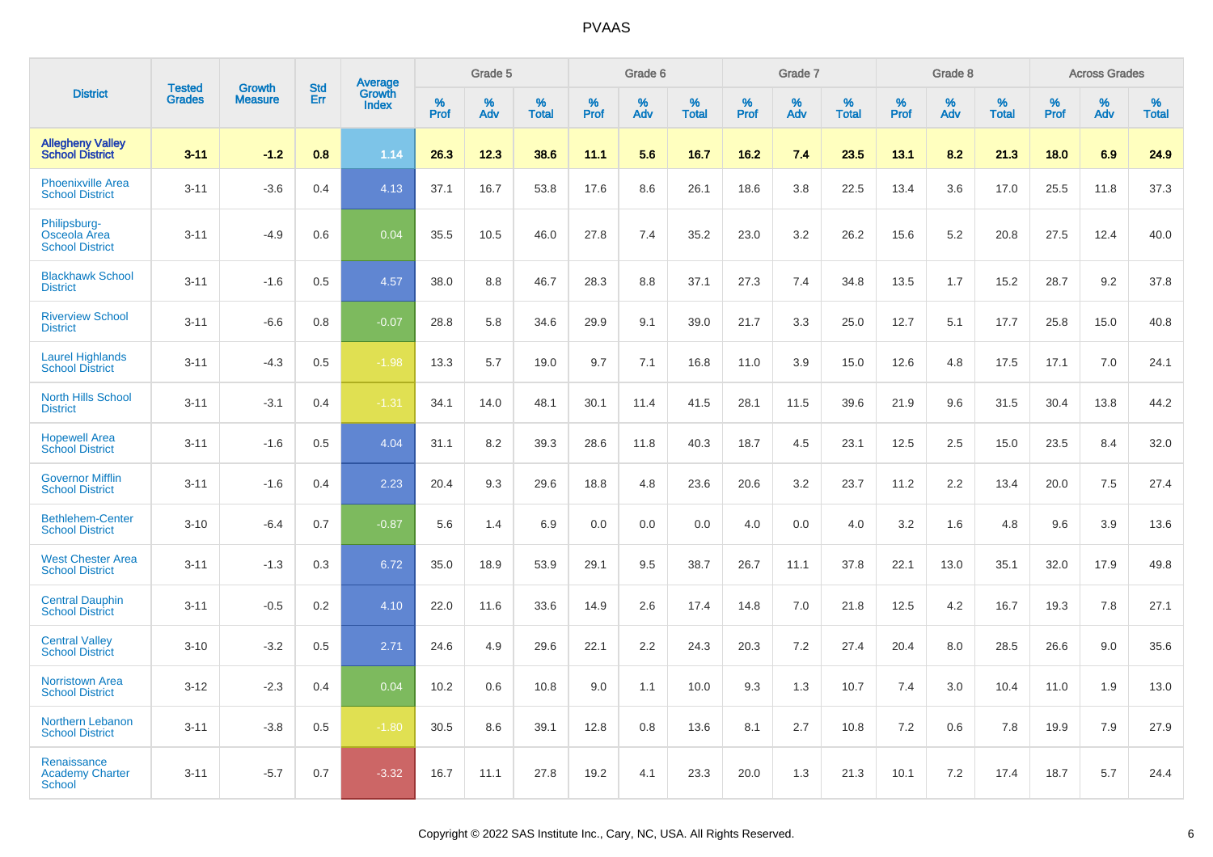| District | Tested Grades | Growth Measure | Std Err | Average Growth Index | Grade 5 | | | Grade 6 | | | Grade 7 | | | Grade 8 | | | Across Grades | | |
|---|---|---|---|---|---|---|---|---|---|---|---|---|---|---|---|---|---|---|---|
| | | | | | % Prof | % Adv | % Total | % Prof | % Adv | % Total | % Prof | % Adv | % Total | % Prof | % Adv | % Total | % Prof | % Adv | % Total |
| **Allegheny Valley School District** | **3-11** | **-1.2** | **0.8** | **1.14** | **26.3** | **12.3** | **38.6** | **11.1** | **5.6** | **16.7** | **16.2** | **7.4** | **23.5** | **13.1** | **8.2** | **21.3** | **18.0** | **6.9** | **24.9** |
| Phoenixville Area School District | 3-11 | -3.6 | 0.4 | 4.13 | 37.1 | 16.7 | 53.8 | 17.6 | 8.6 | 26.1 | 18.6 | 3.8 | 22.5 | 13.4 | 3.6 | 17.0 | 25.5 | 11.8 | 37.3 |
| Philipsburg-Osceola Area School District | 3-11 | -4.9 | 0.6 | 0.04 | 35.5 | 10.5 | 46.0 | 27.8 | 7.4 | 35.2 | 23.0 | 3.2 | 26.2 | 15.6 | 5.2 | 20.8 | 27.5 | 12.4 | 40.0 |
| Blackhawk School District | 3-11 | -1.6 | 0.5 | 4.57 | 38.0 | 8.8 | 46.7 | 28.3 | 8.8 | 37.1 | 27.3 | 7.4 | 34.8 | 13.5 | 1.7 | 15.2 | 28.7 | 9.2 | 37.8 |
| Riverview School District | 3-11 | -6.6 | 0.8 | -0.07 | 28.8 | 5.8 | 34.6 | 29.9 | 9.1 | 39.0 | 21.7 | 3.3 | 25.0 | 12.7 | 5.1 | 17.7 | 25.8 | 15.0 | 40.8 |
| Laurel Highlands School District | 3-11 | -4.3 | 0.5 | -1.98 | 13.3 | 5.7 | 19.0 | 9.7 | 7.1 | 16.8 | 11.0 | 3.9 | 15.0 | 12.6 | 4.8 | 17.5 | 17.1 | 7.0 | 24.1 |
| North Hills School District | 3-11 | -3.1 | 0.4 | -1.31 | 34.1 | 14.0 | 48.1 | 30.1 | 11.4 | 41.5 | 28.1 | 11.5 | 39.6 | 21.9 | 9.6 | 31.5 | 30.4 | 13.8 | 44.2 |
| Hopewell Area School District | 3-11 | -1.6 | 0.5 | 4.04 | 31.1 | 8.2 | 39.3 | 28.6 | 11.8 | 40.3 | 18.7 | 4.5 | 23.1 | 12.5 | 2.5 | 15.0 | 23.5 | 8.4 | 32.0 |
| Governor Mifflin School District | 3-11 | -1.6 | 0.4 | 2.23 | 20.4 | 9.3 | 29.6 | 18.8 | 4.8 | 23.6 | 20.6 | 3.2 | 23.7 | 11.2 | 2.2 | 13.4 | 20.0 | 7.5 | 27.4 |
| Bethlehem-Center School District | 3-10 | -6.4 | 0.7 | -0.87 | 5.6 | 1.4 | 6.9 | 0.0 | 0.0 | 0.0 | 4.0 | 0.0 | 4.0 | 3.2 | 1.6 | 4.8 | 9.6 | 3.9 | 13.6 |
| West Chester Area School District | 3-11 | -1.3 | 0.3 | 6.72 | 35.0 | 18.9 | 53.9 | 29.1 | 9.5 | 38.7 | 26.7 | 11.1 | 37.8 | 22.1 | 13.0 | 35.1 | 32.0 | 17.9 | 49.8 |
| Central Dauphin School District | 3-11 | -0.5 | 0.2 | 4.10 | 22.0 | 11.6 | 33.6 | 14.9 | 2.6 | 17.4 | 14.8 | 7.0 | 21.8 | 12.5 | 4.2 | 16.7 | 19.3 | 7.8 | 27.1 |
| Central Valley School District | 3-10 | -3.2 | 0.5 | 2.71 | 24.6 | 4.9 | 29.6 | 22.1 | 2.2 | 24.3 | 20.3 | 7.2 | 27.4 | 20.4 | 8.0 | 28.5 | 26.6 | 9.0 | 35.6 |
| Norristown Area School District | 3-12 | -2.3 | 0.4 | 0.04 | 10.2 | 0.6 | 10.8 | 9.0 | 1.1 | 10.0 | 9.3 | 1.3 | 10.7 | 7.4 | 3.0 | 10.4 | 11.0 | 1.9 | 13.0 |
| Northern Lebanon School District | 3-11 | -3.8 | 0.5 | -1.80 | 30.5 | 8.6 | 39.1 | 12.8 | 0.8 | 13.6 | 8.1 | 2.7 | 10.8 | 7.2 | 0.6 | 7.8 | 19.9 | 7.9 | 27.9 |
| Renaissance Academy Charter School | 3-11 | -5.7 | 0.7 | -3.32 | 16.7 | 11.1 | 27.8 | 19.2 | 4.1 | 23.3 | 20.0 | 1.3 | 21.3 | 10.1 | 7.2 | 17.4 | 18.7 | 5.7 | 24.4 |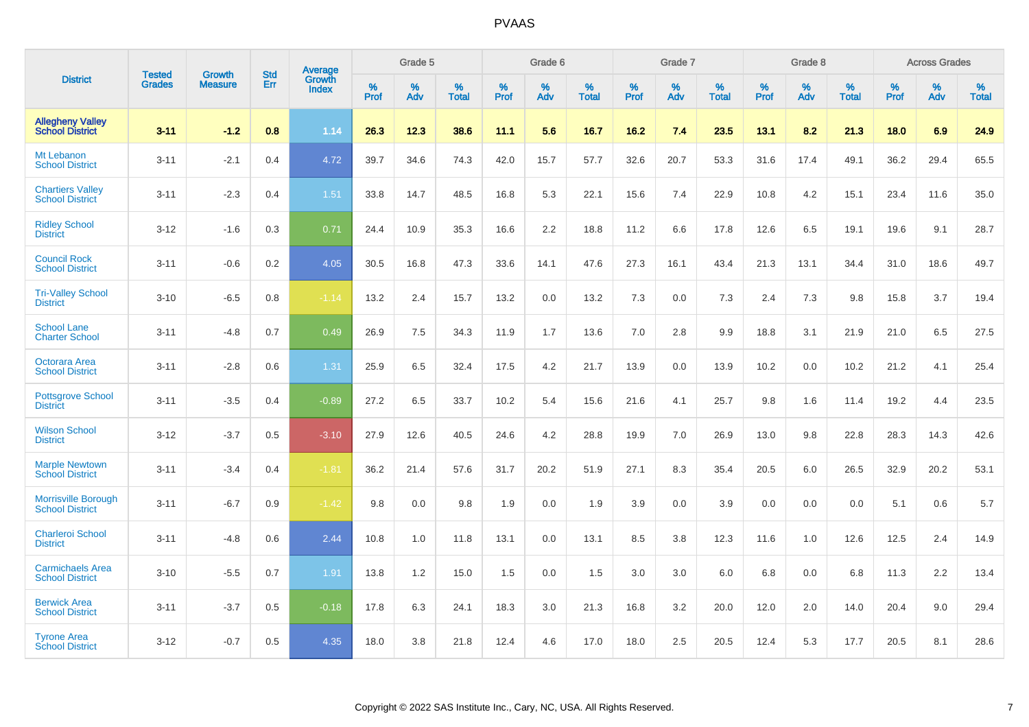# PVAAS

| District | Tested Grades | Growth Measure | Std Err | Average Growth Index | Grade 5 | | | Grade 6 | | | Grade 7 | | | Grade 8 | | | Across Grades | | |
|---|---|---|---|---|---|---|---|---|---|---|---|---|---|---|---|---|---|---|---|
| | | | | | % Prof | % Adv | % Total | % Prof | % Adv | % Total | % Prof | % Adv | % Total | % Prof | % Adv | % Total | % Prof | % Adv | % Total |
| **Allegheny Valley School District** | **3-11** | **-1.2** | **0.8** | **1.14** | **26.3** | **12.3** | **38.6** | **11.1** | **5.6** | **16.7** | **16.2** | **7.4** | **23.5** | **13.1** | **8.2** | **21.3** | **18.0** | **6.9** | **24.9** |
| Mt Lebanon School District | 3-11 | -2.1 | 0.4 | 4.72 | 39.7 | 34.6 | 74.3 | 42.0 | 15.7 | 57.7 | 32.6 | 20.7 | 53.3 | 31.6 | 17.4 | 49.1 | 36.2 | 29.4 | 65.5 |
| Chartiers Valley School District | 3-11 | -2.3 | 0.4 | 1.51 | 33.8 | 14.7 | 48.5 | 16.8 | 5.3 | 22.1 | 15.6 | 7.4 | 22.9 | 10.8 | 4.2 | 15.1 | 23.4 | 11.6 | 35.0 |
| Ridley School District | 3-12 | -1.6 | 0.3 | 0.71 | 24.4 | 10.9 | 35.3 | 16.6 | 2.2 | 18.8 | 11.2 | 6.6 | 17.8 | 12.6 | 6.5 | 19.1 | 19.6 | 9.1 | 28.7 |
| Council Rock School District | 3-11 | -0.6 | 0.2 | 4.05 | 30.5 | 16.8 | 47.3 | 33.6 | 14.1 | 47.6 | 27.3 | 16.1 | 43.4 | 21.3 | 13.1 | 34.4 | 31.0 | 18.6 | 49.7 |
| Tri-Valley School District | 3-10 | -6.5 | 0.8 | -1.14 | 13.2 | 2.4 | 15.7 | 13.2 | 0.0 | 13.2 | 7.3 | 0.0 | 7.3 | 2.4 | 7.3 | 9.8 | 15.8 | 3.7 | 19.4 |
| School Lane Charter School | 3-11 | -4.8 | 0.7 | 0.49 | 26.9 | 7.5 | 34.3 | 11.9 | 1.7 | 13.6 | 7.0 | 2.8 | 9.9 | 18.8 | 3.1 | 21.9 | 21.0 | 6.5 | 27.5 |
| Octorara Area School District | 3-11 | -2.8 | 0.6 | 1.31 | 25.9 | 6.5 | 32.4 | 17.5 | 4.2 | 21.7 | 13.9 | 0.0 | 13.9 | 10.2 | 0.0 | 10.2 | 21.2 | 4.1 | 25.4 |
| Pottsgrove School District | 3-11 | -3.5 | 0.4 | -0.89 | 27.2 | 6.5 | 33.7 | 10.2 | 5.4 | 15.6 | 21.6 | 4.1 | 25.7 | 9.8 | 1.6 | 11.4 | 19.2 | 4.4 | 23.5 |
| Wilson School District | 3-12 | -3.7 | 0.5 | -3.10 | 27.9 | 12.6 | 40.5 | 24.6 | 4.2 | 28.8 | 19.9 | 7.0 | 26.9 | 13.0 | 9.8 | 22.8 | 28.3 | 14.3 | 42.6 |
| Marple Newtown School District | 3-11 | -3.4 | 0.4 | -1.81 | 36.2 | 21.4 | 57.6 | 31.7 | 20.2 | 51.9 | 27.1 | 8.3 | 35.4 | 20.5 | 6.0 | 26.5 | 32.9 | 20.2 | 53.1 |
| Morrisville Borough School District | 3-11 | -6.7 | 0.9 | -1.42 | 9.8 | 0.0 | 9.8 | 1.9 | 0.0 | 1.9 | 3.9 | 0.0 | 3.9 | 0.0 | 0.0 | 0.0 | 5.1 | 0.6 | 5.7 |
| Charleroi School District | 3-11 | -4.8 | 0.6 | 2.44 | 10.8 | 1.0 | 11.8 | 13.1 | 0.0 | 13.1 | 8.5 | 3.8 | 12.3 | 11.6 | 1.0 | 12.6 | 12.5 | 2.4 | 14.9 |
| Carmichaels Area School District | 3-10 | -5.5 | 0.7 | 1.91 | 13.8 | 1.2 | 15.0 | 1.5 | 0.0 | 1.5 | 3.0 | 3.0 | 6.0 | 6.8 | 0.0 | 6.8 | 11.3 | 2.2 | 13.4 |
| Berwick Area School District | 3-11 | -3.7 | 0.5 | -0.18 | 17.8 | 6.3 | 24.1 | 18.3 | 3.0 | 21.3 | 16.8 | 3.2 | 20.0 | 12.0 | 2.0 | 14.0 | 20.4 | 9.0 | 29.4 |
| Tyrone Area School District | 3-12 | -0.7 | 0.5 | 4.35 | 18.0 | 3.8 | 21.8 | 12.4 | 4.6 | 17.0 | 18.0 | 2.5 | 20.5 | 12.4 | 5.3 | 17.7 | 20.5 | 8.1 | 28.6 |

Copyright © 2022 SAS Institute Inc., Cary, NC, USA. All Rights Reserved.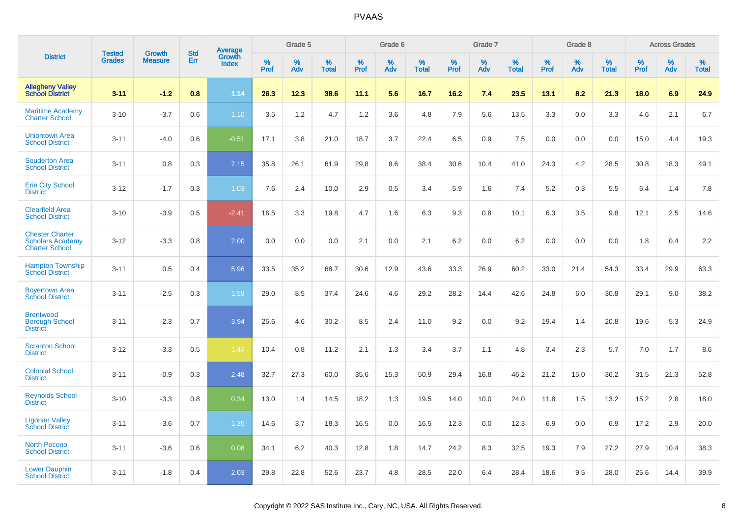| District | Tested Grades | Growth Measure | Std Err | Average Growth Index | Grade 5 | | | Grade 6 | | | Grade 7 | | | Grade 8 | | | Across Grades | | |
|---|---|---|---|---|---|---|---|---|---|---|---|---|---|---|---|---|---|---|---|
| | | | | | % Prof | % Adv | % Total | % Prof | % Adv | % Total | % Prof | % Adv | % Total | % Prof | % Adv | % Total | % Prof | % Adv | % Total |
| **Allegheny Valley School District** | **3-11** | **-1.2** | **0.8** | **1.14** | **26.3** | **12.3** | **38.6** | **11.1** | **5.6** | **16.7** | **16.2** | **7.4** | **23.5** | **13.1** | **8.2** | **21.3** | **18.0** | **6.9** | **24.9** |
| Maritime Academy Charter School | 3-10 | -3.7 | 0.6 | 1.10 | 3.5 | 1.2 | 4.7 | 1.2 | 3.6 | 4.8 | 7.9 | 5.6 | 13.5 | 3.3 | 0.0 | 3.3 | 4.6 | 2.1 | 6.7 |
| Uniontown Area School District | 3-11 | -4.0 | 0.6 | -0.51 | 17.1 | 3.8 | 21.0 | 18.7 | 3.7 | 22.4 | 6.5 | 0.9 | 7.5 | 0.0 | 0.0 | 0.0 | 15.0 | 4.4 | 19.3 |
| Souderton Area School District | 3-11 | 0.8 | 0.3 | 7.15 | 35.8 | 26.1 | 61.9 | 29.8 | 8.6 | 38.4 | 30.6 | 10.4 | 41.0 | 24.3 | 4.2 | 28.5 | 30.8 | 18.3 | 49.1 |
| Erie City School District | 3-12 | -1.7 | 0.3 | 1.03 | 7.6 | 2.4 | 10.0 | 2.9 | 0.5 | 3.4 | 5.9 | 1.6 | 7.4 | 5.2 | 0.3 | 5.5 | 6.4 | 1.4 | 7.8 |
| Clearfield Area School District | 3-10 | -3.9 | 0.5 | -2.41 | 16.5 | 3.3 | 19.8 | 4.7 | 1.6 | 6.3 | 9.3 | 0.8 | 10.1 | 6.3 | 3.5 | 9.8 | 12.1 | 2.5 | 14.6 |
| Chester Charter Scholars Academy Charter School | 3-12 | -3.3 | 0.8 | 2.00 | 0.0 | 0.0 | 0.0 | 2.1 | 0.0 | 2.1 | 6.2 | 0.0 | 6.2 | 0.0 | 0.0 | 0.0 | 1.8 | 0.4 | 2.2 |
| Hampton Township School District | 3-11 | 0.5 | 0.4 | 5.96 | 33.5 | 35.2 | 68.7 | 30.6 | 12.9 | 43.6 | 33.3 | 26.9 | 60.2 | 33.0 | 21.4 | 54.3 | 33.4 | 29.9 | 63.3 |
| Boyertown Area School District | 3-11 | -2.5 | 0.3 | 1.59 | 29.0 | 8.5 | 37.4 | 24.6 | 4.6 | 29.2 | 28.2 | 14.4 | 42.6 | 24.8 | 6.0 | 30.8 | 29.1 | 9.0 | 38.2 |
| Brentwood Borough School District | 3-11 | -2.3 | 0.7 | 3.94 | 25.6 | 4.6 | 30.2 | 8.5 | 2.4 | 11.0 | 9.2 | 0.0 | 9.2 | 19.4 | 1.4 | 20.8 | 19.6 | 5.3 | 24.9 |
| Scranton School District | 3-12 | -3.3 | 0.5 | -1.47 | 10.4 | 0.8 | 11.2 | 2.1 | 1.3 | 3.4 | 3.7 | 1.1 | 4.8 | 3.4 | 2.3 | 5.7 | 7.0 | 1.7 | 8.6 |
| Colonial School District | 3-11 | -0.9 | 0.3 | 2.48 | 32.7 | 27.3 | 60.0 | 35.6 | 15.3 | 50.9 | 29.4 | 16.8 | 46.2 | 21.2 | 15.0 | 36.2 | 31.5 | 21.3 | 52.8 |
| Reynolds School District | 3-10 | -3.3 | 0.8 | 0.34 | 13.0 | 1.4 | 14.5 | 18.2 | 1.3 | 19.5 | 14.0 | 10.0 | 24.0 | 11.8 | 1.5 | 13.2 | 15.2 | 2.8 | 18.0 |
| Ligonier Valley School District | 3-11 | -3.6 | 0.7 | 1.35 | 14.6 | 3.7 | 18.3 | 16.5 | 0.0 | 16.5 | 12.3 | 0.0 | 12.3 | 6.9 | 0.0 | 6.9 | 17.2 | 2.9 | 20.0 |
| North Pocono School District | 3-11 | -3.6 | 0.6 | 0.08 | 34.1 | 6.2 | 40.3 | 12.8 | 1.8 | 14.7 | 24.2 | 8.3 | 32.5 | 19.3 | 7.9 | 27.2 | 27.9 | 10.4 | 38.3 |
| Lower Dauphin School District | 3-11 | -1.8 | 0.4 | 2.03 | 29.8 | 22.8 | 52.6 | 23.7 | 4.8 | 28.5 | 22.0 | 6.4 | 28.4 | 18.6 | 9.5 | 28.0 | 25.6 | 14.4 | 39.9 |

Copyright © 2022 SAS Institute Inc., Cary, NC, USA. All Rights Reserved.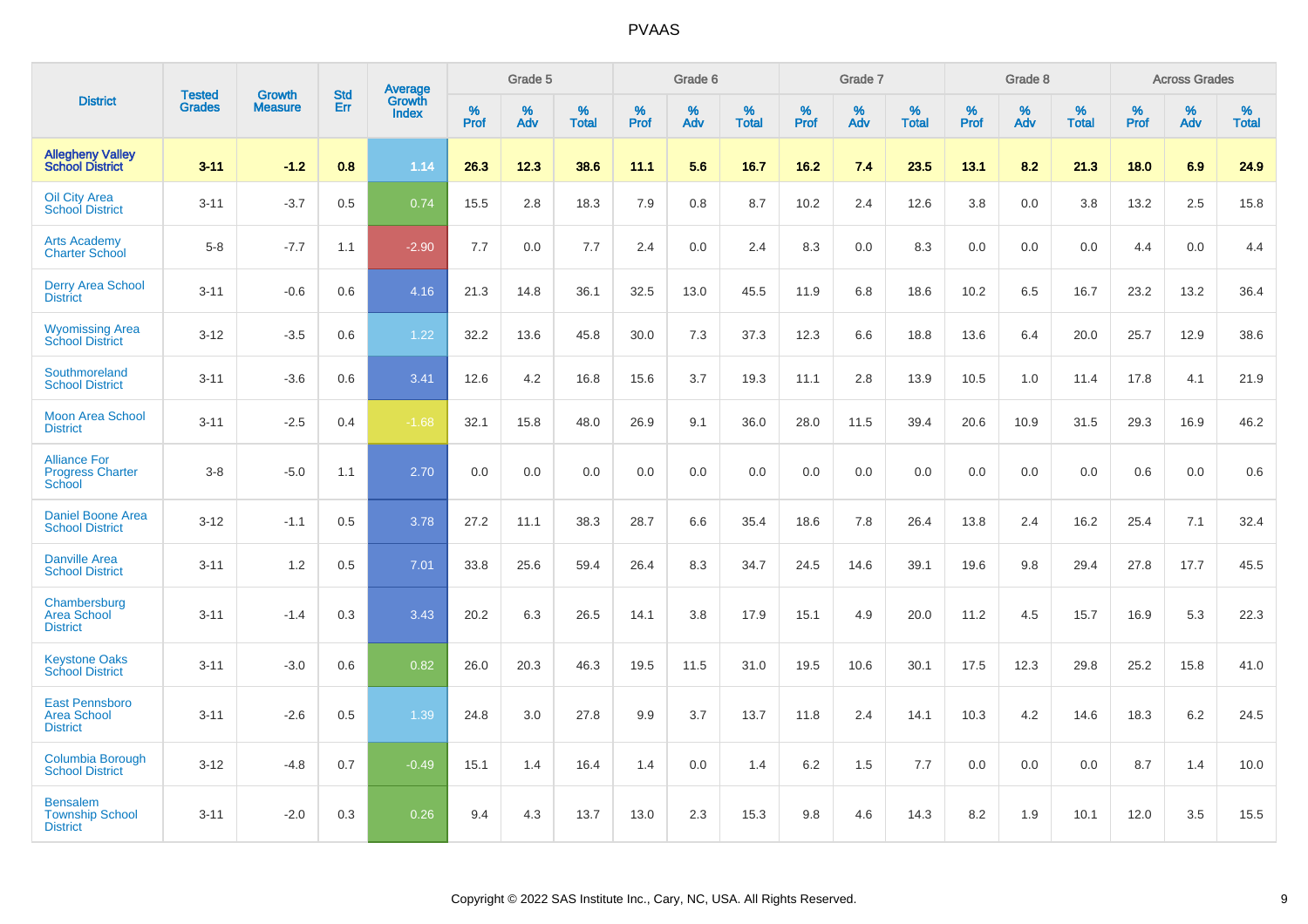# PVAAS

| District | Tested Grades | Growth Measure | Std Err | Average Growth Index | Grade 5 | | | Grade 6 | | | Grade 7 | | | Grade 8 | | | Across Grades | | |
|---|---|---|---|---|---|---|---|---|---|---|---|---|---|---|---|---|---|---|---|
| | | | | | % Prof | % Adv | % Total | % Prof | % Adv | % Total | % Prof | % Adv | % Total | % Prof | % Adv | % Total | % Prof | % Adv | % Total |
| **Allegheny Valley School District** | **3-11** | **-1.2** | **0.8** | **1.14** | **26.3** | **12.3** | **38.6** | **11.1** | **5.6** | **16.7** | **16.2** | **7.4** | **23.5** | **13.1** | **8.2** | **21.3** | **18.0** | **6.9** | **24.9** |
| Oil City Area School District | 3-11 | -3.7 | 0.5 | 0.74 | 15.5 | 2.8 | 18.3 | 7.9 | 0.8 | 8.7 | 10.2 | 2.4 | 12.6 | 3.8 | 0.0 | 3.8 | 13.2 | 2.5 | 15.8 |
| Arts Academy Charter School | 5-8 | -7.7 | 1.1 | -2.90 | 7.7 | 0.0 | 7.7 | 2.4 | 0.0 | 2.4 | 8.3 | 0.0 | 8.3 | 0.0 | 0.0 | 0.0 | 4.4 | 0.0 | 4.4 |
| Derry Area School District | 3-11 | -0.6 | 0.6 | 4.16 | 21.3 | 14.8 | 36.1 | 32.5 | 13.0 | 45.5 | 11.9 | 6.8 | 18.6 | 10.2 | 6.5 | 16.7 | 23.2 | 13.2 | 36.4 |
| Wyomissing Area School District | 3-12 | -3.5 | 0.6 | 1.22 | 32.2 | 13.6 | 45.8 | 30.0 | 7.3 | 37.3 | 12.3 | 6.6 | 18.8 | 13.6 | 6.4 | 20.0 | 25.7 | 12.9 | 38.6 |
| Southmoreland School District | 3-11 | -3.6 | 0.6 | 3.41 | 12.6 | 4.2 | 16.8 | 15.6 | 3.7 | 19.3 | 11.1 | 2.8 | 13.9 | 10.5 | 1.0 | 11.4 | 17.8 | 4.1 | 21.9 |
| Moon Area School District | 3-11 | -2.5 | 0.4 | -1.68 | 32.1 | 15.8 | 48.0 | 26.9 | 9.1 | 36.0 | 28.0 | 11.5 | 39.4 | 20.6 | 10.9 | 31.5 | 29.3 | 16.9 | 46.2 |
| Alliance For Progress Charter School | 3-8 | -5.0 | 1.1 | 2.70 | 0.0 | 0.0 | 0.0 | 0.0 | 0.0 | 0.0 | 0.0 | 0.0 | 0.0 | 0.0 | 0.0 | 0.0 | 0.6 | 0.0 | 0.6 |
| Daniel Boone Area School District | 3-12 | -1.1 | 0.5 | 3.78 | 27.2 | 11.1 | 38.3 | 28.7 | 6.6 | 35.4 | 18.6 | 7.8 | 26.4 | 13.8 | 2.4 | 16.2 | 25.4 | 7.1 | 32.4 |
| Danville Area School District | 3-11 | 1.2 | 0.5 | 7.01 | 33.8 | 25.6 | 59.4 | 26.4 | 8.3 | 34.7 | 24.5 | 14.6 | 39.1 | 19.6 | 9.8 | 29.4 | 27.8 | 17.7 | 45.5 |
| Chambersburg Area School District | 3-11 | -1.4 | 0.3 | 3.43 | 20.2 | 6.3 | 26.5 | 14.1 | 3.8 | 17.9 | 15.1 | 4.9 | 20.0 | 11.2 | 4.5 | 15.7 | 16.9 | 5.3 | 22.3 |
| Keystone Oaks School District | 3-11 | -3.0 | 0.6 | 0.82 | 26.0 | 20.3 | 46.3 | 19.5 | 11.5 | 31.0 | 19.5 | 10.6 | 30.1 | 17.5 | 12.3 | 29.8 | 25.2 | 15.8 | 41.0 |
| East Pennsboro Area School District | 3-11 | -2.6 | 0.5 | 1.39 | 24.8 | 3.0 | 27.8 | 9.9 | 3.7 | 13.7 | 11.8 | 2.4 | 14.1 | 10.3 | 4.2 | 14.6 | 18.3 | 6.2 | 24.5 |
| Columbia Borough School District | 3-12 | -4.8 | 0.7 | -0.49 | 15.1 | 1.4 | 16.4 | 1.4 | 0.0 | 1.4 | 6.2 | 1.5 | 7.7 | 0.0 | 0.0 | 0.0 | 8.7 | 1.4 | 10.0 |
| Bensalem Township School District | 3-11 | -2.0 | 0.3 | 0.26 | 9.4 | 4.3 | 13.7 | 13.0 | 2.3 | 15.3 | 9.8 | 4.6 | 14.3 | 8.2 | 1.9 | 10.1 | 12.0 | 3.5 | 15.5 |

Copyright © 2022 SAS Institute Inc., Cary, NC, USA. All Rights Reserved.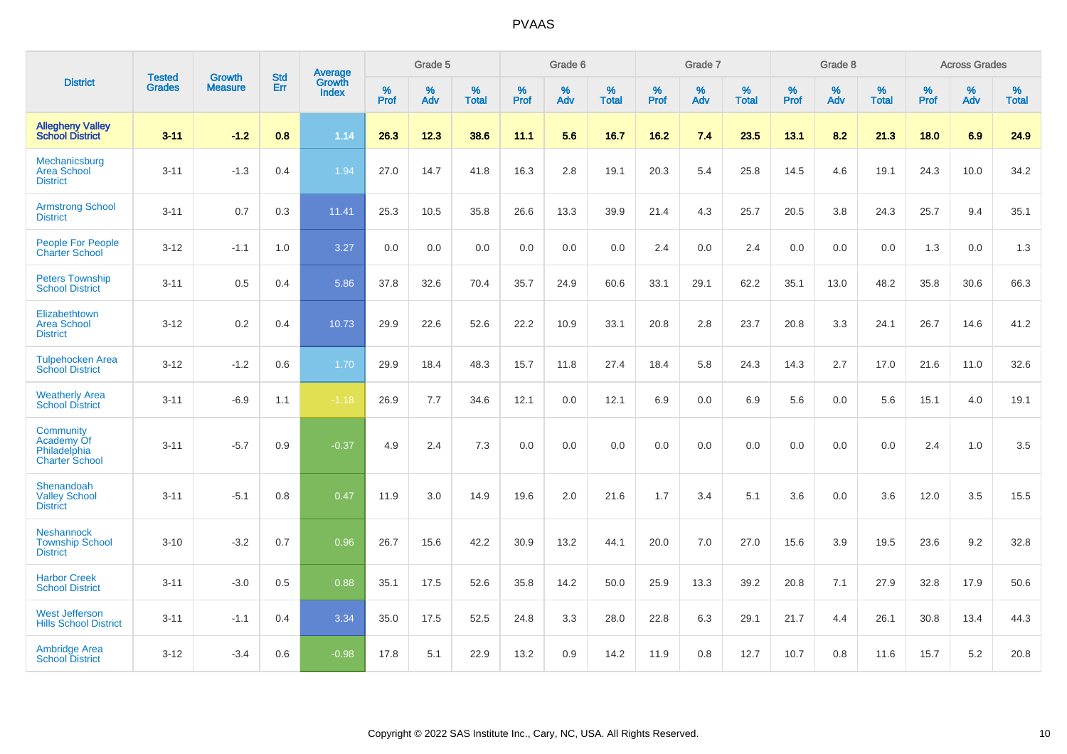# PVAAS

| District | Tested Grades | Growth Measure | Std Err | Average Growth Index | Grade 5 | | | Grade 6 | | | Grade 7 | | | Grade 8 | | | Across Grades | | |
|---|---|---|---|---|---|---|---|---|---|---|---|---|---|---|---|---|---|---|---|
| | | | | | % Prof | % Adv | % Total | % Prof | % Adv | % Total | % Prof | % Adv | % Total | % Prof | % Adv | % Total | % Prof | % Adv | % Total |
| **Allegheny Valley School District** | **3-11** | **-1.2** | **0.8** | **1.14** | **26.3** | **12.3** | **38.6** | **11.1** | **5.6** | **16.7** | **16.2** | **7.4** | **23.5** | **13.1** | **8.2** | **21.3** | **18.0** | **6.9** | **24.9** |
| Mechanicsburg Area School District | 3-11 | -1.3 | 0.4 | 1.94 | 27.0 | 14.7 | 41.8 | 16.3 | 2.8 | 19.1 | 20.3 | 5.4 | 25.8 | 14.5 | 4.6 | 19.1 | 24.3 | 10.0 | 34.2 |
| Armstrong School District | 3-11 | 0.7 | 0.3 | 11.41 | 25.3 | 10.5 | 35.8 | 26.6 | 13.3 | 39.9 | 21.4 | 4.3 | 25.7 | 20.5 | 3.8 | 24.3 | 25.7 | 9.4 | 35.1 |
| People For People Charter School | 3-12 | -1.1 | 1.0 | 3.27 | 0.0 | 0.0 | 0.0 | 0.0 | 0.0 | 0.0 | 2.4 | 0.0 | 2.4 | 0.0 | 0.0 | 0.0 | 1.3 | 0.0 | 1.3 |
| Peters Township School District | 3-11 | 0.5 | 0.4 | 5.86 | 37.8 | 32.6 | 70.4 | 35.7 | 24.9 | 60.6 | 33.1 | 29.1 | 62.2 | 35.1 | 13.0 | 48.2 | 35.8 | 30.6 | 66.3 |
| Elizabethtown Area School District | 3-12 | 0.2 | 0.4 | 10.73 | 29.9 | 22.6 | 52.6 | 22.2 | 10.9 | 33.1 | 20.8 | 2.8 | 23.7 | 20.8 | 3.3 | 24.1 | 26.7 | 14.6 | 41.2 |
| Tulpehocken Area School District | 3-12 | -1.2 | 0.6 | 1.70 | 29.9 | 18.4 | 48.3 | 15.7 | 11.8 | 27.4 | 18.4 | 5.8 | 24.3 | 14.3 | 2.7 | 17.0 | 21.6 | 11.0 | 32.6 |
| Weatherly Area School District | 3-11 | -6.9 | 1.1 | -1.18 | 26.9 | 7.7 | 34.6 | 12.1 | 0.0 | 12.1 | 6.9 | 0.0 | 6.9 | 5.6 | 0.0 | 5.6 | 15.1 | 4.0 | 19.1 |
| Community Academy Of Philadelphia Charter School | 3-11 | -5.7 | 0.9 | -0.37 | 4.9 | 2.4 | 7.3 | 0.0 | 0.0 | 0.0 | 0.0 | 0.0 | 0.0 | 0.0 | 0.0 | 0.0 | 2.4 | 1.0 | 3.5 |
| Shenandoah Valley School District | 3-11 | -5.1 | 0.8 | 0.47 | 11.9 | 3.0 | 14.9 | 19.6 | 2.0 | 21.6 | 1.7 | 3.4 | 5.1 | 3.6 | 0.0 | 3.6 | 12.0 | 3.5 | 15.5 |
| Neshannock Township School District | 3-10 | -3.2 | 0.7 | 0.96 | 26.7 | 15.6 | 42.2 | 30.9 | 13.2 | 44.1 | 20.0 | 7.0 | 27.0 | 15.6 | 3.9 | 19.5 | 23.6 | 9.2 | 32.8 |
| Harbor Creek School District | 3-11 | -3.0 | 0.5 | 0.88 | 35.1 | 17.5 | 52.6 | 35.8 | 14.2 | 50.0 | 25.9 | 13.3 | 39.2 | 20.8 | 7.1 | 27.9 | 32.8 | 17.9 | 50.6 |
| West Jefferson Hills School District | 3-11 | -1.1 | 0.4 | 3.34 | 35.0 | 17.5 | 52.5 | 24.8 | 3.3 | 28.0 | 22.8 | 6.3 | 29.1 | 21.7 | 4.4 | 26.1 | 30.8 | 13.4 | 44.3 |
| Ambridge Area School District | 3-12 | -3.4 | 0.6 | -0.98 | 17.8 | 5.1 | 22.9 | 13.2 | 0.9 | 14.2 | 11.9 | 0.8 | 12.7 | 10.7 | 0.8 | 11.6 | 15.7 | 5.2 | 20.8 |

Copyright © 2022 SAS Institute Inc., Cary, NC, USA. All Rights Reserved.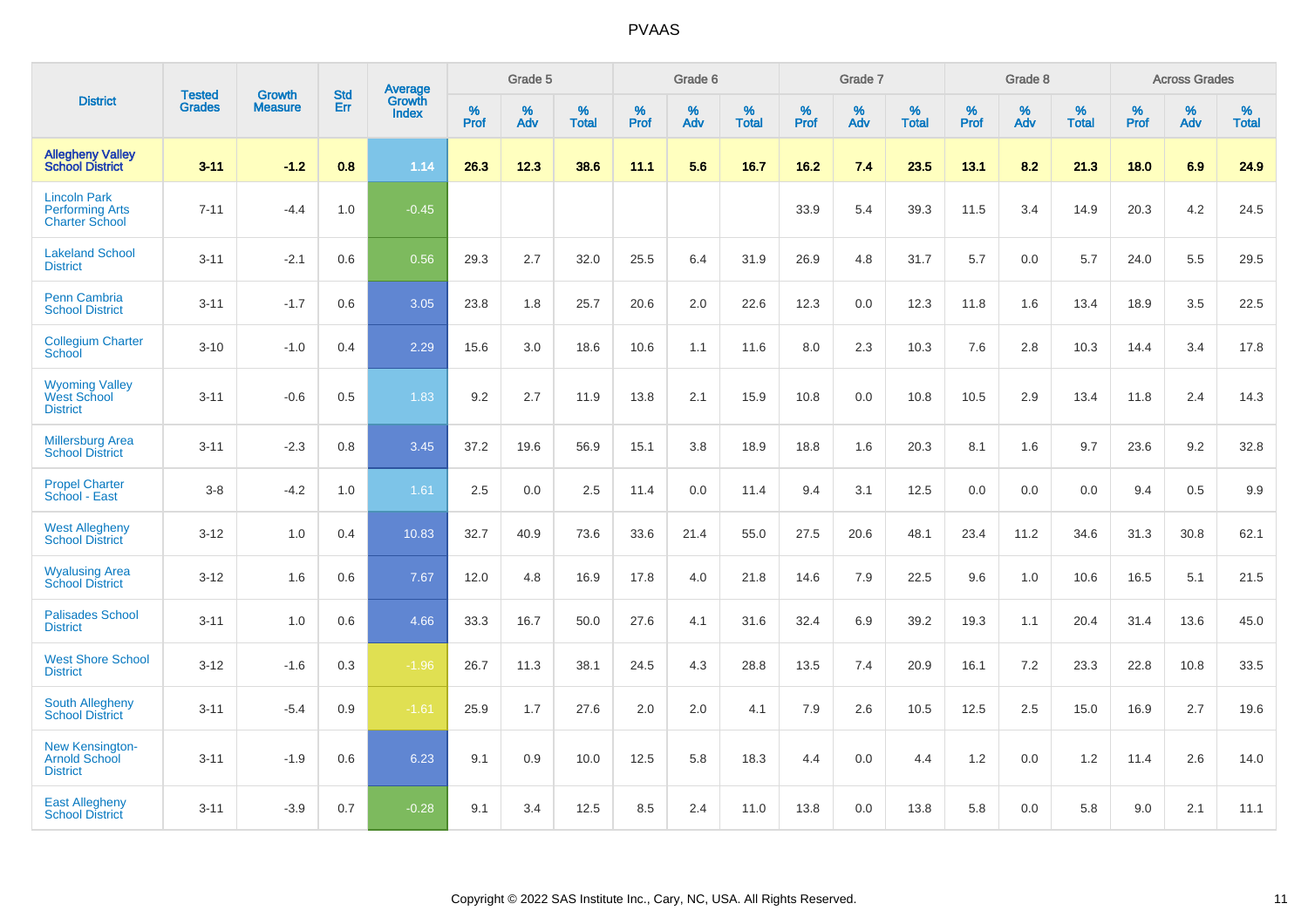| District | Tested Grades | Growth Measure | Std Err | Average Growth Index | Grade 5 | | | Grade 6 | | | Grade 7 | | | Grade 8 | | | Across Grades | | |
|---|---|---|---|---|---|---|---|---|---|---|---|---|---|---|---|---|---|---|---|
| | | | | | % Prof | % Adv | % Total | % Prof | % Adv | % Total | % Prof | % Adv | % Total | % Prof | % Adv | % Total | % Prof | % Adv | % Total |
| **Allegheny Valley School District** | **3-11** | **-1.2** | **0.8** | **1.14** | **26.3** | **12.3** | **38.6** | **11.1** | **5.6** | **16.7** | **16.2** | **7.4** | **23.5** | **13.1** | **8.2** | **21.3** | **18.0** | **6.9** | **24.9** |
| Lincoln Park Performing Arts Charter School | 7-11 | -4.4 | 1.0 | -0.45 | | | | | | | 33.9 | 5.4 | 39.3 | 11.5 | 3.4 | 14.9 | 20.3 | 4.2 | 24.5 |
| Lakeland School District | 3-11 | -2.1 | 0.6 | 0.56 | 29.3 | 2.7 | 32.0 | 25.5 | 6.4 | 31.9 | 26.9 | 4.8 | 31.7 | 5.7 | 0.0 | 5.7 | 24.0 | 5.5 | 29.5 |
| Penn Cambria School District | 3-11 | -1.7 | 0.6 | 3.05 | 23.8 | 1.8 | 25.7 | 20.6 | 2.0 | 22.6 | 12.3 | 0.0 | 12.3 | 11.8 | 1.6 | 13.4 | 18.9 | 3.5 | 22.5 |
| Collegium Charter School | 3-10 | -1.0 | 0.4 | 2.29 | 15.6 | 3.0 | 18.6 | 10.6 | 1.1 | 11.6 | 8.0 | 2.3 | 10.3 | 7.6 | 2.8 | 10.3 | 14.4 | 3.4 | 17.8 |
| Wyoming Valley West School District | 3-11 | -0.6 | 0.5 | 1.83 | 9.2 | 2.7 | 11.9 | 13.8 | 2.1 | 15.9 | 10.8 | 0.0 | 10.8 | 10.5 | 2.9 | 13.4 | 11.8 | 2.4 | 14.3 |
| Millersburg Area School District | 3-11 | -2.3 | 0.8 | 3.45 | 37.2 | 19.6 | 56.9 | 15.1 | 3.8 | 18.9 | 18.8 | 1.6 | 20.3 | 8.1 | 1.6 | 9.7 | 23.6 | 9.2 | 32.8 |
| Propel Charter School - East | 3-8 | -4.2 | 1.0 | 1.61 | 2.5 | 0.0 | 2.5 | 11.4 | 0.0 | 11.4 | 9.4 | 3.1 | 12.5 | 0.0 | 0.0 | 0.0 | 9.4 | 0.5 | 9.9 |
| West Allegheny School District | 3-12 | 1.0 | 0.4 | 10.83 | 32.7 | 40.9 | 73.6 | 33.6 | 21.4 | 55.0 | 27.5 | 20.6 | 48.1 | 23.4 | 11.2 | 34.6 | 31.3 | 30.8 | 62.1 |
| Wyalusing Area School District | 3-12 | 1.6 | 0.6 | 7.67 | 12.0 | 4.8 | 16.9 | 17.8 | 4.0 | 21.8 | 14.6 | 7.9 | 22.5 | 9.6 | 1.0 | 10.6 | 16.5 | 5.1 | 21.5 |
| Palisades School District | 3-11 | 1.0 | 0.6 | 4.66 | 33.3 | 16.7 | 50.0 | 27.6 | 4.1 | 31.6 | 32.4 | 6.9 | 39.2 | 19.3 | 1.1 | 20.4 | 31.4 | 13.6 | 45.0 |
| West Shore School District | 3-12 | -1.6 | 0.3 | -1.96 | 26.7 | 11.3 | 38.1 | 24.5 | 4.3 | 28.8 | 13.5 | 7.4 | 20.9 | 16.1 | 7.2 | 23.3 | 22.8 | 10.8 | 33.5 |
| South Allegheny School District | 3-11 | -5.4 | 0.9 | -1.61 | 25.9 | 1.7 | 27.6 | 2.0 | 2.0 | 4.1 | 7.9 | 2.6 | 10.5 | 12.5 | 2.5 | 15.0 | 16.9 | 2.7 | 19.6 |
| New Kensington-Arnold School District | 3-11 | -1.9 | 0.6 | 6.23 | 9.1 | 0.9 | 10.0 | 12.5 | 5.8 | 18.3 | 4.4 | 0.0 | 4.4 | 1.2 | 0.0 | 1.2 | 11.4 | 2.6 | 14.0 |
| East Allegheny School District | 3-11 | -3.9 | 0.7 | -0.28 | 9.1 | 3.4 | 12.5 | 8.5 | 2.4 | 11.0 | 13.8 | 0.0 | 13.8 | 5.8 | 0.0 | 5.8 | 9.0 | 2.1 | 11.1 |

Copyright © 2022 SAS Institute Inc., Cary, NC, USA. All Rights Reserved.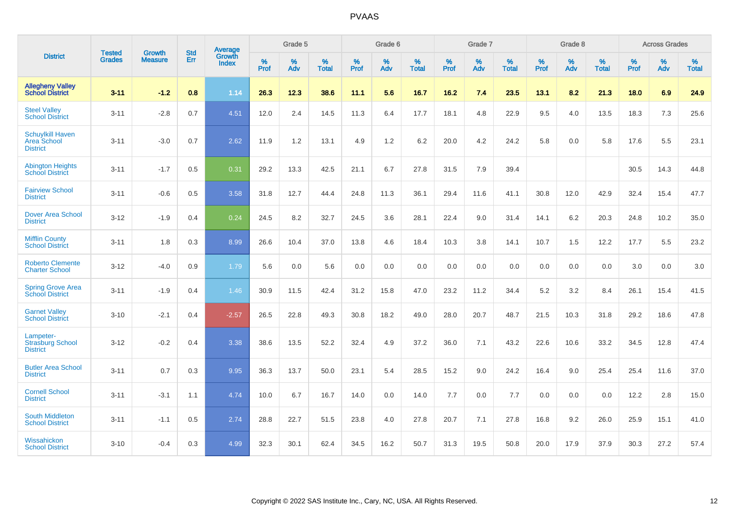| District | Tested Grades | Growth Measure | Std Err | Average Growth Index | Grade 5 | | | Grade 6 | | | Grade 7 | | | Grade 8 | | | Across Grades | | |
|---|---|---|---|---|---|---|---|---|---|---|---|---|---|---|---|---|---|---|---|
| | | | | | % Prof | % Adv | % Total | % Prof | % Adv | % Total | % Prof | % Adv | % Total | % Prof | % Adv | % Total | % Prof | % Adv | % Total |
| **Allegheny Valley School District** | **3-11** | **-1.2** | **0.8** | **1.14** | **26.3** | **12.3** | **38.6** | **11.1** | **5.6** | **16.7** | **16.2** | **7.4** | **23.5** | **13.1** | **8.2** | **21.3** | **18.0** | **6.9** | **24.9** |
| Steel Valley School District | 3-11 | -2.8 | 0.7 | 4.51 | 12.0 | 2.4 | 14.5 | 11.3 | 6.4 | 17.7 | 18.1 | 4.8 | 22.9 | 9.5 | 4.0 | 13.5 | 18.3 | 7.3 | 25.6 |
| Schuylkill Haven Area School District | 3-11 | -3.0 | 0.7 | 2.62 | 11.9 | 1.2 | 13.1 | 4.9 | 1.2 | 6.2 | 20.0 | 4.2 | 24.2 | 5.8 | 0.0 | 5.8 | 17.6 | 5.5 | 23.1 |
| Abington Heights School District | 3-11 | -1.7 | 0.5 | 0.31 | 29.2 | 13.3 | 42.5 | 21.1 | 6.7 | 27.8 | 31.5 | 7.9 | 39.4 | | | | 30.5 | 14.3 | 44.8 |
| Fairview School District | 3-11 | -0.6 | 0.5 | 3.58 | 31.8 | 12.7 | 44.4 | 24.8 | 11.3 | 36.1 | 29.4 | 11.6 | 41.1 | 30.8 | 12.0 | 42.9 | 32.4 | 15.4 | 47.7 |
| Dover Area School District | 3-12 | -1.9 | 0.4 | 0.24 | 24.5 | 8.2 | 32.7 | 24.5 | 3.6 | 28.1 | 22.4 | 9.0 | 31.4 | 14.1 | 6.2 | 20.3 | 24.8 | 10.2 | 35.0 |
| Mifflin County School District | 3-11 | 1.8 | 0.3 | 8.99 | 26.6 | 10.4 | 37.0 | 13.8 | 4.6 | 18.4 | 10.3 | 3.8 | 14.1 | 10.7 | 1.5 | 12.2 | 17.7 | 5.5 | 23.2 |
| Roberto Clemente Charter School | 3-12 | -4.0 | 0.9 | 1.79 | 5.6 | 0.0 | 5.6 | 0.0 | 0.0 | 0.0 | 0.0 | 0.0 | 0.0 | 0.0 | 0.0 | 0.0 | 3.0 | 0.0 | 3.0 |
| Spring Grove Area School District | 3-11 | -1.9 | 0.4 | 1.46 | 30.9 | 11.5 | 42.4 | 31.2 | 15.8 | 47.0 | 23.2 | 11.2 | 34.4 | 5.2 | 3.2 | 8.4 | 26.1 | 15.4 | 41.5 |
| Garnet Valley School District | 3-10 | -2.1 | 0.4 | -2.57 | 26.5 | 22.8 | 49.3 | 30.8 | 18.2 | 49.0 | 28.0 | 20.7 | 48.7 | 21.5 | 10.3 | 31.8 | 29.2 | 18.6 | 47.8 |
| Lampeter-Strasburg School District | 3-12 | -0.2 | 0.4 | 3.38 | 38.6 | 13.5 | 52.2 | 32.4 | 4.9 | 37.2 | 36.0 | 7.1 | 43.2 | 22.6 | 10.6 | 33.2 | 34.5 | 12.8 | 47.4 |
| Butler Area School District | 3-11 | 0.7 | 0.3 | 9.95 | 36.3 | 13.7 | 50.0 | 23.1 | 5.4 | 28.5 | 15.2 | 9.0 | 24.2 | 16.4 | 9.0 | 25.4 | 25.4 | 11.6 | 37.0 |
| Cornell School District | 3-11 | -3.1 | 1.1 | 4.74 | 10.0 | 6.7 | 16.7 | 14.0 | 0.0 | 14.0 | 7.7 | 0.0 | 7.7 | 0.0 | 0.0 | 0.0 | 12.2 | 2.8 | 15.0 |
| South Middleton School District | 3-11 | -1.1 | 0.5 | 2.74 | 28.8 | 22.7 | 51.5 | 23.8 | 4.0 | 27.8 | 20.7 | 7.1 | 27.8 | 16.8 | 9.2 | 26.0 | 25.9 | 15.1 | 41.0 |
| Wissahickon School District | 3-10 | -0.4 | 0.3 | 4.99 | 32.3 | 30.1 | 62.4 | 34.5 | 16.2 | 50.7 | 31.3 | 19.5 | 50.8 | 20.0 | 17.9 | 37.9 | 30.3 | 27.2 | 57.4 |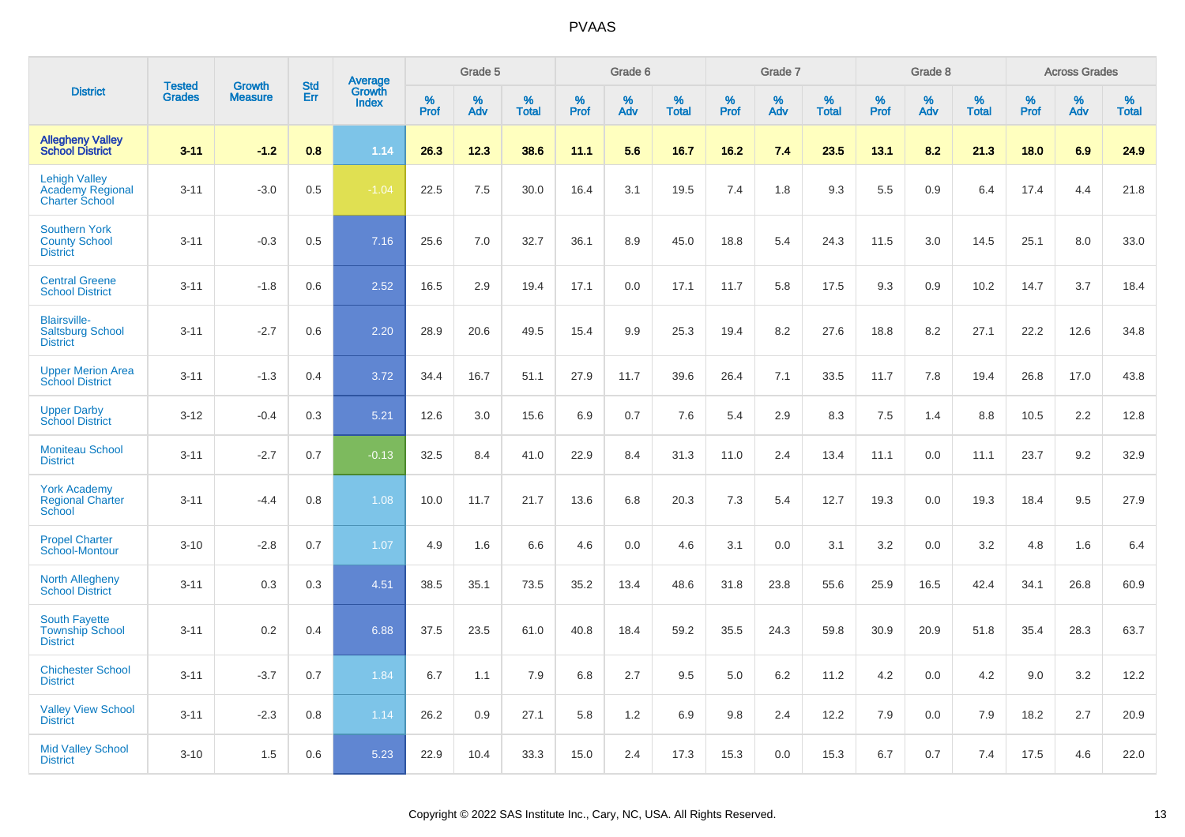# PVAAS

| District | Tested Grades | Growth Measure | Std Err | Average Growth Index | Grade 5 | | | Grade 6 | | | Grade 7 | | | Grade 8 | | | Across Grades | | |
|---|---|---|---|---|---|---|---|---|---|---|---|---|---|---|---|---|---|---|---|
| | | | | | % Prof | % Adv | % Total | % Prof | % Adv | % Total | % Prof | % Adv | % Total | % Prof | % Adv | % Total | % Prof | % Adv | % Total |
| **Allegheny Valley School District** | **3-11** | **-1.2** | **0.8** | **1.14** | **26.3** | **12.3** | **38.6** | **11.1** | **5.6** | **16.7** | **16.2** | **7.4** | **23.5** | **13.1** | **8.2** | **21.3** | **18.0** | **6.9** | **24.9** |
| Lehigh Valley Academy Regional Charter School | 3-11 | -3.0 | 0.5 | -1.04 | 22.5 | 7.5 | 30.0 | 16.4 | 3.1 | 19.5 | 7.4 | 1.8 | 9.3 | 5.5 | 0.9 | 6.4 | 17.4 | 4.4 | 21.8 |
| Southern York County School District | 3-11 | -0.3 | 0.5 | 7.16 | 25.6 | 7.0 | 32.7 | 36.1 | 8.9 | 45.0 | 18.8 | 5.4 | 24.3 | 11.5 | 3.0 | 14.5 | 25.1 | 8.0 | 33.0 |
| Central Greene School District | 3-11 | -1.8 | 0.6 | 2.52 | 16.5 | 2.9 | 19.4 | 17.1 | 0.0 | 17.1 | 11.7 | 5.8 | 17.5 | 9.3 | 0.9 | 10.2 | 14.7 | 3.7 | 18.4 |
| Blairsville-Saltsburg School District | 3-11 | -2.7 | 0.6 | 2.20 | 28.9 | 20.6 | 49.5 | 15.4 | 9.9 | 25.3 | 19.4 | 8.2 | 27.6 | 18.8 | 8.2 | 27.1 | 22.2 | 12.6 | 34.8 |
| Upper Merion Area School District | 3-11 | -1.3 | 0.4 | 3.72 | 34.4 | 16.7 | 51.1 | 27.9 | 11.7 | 39.6 | 26.4 | 7.1 | 33.5 | 11.7 | 7.8 | 19.4 | 26.8 | 17.0 | 43.8 |
| Upper Darby School District | 3-12 | -0.4 | 0.3 | 5.21 | 12.6 | 3.0 | 15.6 | 6.9 | 0.7 | 7.6 | 5.4 | 2.9 | 8.3 | 7.5 | 1.4 | 8.8 | 10.5 | 2.2 | 12.8 |
| Moniteau School District | 3-11 | -2.7 | 0.7 | -0.13 | 32.5 | 8.4 | 41.0 | 22.9 | 8.4 | 31.3 | 11.0 | 2.4 | 13.4 | 11.1 | 0.0 | 11.1 | 23.7 | 9.2 | 32.9 |
| York Academy Regional Charter School | 3-11 | -4.4 | 0.8 | 1.08 | 10.0 | 11.7 | 21.7 | 13.6 | 6.8 | 20.3 | 7.3 | 5.4 | 12.7 | 19.3 | 0.0 | 19.3 | 18.4 | 9.5 | 27.9 |
| Propel Charter School-Montour | 3-10 | -2.8 | 0.7 | 1.07 | 4.9 | 1.6 | 6.6 | 4.6 | 0.0 | 4.6 | 3.1 | 0.0 | 3.1 | 3.2 | 0.0 | 3.2 | 4.8 | 1.6 | 6.4 |
| North Allegheny School District | 3-11 | 0.3 | 0.3 | 4.51 | 38.5 | 35.1 | 73.5 | 35.2 | 13.4 | 48.6 | 31.8 | 23.8 | 55.6 | 25.9 | 16.5 | 42.4 | 34.1 | 26.8 | 60.9 |
| South Fayette Township School District | 3-11 | 0.2 | 0.4 | 6.88 | 37.5 | 23.5 | 61.0 | 40.8 | 18.4 | 59.2 | 35.5 | 24.3 | 59.8 | 30.9 | 20.9 | 51.8 | 35.4 | 28.3 | 63.7 |
| Chichester School District | 3-11 | -3.7 | 0.7 | 1.84 | 6.7 | 1.1 | 7.9 | 6.8 | 2.7 | 9.5 | 5.0 | 6.2 | 11.2 | 4.2 | 0.0 | 4.2 | 9.0 | 3.2 | 12.2 |
| Valley View School District | 3-11 | -2.3 | 0.8 | 1.14 | 26.2 | 0.9 | 27.1 | 5.8 | 1.2 | 6.9 | 9.8 | 2.4 | 12.2 | 7.9 | 0.0 | 7.9 | 18.2 | 2.7 | 20.9 |
| Mid Valley School District | 3-10 | 1.5 | 0.6 | 5.23 | 22.9 | 10.4 | 33.3 | 15.0 | 2.4 | 17.3 | 15.3 | 0.0 | 15.3 | 6.7 | 0.7 | 7.4 | 17.5 | 4.6 | 22.0 |

Copyright © 2022 SAS Institute Inc., Cary, NC, USA. All Rights Reserved.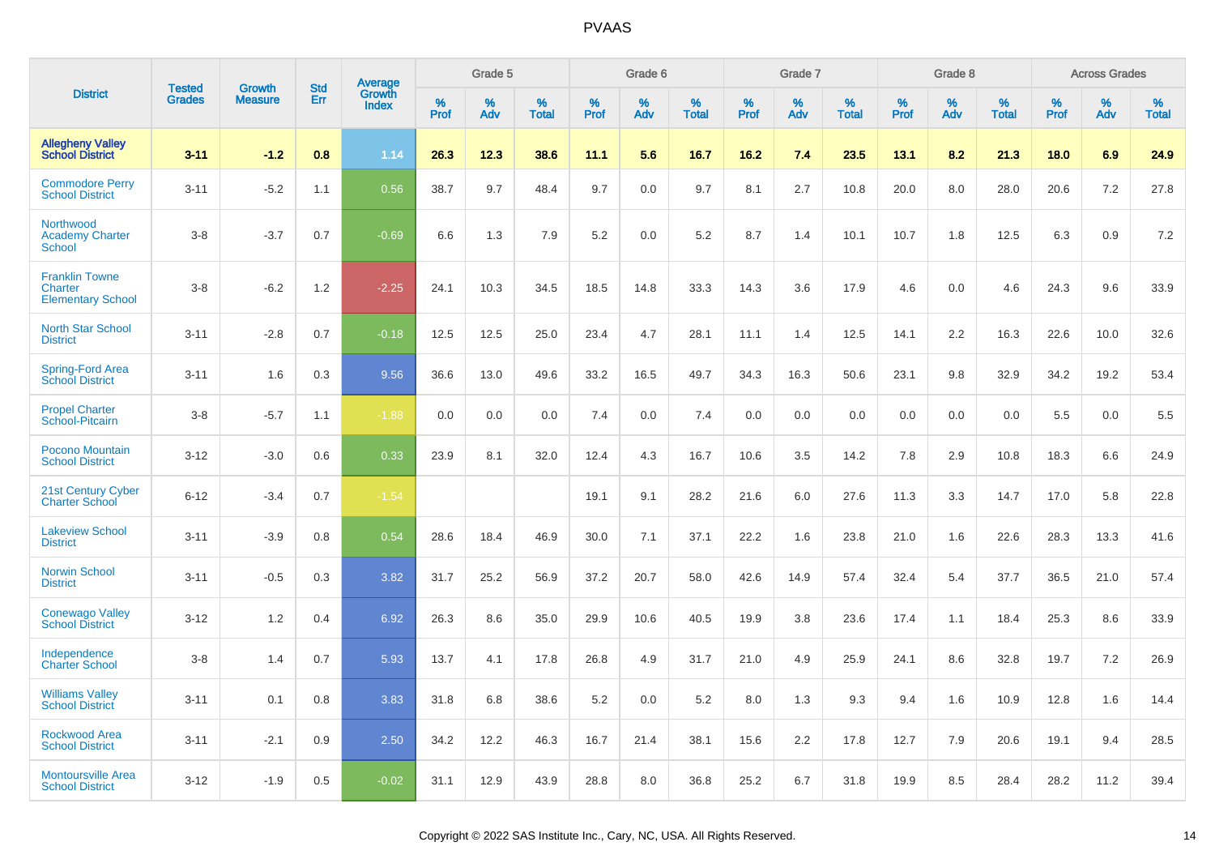| District | Tested Grades | Growth Measure | Std Err | Average Growth Index | Grade 5 | | | Grade 6 | | | Grade 7 | | | Grade 8 | | | Across Grades | | |
|---|---|---|---|---|---|---|---|---|---|---|---|---|---|---|---|---|---|---|---|
| | | | | | % Prof | % Adv | % Total | % Prof | % Adv | % Total | % Prof | % Adv | % Total | % Prof | % Adv | % Total | % Prof | % Adv | % Total |
| **Allegheny Valley School District** | **3-11** | **-1.2** | **0.8** | **1.14** | **26.3** | **12.3** | **38.6** | **11.1** | **5.6** | **16.7** | **16.2** | **7.4** | **23.5** | **13.1** | **8.2** | **21.3** | **18.0** | **6.9** | **24.9** |
| Commodore Perry School District | 3-11 | -5.2 | 1.1 | 0.56 | 38.7 | 9.7 | 48.4 | 9.7 | 0.0 | 9.7 | 8.1 | 2.7 | 10.8 | 20.0 | 8.0 | 28.0 | 20.6 | 7.2 | 27.8 |
| Northwood Academy Charter School | 3-8 | -3.7 | 0.7 | -0.69 | 6.6 | 1.3 | 7.9 | 5.2 | 0.0 | 5.2 | 8.7 | 1.4 | 10.1 | 10.7 | 1.8 | 12.5 | 6.3 | 0.9 | 7.2 |
| Franklin Towne Charter Elementary School | 3-8 | -6.2 | 1.2 | -2.25 | 24.1 | 10.3 | 34.5 | 18.5 | 14.8 | 33.3 | 14.3 | 3.6 | 17.9 | 4.6 | 0.0 | 4.6 | 24.3 | 9.6 | 33.9 |
| North Star School District | 3-11 | -2.8 | 0.7 | -0.18 | 12.5 | 12.5 | 25.0 | 23.4 | 4.7 | 28.1 | 11.1 | 1.4 | 12.5 | 14.1 | 2.2 | 16.3 | 22.6 | 10.0 | 32.6 |
| Spring-Ford Area School District | 3-11 | 1.6 | 0.3 | 9.56 | 36.6 | 13.0 | 49.6 | 33.2 | 16.5 | 49.7 | 34.3 | 16.3 | 50.6 | 23.1 | 9.8 | 32.9 | 34.2 | 19.2 | 53.4 |
| Propel Charter School-Pitcairn | 3-8 | -5.7 | 1.1 | -1.88 | 0.0 | 0.0 | 0.0 | 7.4 | 0.0 | 7.4 | 0.0 | 0.0 | 0.0 | 0.0 | 0.0 | 0.0 | 5.5 | 0.0 | 5.5 |
| Pocono Mountain School District | 3-12 | -3.0 | 0.6 | 0.33 | 23.9 | 8.1 | 32.0 | 12.4 | 4.3 | 16.7 | 10.6 | 3.5 | 14.2 | 7.8 | 2.9 | 10.8 | 18.3 | 6.6 | 24.9 |
| 21st Century Cyber Charter School | 6-12 | -3.4 | 0.7 | -1.54 | | | | 19.1 | 9.1 | 28.2 | 21.6 | 6.0 | 27.6 | 11.3 | 3.3 | 14.7 | 17.0 | 5.8 | 22.8 |
| Lakeview School District | 3-11 | -3.9 | 0.8 | 0.54 | 28.6 | 18.4 | 46.9 | 30.0 | 7.1 | 37.1 | 22.2 | 1.6 | 23.8 | 21.0 | 1.6 | 22.6 | 28.3 | 13.3 | 41.6 |
| Norwin School District | 3-11 | -0.5 | 0.3 | 3.82 | 31.7 | 25.2 | 56.9 | 37.2 | 20.7 | 58.0 | 42.6 | 14.9 | 57.4 | 32.4 | 5.4 | 37.7 | 36.5 | 21.0 | 57.4 |
| Conewago Valley School District | 3-12 | 1.2 | 0.4 | 6.92 | 26.3 | 8.6 | 35.0 | 29.9 | 10.6 | 40.5 | 19.9 | 3.8 | 23.6 | 17.4 | 1.1 | 18.4 | 25.3 | 8.6 | 33.9 |
| Independence Charter School | 3-8 | 1.4 | 0.7 | 5.93 | 13.7 | 4.1 | 17.8 | 26.8 | 4.9 | 31.7 | 21.0 | 4.9 | 25.9 | 24.1 | 8.6 | 32.8 | 19.7 | 7.2 | 26.9 |
| Williams Valley School District | 3-11 | 0.1 | 0.8 | 3.83 | 31.8 | 6.8 | 38.6 | 5.2 | 0.0 | 5.2 | 8.0 | 1.3 | 9.3 | 9.4 | 1.6 | 10.9 | 12.8 | 1.6 | 14.4 |
| Rockwood Area School District | 3-11 | -2.1 | 0.9 | 2.50 | 34.2 | 12.2 | 46.3 | 16.7 | 21.4 | 38.1 | 15.6 | 2.2 | 17.8 | 12.7 | 7.9 | 20.6 | 19.1 | 9.4 | 28.5 |
| Montoursville Area School District | 3-12 | -1.9 | 0.5 | -0.02 | 31.1 | 12.9 | 43.9 | 28.8 | 8.0 | 36.8 | 25.2 | 6.7 | 31.8 | 19.9 | 8.5 | 28.4 | 28.2 | 11.2 | 39.4 |

Copyright © 2022 SAS Institute Inc., Cary, NC, USA. All Rights Reserved.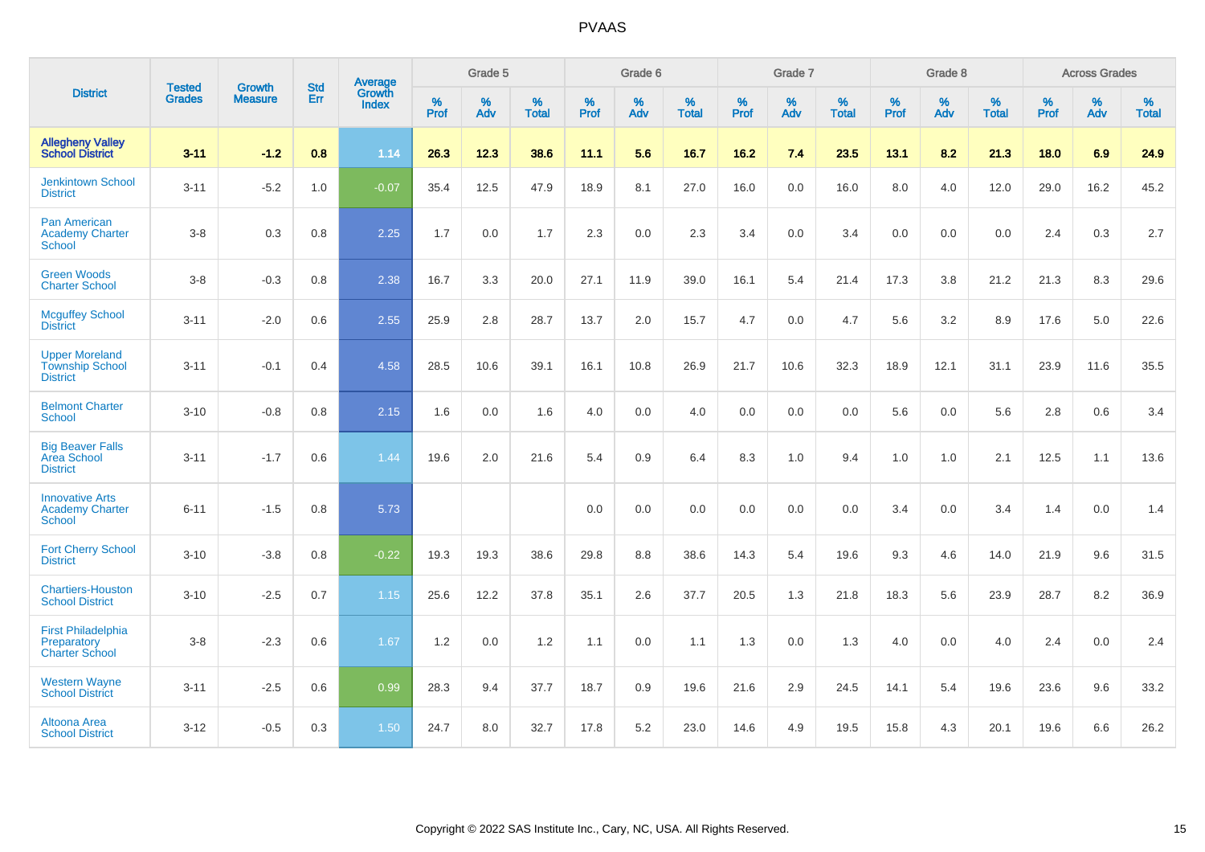# PVAAS

| District | Tested Grades | Growth Measure | Std Err | Average Growth Index | Grade 5 | | | Grade 6 | | | Grade 7 | | | Grade 8 | | | Across Grades | | |
|---|---|---|---|---|---|---|---|---|---|---|---|---|---|---|---|---|---|---|---|
| | | | | | % Prof | % Adv | % Total | % Prof | % Adv | % Total | % Prof | % Adv | % Total | % Prof | % Adv | % Total | % Prof | % Adv | % Total |
| **Allegheny Valley School District** | **3-11** | **-1.2** | **0.8** | **1.14** | **26.3** | **12.3** | **38.6** | **11.1** | **5.6** | **16.7** | **16.2** | **7.4** | **23.5** | **13.1** | **8.2** | **21.3** | **18.0** | **6.9** | **24.9** |
| Jenkintown School District | 3-11 | -5.2 | 1.0 | -0.07 | 35.4 | 12.5 | 47.9 | 18.9 | 8.1 | 27.0 | 16.0 | 0.0 | 16.0 | 8.0 | 4.0 | 12.0 | 29.0 | 16.2 | 45.2 |
| Pan American Academy Charter School | 3-8 | 0.3 | 0.8 | 2.25 | 1.7 | 0.0 | 1.7 | 2.3 | 0.0 | 2.3 | 3.4 | 0.0 | 3.4 | 0.0 | 0.0 | 0.0 | 2.4 | 0.3 | 2.7 |
| Green Woods Charter School | 3-8 | -0.3 | 0.8 | 2.38 | 16.7 | 3.3 | 20.0 | 27.1 | 11.9 | 39.0 | 16.1 | 5.4 | 21.4 | 17.3 | 3.8 | 21.2 | 21.3 | 8.3 | 29.6 |
| Mcguffey School District | 3-11 | -2.0 | 0.6 | 2.55 | 25.9 | 2.8 | 28.7 | 13.7 | 2.0 | 15.7 | 4.7 | 0.0 | 4.7 | 5.6 | 3.2 | 8.9 | 17.6 | 5.0 | 22.6 |
| Upper Moreland Township School District | 3-11 | -0.1 | 0.4 | 4.58 | 28.5 | 10.6 | 39.1 | 16.1 | 10.8 | 26.9 | 21.7 | 10.6 | 32.3 | 18.9 | 12.1 | 31.1 | 23.9 | 11.6 | 35.5 |
| Belmont Charter School | 3-10 | -0.8 | 0.8 | 2.15 | 1.6 | 0.0 | 1.6 | 4.0 | 0.0 | 4.0 | 0.0 | 0.0 | 0.0 | 5.6 | 0.0 | 5.6 | 2.8 | 0.6 | 3.4 |
| Big Beaver Falls Area School District | 3-11 | -1.7 | 0.6 | 1.44 | 19.6 | 2.0 | 21.6 | 5.4 | 0.9 | 6.4 | 8.3 | 1.0 | 9.4 | 1.0 | 1.0 | 2.1 | 12.5 | 1.1 | 13.6 |
| Innovative Arts Academy Charter School | 6-11 | -1.5 | 0.8 | 5.73 | | | | 0.0 | 0.0 | 0.0 | 0.0 | 0.0 | 0.0 | 3.4 | 0.0 | 3.4 | 1.4 | 0.0 | 1.4 |
| Fort Cherry School District | 3-10 | -3.8 | 0.8 | -0.22 | 19.3 | 19.3 | 38.6 | 29.8 | 8.8 | 38.6 | 14.3 | 5.4 | 19.6 | 9.3 | 4.6 | 14.0 | 21.9 | 9.6 | 31.5 |
| Chartiers-Houston School District | 3-10 | -2.5 | 0.7 | 1.15 | 25.6 | 12.2 | 37.8 | 35.1 | 2.6 | 37.7 | 20.5 | 1.3 | 21.8 | 18.3 | 5.6 | 23.9 | 28.7 | 8.2 | 36.9 |
| First Philadelphia Preparatory Charter School | 3-8 | -2.3 | 0.6 | 1.67 | 1.2 | 0.0 | 1.2 | 1.1 | 0.0 | 1.1 | 1.3 | 0.0 | 1.3 | 4.0 | 0.0 | 4.0 | 2.4 | 0.0 | 2.4 |
| Western Wayne School District | 3-11 | -2.5 | 0.6 | 0.99 | 28.3 | 9.4 | 37.7 | 18.7 | 0.9 | 19.6 | 21.6 | 2.9 | 24.5 | 14.1 | 5.4 | 19.6 | 23.6 | 9.6 | 33.2 |
| Altoona Area School District | 3-12 | -0.5 | 0.3 | 1.50 | 24.7 | 8.0 | 32.7 | 17.8 | 5.2 | 23.0 | 14.6 | 4.9 | 19.5 | 15.8 | 4.3 | 20.1 | 19.6 | 6.6 | 26.2 |

Copyright © 2022 SAS Institute Inc., Cary, NC, USA. All Rights Reserved.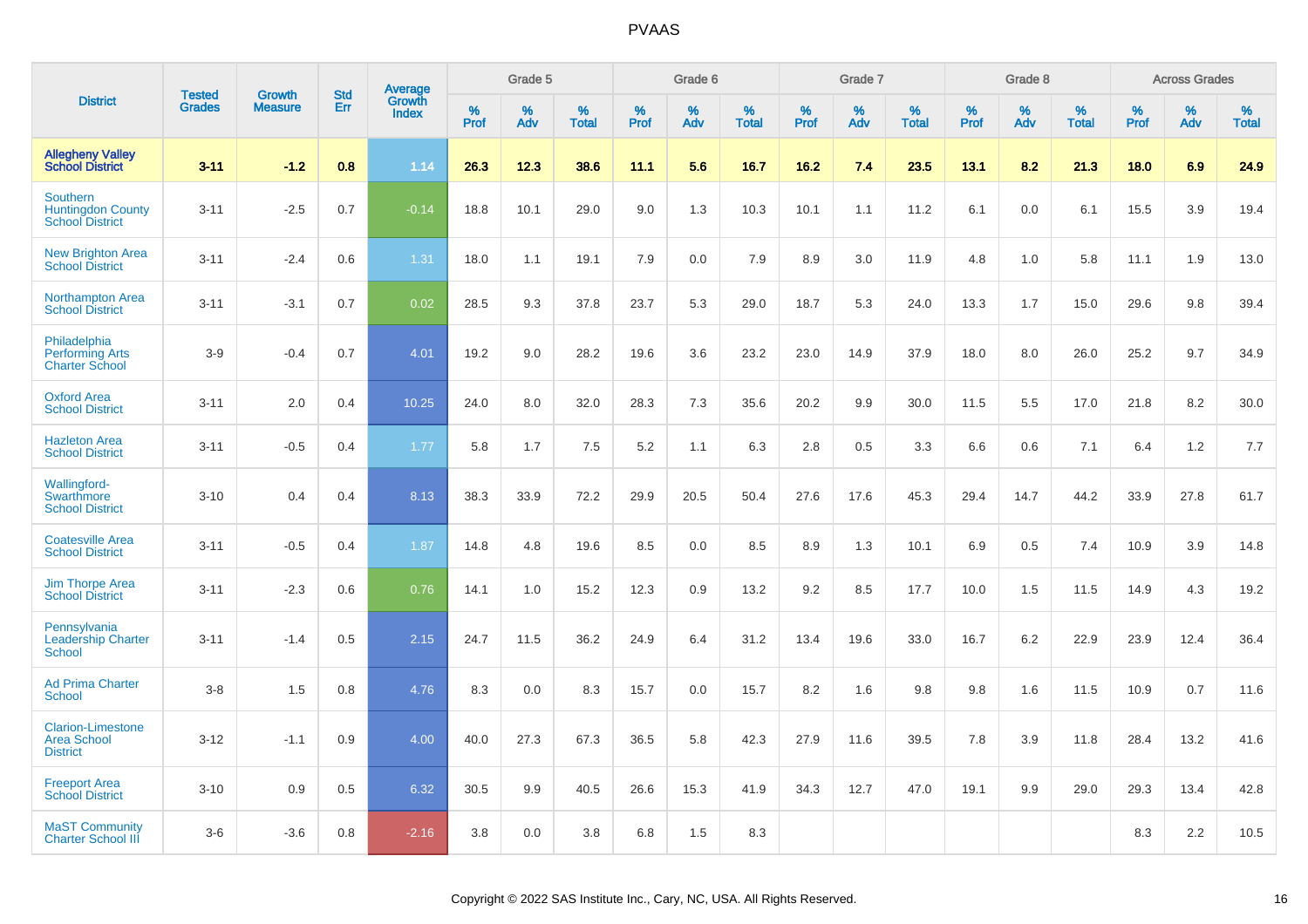# PVAAS

| District | Tested Grades | Growth Measure | Std Err | Average Growth Index | Grade 5 | | | Grade 6 | | | Grade 7 | | | Grade 8 | | | Across Grades | | |
|---|---|---|---|---|---|---|---|---|---|---|---|---|---|---|---|---|---|---|---|
| | | | | | % Prof | % Adv | % Total | % Prof | % Adv | % Total | % Prof | % Adv | % Total | % Prof | % Adv | % Total | % Prof | % Adv | % Total |
| **Allegheny Valley School District** | **3-11** | **-1.2** | **0.8** | **1.14** | **26.3** | **12.3** | **38.6** | **11.1** | **5.6** | **16.7** | **16.2** | **7.4** | **23.5** | **13.1** | **8.2** | **21.3** | **18.0** | **6.9** | **24.9** |
| Southern Huntingdon County School District | 3-11 | -2.5 | 0.7 | -0.14 | 18.8 | 10.1 | 29.0 | 9.0 | 1.3 | 10.3 | 10.1 | 1.1 | 11.2 | 6.1 | 0.0 | 6.1 | 15.5 | 3.9 | 19.4 |
| New Brighton Area School District | 3-11 | -2.4 | 0.6 | 1.31 | 18.0 | 1.1 | 19.1 | 7.9 | 0.0 | 7.9 | 8.9 | 3.0 | 11.9 | 4.8 | 1.0 | 5.8 | 11.1 | 1.9 | 13.0 |
| Northampton Area School District | 3-11 | -3.1 | 0.7 | 0.02 | 28.5 | 9.3 | 37.8 | 23.7 | 5.3 | 29.0 | 18.7 | 5.3 | 24.0 | 13.3 | 1.7 | 15.0 | 29.6 | 9.8 | 39.4 |
| Philadelphia Performing Arts Charter School | 3-9 | -0.4 | 0.7 | 4.01 | 19.2 | 9.0 | 28.2 | 19.6 | 3.6 | 23.2 | 23.0 | 14.9 | 37.9 | 18.0 | 8.0 | 26.0 | 25.2 | 9.7 | 34.9 |
| Oxford Area School District | 3-11 | 2.0 | 0.4 | 10.25 | 24.0 | 8.0 | 32.0 | 28.3 | 7.3 | 35.6 | 20.2 | 9.9 | 30.0 | 11.5 | 5.5 | 17.0 | 21.8 | 8.2 | 30.0 |
| Hazleton Area School District | 3-11 | -0.5 | 0.4 | 1.77 | 5.8 | 1.7 | 7.5 | 5.2 | 1.1 | 6.3 | 2.8 | 0.5 | 3.3 | 6.6 | 0.6 | 7.1 | 6.4 | 1.2 | 7.7 |
| Wallingford-Swarthmore School District | 3-10 | 0.4 | 0.4 | 8.13 | 38.3 | 33.9 | 72.2 | 29.9 | 20.5 | 50.4 | 27.6 | 17.6 | 45.3 | 29.4 | 14.7 | 44.2 | 33.9 | 27.8 | 61.7 |
| Coatesville Area School District | 3-11 | -0.5 | 0.4 | 1.87 | 14.8 | 4.8 | 19.6 | 8.5 | 0.0 | 8.5 | 8.9 | 1.3 | 10.1 | 6.9 | 0.5 | 7.4 | 10.9 | 3.9 | 14.8 |
| Jim Thorpe Area School District | 3-11 | -2.3 | 0.6 | 0.76 | 14.1 | 1.0 | 15.2 | 12.3 | 0.9 | 13.2 | 9.2 | 8.5 | 17.7 | 10.0 | 1.5 | 11.5 | 14.9 | 4.3 | 19.2 |
| Pennsylvania Leadership Charter School | 3-11 | -1.4 | 0.5 | 2.15 | 24.7 | 11.5 | 36.2 | 24.9 | 6.4 | 31.2 | 13.4 | 19.6 | 33.0 | 16.7 | 6.2 | 22.9 | 23.9 | 12.4 | 36.4 |
| Ad Prima Charter School | 3-8 | 1.5 | 0.8 | 4.76 | 8.3 | 0.0 | 8.3 | 15.7 | 0.0 | 15.7 | 8.2 | 1.6 | 9.8 | 9.8 | 1.6 | 11.5 | 10.9 | 0.7 | 11.6 |
| Clarion-Limestone Area School District | 3-12 | -1.1 | 0.9 | 4.00 | 40.0 | 27.3 | 67.3 | 36.5 | 5.8 | 42.3 | 27.9 | 11.6 | 39.5 | 7.8 | 3.9 | 11.8 | 28.4 | 13.2 | 41.6 |
| Freeport Area School District | 3-10 | 0.9 | 0.5 | 6.32 | 30.5 | 9.9 | 40.5 | 26.6 | 15.3 | 41.9 | 34.3 | 12.7 | 47.0 | 19.1 | 9.9 | 29.0 | 29.3 | 13.4 | 42.8 |
| MaST Community Charter School III | 3-6 | -3.6 | 0.8 | -2.16 | 3.8 | 0.0 | 3.8 | 6.8 | 1.5 | 8.3 | | | | | | | 8.3 | 2.2 | 10.5 |

Copyright © 2022 SAS Institute Inc., Cary, NC, USA. All Rights Reserved.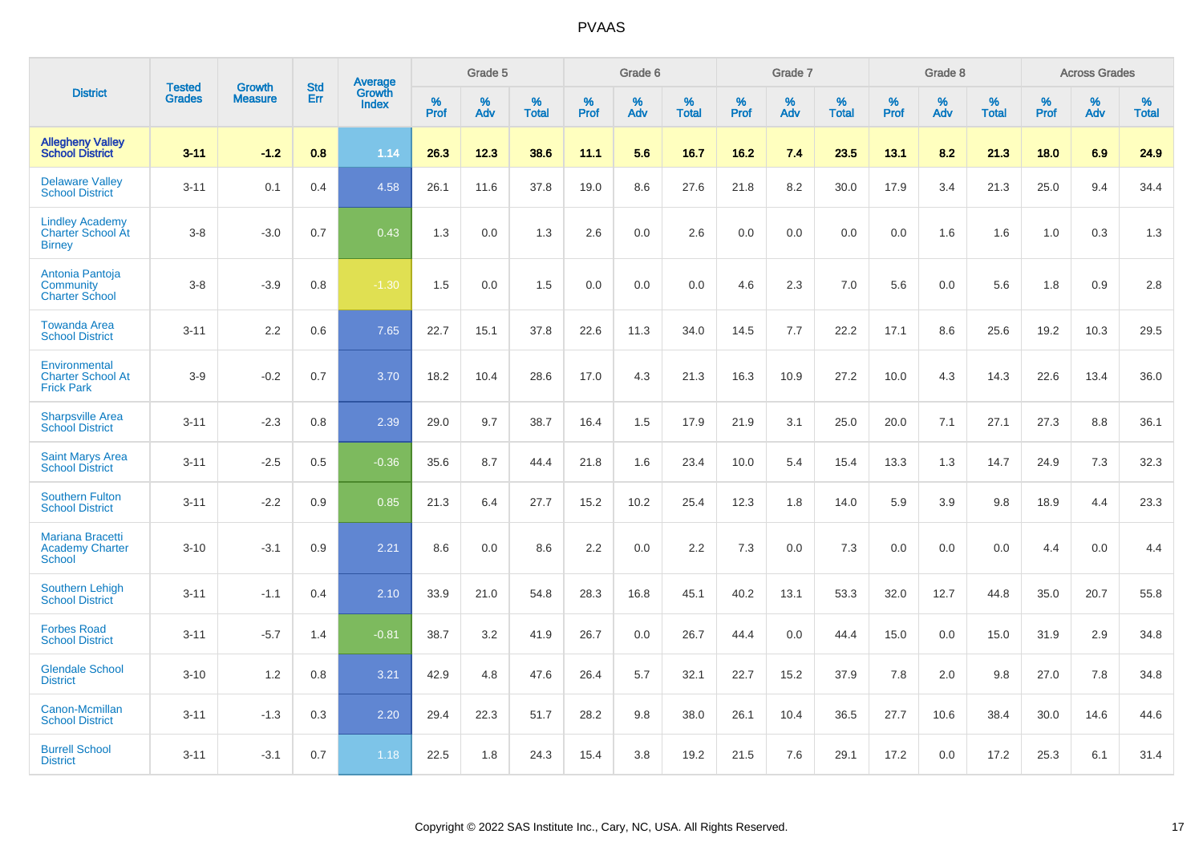# PVAAS

| District | Tested Grades | Growth Measure | Std Err | Average Growth Index | Grade 5 | | | Grade 6 | | | Grade 7 | | | Grade 8 | | | Across Grades | | |
|---|---|---|---|---|---|---|---|---|---|---|---|---|---|---|---|---|---|---|---|
| | | | | | % Prof | % Adv | % Total | % Prof | % Adv | % Total | % Prof | % Adv | % Total | % Prof | % Adv | % Total | % Prof | % Adv | % Total |
| **Allegheny Valley School District** | **3-11** | **-1.2** | **0.8** | **1.14** | **26.3** | **12.3** | **38.6** | **11.1** | **5.6** | **16.7** | **16.2** | **7.4** | **23.5** | **13.1** | **8.2** | **21.3** | **18.0** | **6.9** | **24.9** |
| Delaware Valley School District | 3-11 | 0.1 | 0.4 | 4.58 | 26.1 | 11.6 | 37.8 | 19.0 | 8.6 | 27.6 | 21.8 | 8.2 | 30.0 | 17.9 | 3.4 | 21.3 | 25.0 | 9.4 | 34.4 |
| Lindley Academy Charter School At Birney | 3-8 | -3.0 | 0.7 | 0.43 | 1.3 | 0.0 | 1.3 | 2.6 | 0.0 | 2.6 | 0.0 | 0.0 | 0.0 | 0.0 | 1.6 | 1.6 | 1.0 | 0.3 | 1.3 |
| Antonia Pantoja Community Charter School | 3-8 | -3.9 | 0.8 | -1.30 | 1.5 | 0.0 | 1.5 | 0.0 | 0.0 | 0.0 | 4.6 | 2.3 | 7.0 | 5.6 | 0.0 | 5.6 | 1.8 | 0.9 | 2.8 |
| Towanda Area School District | 3-11 | 2.2 | 0.6 | 7.65 | 22.7 | 15.1 | 37.8 | 22.6 | 11.3 | 34.0 | 14.5 | 7.7 | 22.2 | 17.1 | 8.6 | 25.6 | 19.2 | 10.3 | 29.5 |
| Environmental Charter School At Frick Park | 3-9 | -0.2 | 0.7 | 3.70 | 18.2 | 10.4 | 28.6 | 17.0 | 4.3 | 21.3 | 16.3 | 10.9 | 27.2 | 10.0 | 4.3 | 14.3 | 22.6 | 13.4 | 36.0 |
| Sharpsville Area School District | 3-11 | -2.3 | 0.8 | 2.39 | 29.0 | 9.7 | 38.7 | 16.4 | 1.5 | 17.9 | 21.9 | 3.1 | 25.0 | 20.0 | 7.1 | 27.1 | 27.3 | 8.8 | 36.1 |
| Saint Marys Area School District | 3-11 | -2.5 | 0.5 | -0.36 | 35.6 | 8.7 | 44.4 | 21.8 | 1.6 | 23.4 | 10.0 | 5.4 | 15.4 | 13.3 | 1.3 | 14.7 | 24.9 | 7.3 | 32.3 |
| Southern Fulton School District | 3-11 | -2.2 | 0.9 | 0.85 | 21.3 | 6.4 | 27.7 | 15.2 | 10.2 | 25.4 | 12.3 | 1.8 | 14.0 | 5.9 | 3.9 | 9.8 | 18.9 | 4.4 | 23.3 |
| Mariana Bracetti Academy Charter School | 3-10 | -3.1 | 0.9 | 2.21 | 8.6 | 0.0 | 8.6 | 2.2 | 0.0 | 2.2 | 7.3 | 0.0 | 7.3 | 0.0 | 0.0 | 0.0 | 4.4 | 0.0 | 4.4 |
| Southern Lehigh School District | 3-11 | -1.1 | 0.4 | 2.10 | 33.9 | 21.0 | 54.8 | 28.3 | 16.8 | 45.1 | 40.2 | 13.1 | 53.3 | 32.0 | 12.7 | 44.8 | 35.0 | 20.7 | 55.8 |
| Forbes Road School District | 3-11 | -5.7 | 1.4 | -0.81 | 38.7 | 3.2 | 41.9 | 26.7 | 0.0 | 26.7 | 44.4 | 0.0 | 44.4 | 15.0 | 0.0 | 15.0 | 31.9 | 2.9 | 34.8 |
| Glendale School District | 3-10 | 1.2 | 0.8 | 3.21 | 42.9 | 4.8 | 47.6 | 26.4 | 5.7 | 32.1 | 22.7 | 15.2 | 37.9 | 7.8 | 2.0 | 9.8 | 27.0 | 7.8 | 34.8 |
| Canon-Mcmillan School District | 3-11 | -1.3 | 0.3 | 2.20 | 29.4 | 22.3 | 51.7 | 28.2 | 9.8 | 38.0 | 26.1 | 10.4 | 36.5 | 27.7 | 10.6 | 38.4 | 30.0 | 14.6 | 44.6 |
| Burrell School District | 3-11 | -3.1 | 0.7 | 1.18 | 22.5 | 1.8 | 24.3 | 15.4 | 3.8 | 19.2 | 21.5 | 7.6 | 29.1 | 17.2 | 0.0 | 17.2 | 25.3 | 6.1 | 31.4 |

Copyright © 2022 SAS Institute Inc., Cary, NC, USA. All Rights Reserved.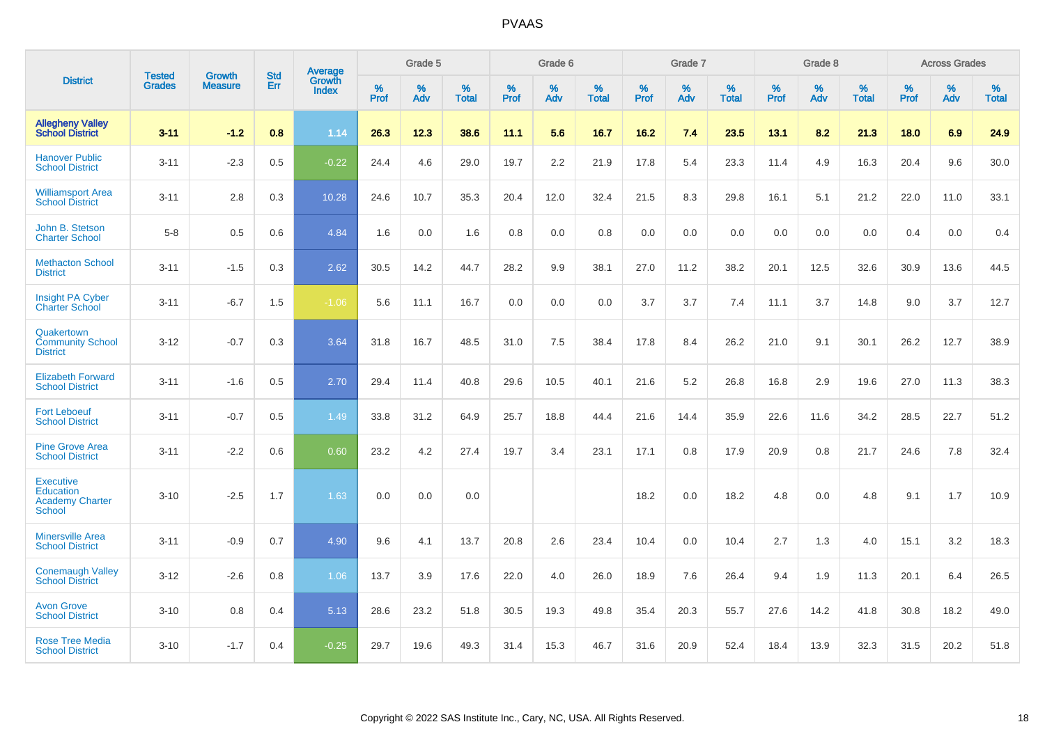# PVAAS

| District | Tested Grades | Growth Measure | Std Err | Average Growth Index | Grade 5 | | | Grade 6 | | | Grade 7 | | | Grade 8 | | | Across Grades | | |
|---|---|---|---|---|---|---|---|---|---|---|---|---|---|---|---|---|---|---|---|
| | | | | | % Prof | % Adv | % Total | % Prof | % Adv | % Total | % Prof | % Adv | % Total | % Prof | % Adv | % Total | % Prof | % Adv | % Total |
| **Allegheny Valley School District** | **3-11** | **-1.2** | **0.8** | **1.14** | **26.3** | **12.3** | **38.6** | **11.1** | **5.6** | **16.7** | **16.2** | **7.4** | **23.5** | **13.1** | **8.2** | **21.3** | **18.0** | **6.9** | **24.9** |
| Hanover Public School District | 3-11 | -2.3 | 0.5 | -0.22 | 24.4 | 4.6 | 29.0 | 19.7 | 2.2 | 21.9 | 17.8 | 5.4 | 23.3 | 11.4 | 4.9 | 16.3 | 20.4 | 9.6 | 30.0 |
| Williamsport Area School District | 3-11 | 2.8 | 0.3 | 10.28 | 24.6 | 10.7 | 35.3 | 20.4 | 12.0 | 32.4 | 21.5 | 8.3 | 29.8 | 16.1 | 5.1 | 21.2 | 22.0 | 11.0 | 33.1 |
| John B. Stetson Charter School | 5-8 | 0.5 | 0.6 | 4.84 | 1.6 | 0.0 | 1.6 | 0.8 | 0.0 | 0.8 | 0.0 | 0.0 | 0.0 | 0.0 | 0.0 | 0.0 | 0.4 | 0.0 | 0.4 |
| Methacton School District | 3-11 | -1.5 | 0.3 | 2.62 | 30.5 | 14.2 | 44.7 | 28.2 | 9.9 | 38.1 | 27.0 | 11.2 | 38.2 | 20.1 | 12.5 | 32.6 | 30.9 | 13.6 | 44.5 |
| Insight PA Cyber Charter School | 3-11 | -6.7 | 1.5 | -1.06 | 5.6 | 11.1 | 16.7 | 0.0 | 0.0 | 0.0 | 3.7 | 3.7 | 7.4 | 11.1 | 3.7 | 14.8 | 9.0 | 3.7 | 12.7 |
| Quakertown Community School District | 3-12 | -0.7 | 0.3 | 3.64 | 31.8 | 16.7 | 48.5 | 31.0 | 7.5 | 38.4 | 17.8 | 8.4 | 26.2 | 21.0 | 9.1 | 30.1 | 26.2 | 12.7 | 38.9 |
| Elizabeth Forward School District | 3-11 | -1.6 | 0.5 | 2.70 | 29.4 | 11.4 | 40.8 | 29.6 | 10.5 | 40.1 | 21.6 | 5.2 | 26.8 | 16.8 | 2.9 | 19.6 | 27.0 | 11.3 | 38.3 |
| Fort Leboeuf School District | 3-11 | -0.7 | 0.5 | 1.49 | 33.8 | 31.2 | 64.9 | 25.7 | 18.8 | 44.4 | 21.6 | 14.4 | 35.9 | 22.6 | 11.6 | 34.2 | 28.5 | 22.7 | 51.2 |
| Pine Grove Area School District | 3-11 | -2.2 | 0.6 | 0.60 | 23.2 | 4.2 | 27.4 | 19.7 | 3.4 | 23.1 | 17.1 | 0.8 | 17.9 | 20.9 | 0.8 | 21.7 | 24.6 | 7.8 | 32.4 |
| Executive Education Academy Charter School | 3-10 | -2.5 | 1.7 | 1.63 | 0.0 | 0.0 | 0.0 | | | | 18.2 | 0.0 | 18.2 | 4.8 | 0.0 | 4.8 | 9.1 | 1.7 | 10.9 |
| Minersville Area School District | 3-11 | -0.9 | 0.7 | 4.90 | 9.6 | 4.1 | 13.7 | 20.8 | 2.6 | 23.4 | 10.4 | 0.0 | 10.4 | 2.7 | 1.3 | 4.0 | 15.1 | 3.2 | 18.3 |
| Conemaugh Valley School District | 3-12 | -2.6 | 0.8 | 1.06 | 13.7 | 3.9 | 17.6 | 22.0 | 4.0 | 26.0 | 18.9 | 7.6 | 26.4 | 9.4 | 1.9 | 11.3 | 20.1 | 6.4 | 26.5 |
| Avon Grove School District | 3-10 | 0.8 | 0.4 | 5.13 | 28.6 | 23.2 | 51.8 | 30.5 | 19.3 | 49.8 | 35.4 | 20.3 | 55.7 | 27.6 | 14.2 | 41.8 | 30.8 | 18.2 | 49.0 |
| Rose Tree Media School District | 3-10 | -1.7 | 0.4 | -0.25 | 29.7 | 19.6 | 49.3 | 31.4 | 15.3 | 46.7 | 31.6 | 20.9 | 52.4 | 18.4 | 13.9 | 32.3 | 31.5 | 20.2 | 51.8 |

Copyright © 2022 SAS Institute Inc., Cary, NC, USA. All Rights Reserved.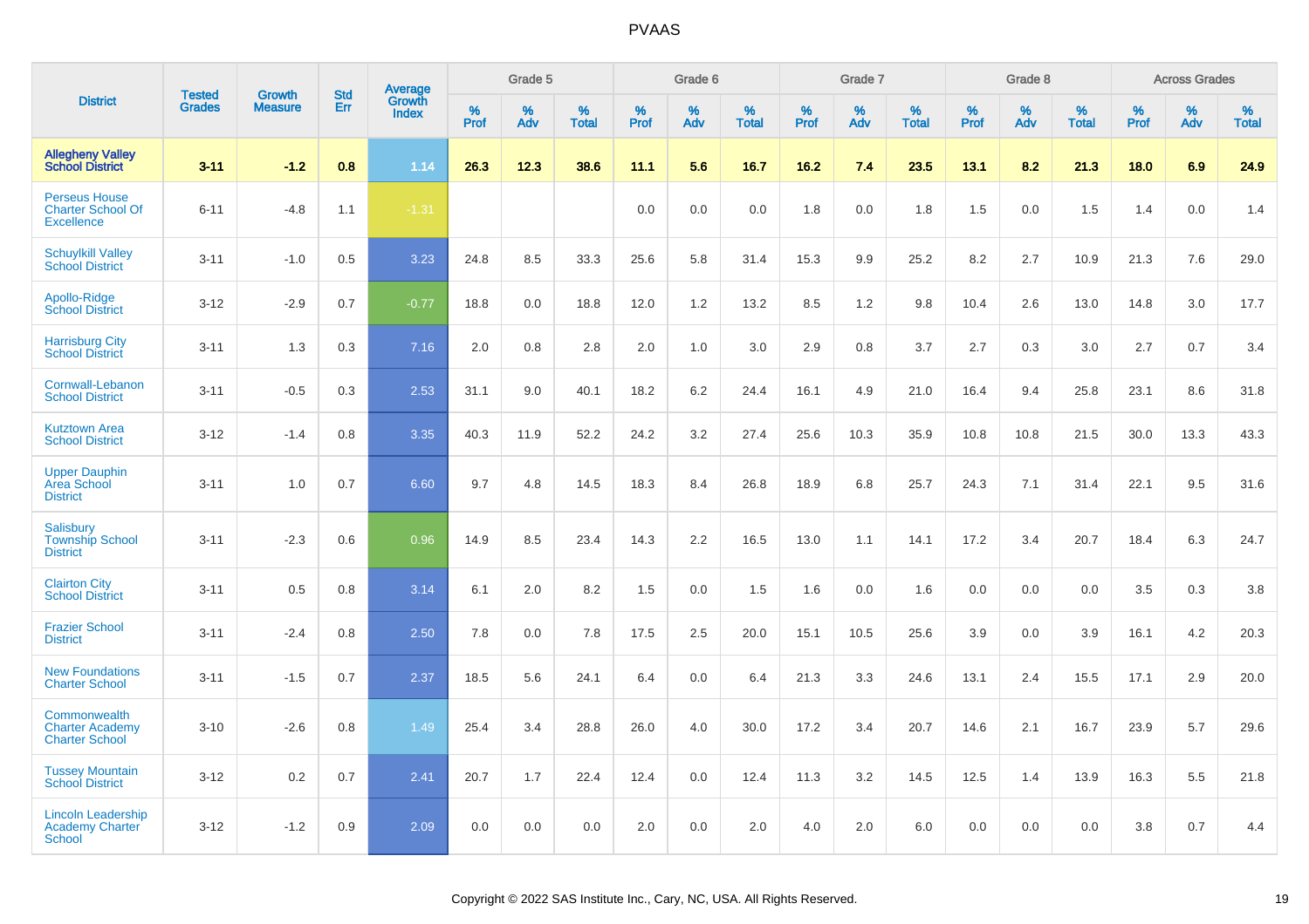# PVAAS

| District | Tested Grades | Growth Measure | Std Err | Average Growth Index | Grade 5 | | | Grade 6 | | | Grade 7 | | | Grade 8 | | | Across Grades | | |
|---|---|---|---|---|---|---|---|---|---|---|---|---|---|---|---|---|---|---|---|
| | | | | | % Prof | % Adv | % Total | % Prof | % Adv | % Total | % Prof | % Adv | % Total | % Prof | % Adv | % Total | % Prof | % Adv | % Total |
| **Allegheny Valley School District** | **3-11** | **-1.2** | **0.8** | **1.14** | **26.3** | **12.3** | **38.6** | **11.1** | **5.6** | **16.7** | **16.2** | **7.4** | **23.5** | **13.1** | **8.2** | **21.3** | **18.0** | **6.9** | **24.9** |
| Perseus House Charter School Of Excellence | 6-11 | -4.8 | 1.1 | -1.31 | | | | 0.0 | 0.0 | 0.0 | 1.8 | 0.0 | 1.8 | 1.5 | 0.0 | 1.5 | 1.4 | 0.0 | 1.4 |
| Schuylkill Valley School District | 3-11 | -1.0 | 0.5 | 3.23 | 24.8 | 8.5 | 33.3 | 25.6 | 5.8 | 31.4 | 15.3 | 9.9 | 25.2 | 8.2 | 2.7 | 10.9 | 21.3 | 7.6 | 29.0 |
| Apollo-Ridge School District | 3-12 | -2.9 | 0.7 | -0.77 | 18.8 | 0.0 | 18.8 | 12.0 | 1.2 | 13.2 | 8.5 | 1.2 | 9.8 | 10.4 | 2.6 | 13.0 | 14.8 | 3.0 | 17.7 |
| Harrisburg City School District | 3-11 | 1.3 | 0.3 | 7.16 | 2.0 | 0.8 | 2.8 | 2.0 | 1.0 | 3.0 | 2.9 | 0.8 | 3.7 | 2.7 | 0.3 | 3.0 | 2.7 | 0.7 | 3.4 |
| Cornwall-Lebanon School District | 3-11 | -0.5 | 0.3 | 2.53 | 31.1 | 9.0 | 40.1 | 18.2 | 6.2 | 24.4 | 16.1 | 4.9 | 21.0 | 16.4 | 9.4 | 25.8 | 23.1 | 8.6 | 31.8 |
| Kutztown Area School District | 3-12 | -1.4 | 0.8 | 3.35 | 40.3 | 11.9 | 52.2 | 24.2 | 3.2 | 27.4 | 25.6 | 10.3 | 35.9 | 10.8 | 10.8 | 21.5 | 30.0 | 13.3 | 43.3 |
| Upper Dauphin Area School District | 3-11 | 1.0 | 0.7 | 6.60 | 9.7 | 4.8 | 14.5 | 18.3 | 8.4 | 26.8 | 18.9 | 6.8 | 25.7 | 24.3 | 7.1 | 31.4 | 22.1 | 9.5 | 31.6 |
| Salisbury Township School District | 3-11 | -2.3 | 0.6 | 0.96 | 14.9 | 8.5 | 23.4 | 14.3 | 2.2 | 16.5 | 13.0 | 1.1 | 14.1 | 17.2 | 3.4 | 20.7 | 18.4 | 6.3 | 24.7 |
| Clairton City School District | 3-11 | 0.5 | 0.8 | 3.14 | 6.1 | 2.0 | 8.2 | 1.5 | 0.0 | 1.5 | 1.6 | 0.0 | 1.6 | 0.0 | 0.0 | 0.0 | 3.5 | 0.3 | 3.8 |
| Frazier School District | 3-11 | -2.4 | 0.8 | 2.50 | 7.8 | 0.0 | 7.8 | 17.5 | 2.5 | 20.0 | 15.1 | 10.5 | 25.6 | 3.9 | 0.0 | 3.9 | 16.1 | 4.2 | 20.3 |
| New Foundations Charter School | 3-11 | -1.5 | 0.7 | 2.37 | 18.5 | 5.6 | 24.1 | 6.4 | 0.0 | 6.4 | 21.3 | 3.3 | 24.6 | 13.1 | 2.4 | 15.5 | 17.1 | 2.9 | 20.0 |
| Commonwealth Charter Academy Charter School | 3-10 | -2.6 | 0.8 | 1.49 | 25.4 | 3.4 | 28.8 | 26.0 | 4.0 | 30.0 | 17.2 | 3.4 | 20.7 | 14.6 | 2.1 | 16.7 | 23.9 | 5.7 | 29.6 |
| Tussey Mountain School District | 3-12 | 0.2 | 0.7 | 2.41 | 20.7 | 1.7 | 22.4 | 12.4 | 0.0 | 12.4 | 11.3 | 3.2 | 14.5 | 12.5 | 1.4 | 13.9 | 16.3 | 5.5 | 21.8 |
| Lincoln Leadership Academy Charter School | 3-12 | -1.2 | 0.9 | 2.09 | 0.0 | 0.0 | 0.0 | 2.0 | 0.0 | 2.0 | 4.0 | 2.0 | 6.0 | 0.0 | 0.0 | 0.0 | 3.8 | 0.7 | 4.4 |

Copyright © 2022 SAS Institute Inc., Cary, NC, USA. All Rights Reserved.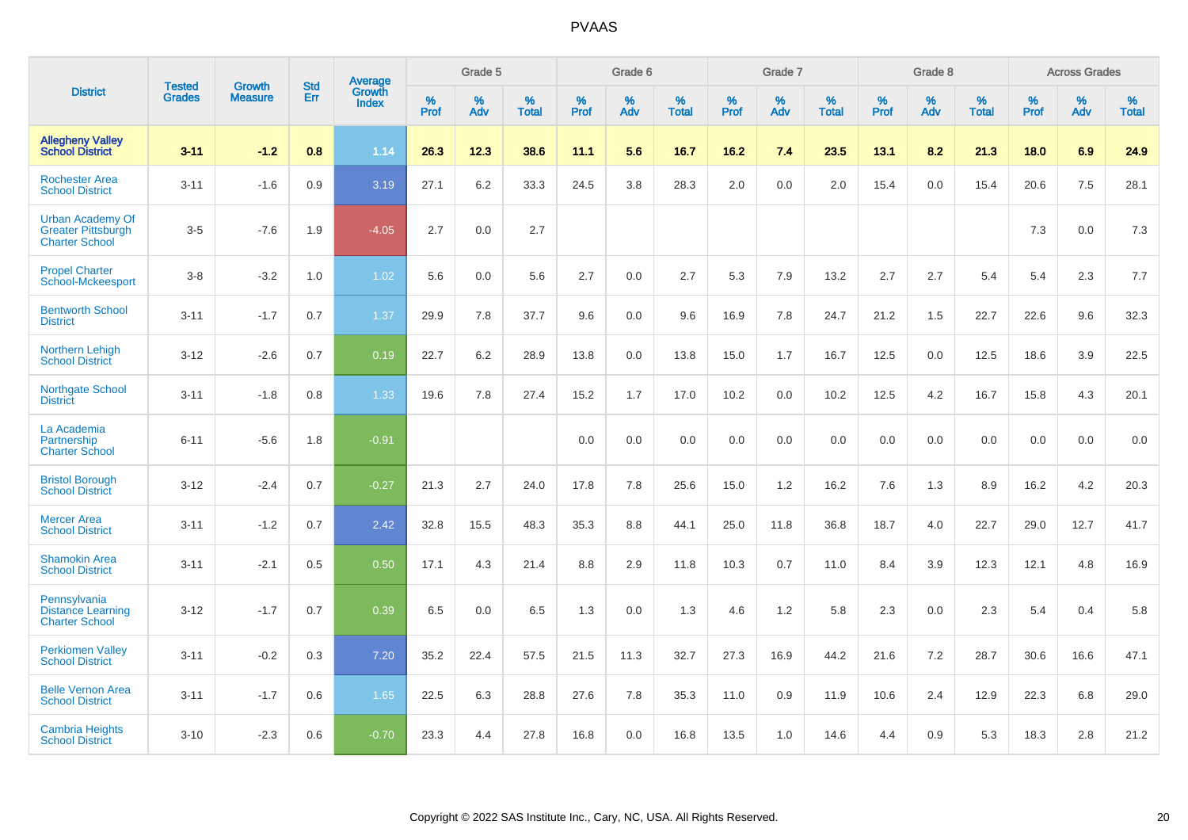# PVAAS

| District | Tested Grades | Growth Measure | Std Err | Average Growth Index | Grade 5 | | | Grade 6 | | | Grade 7 | | | Grade 8 | | | Across Grades | | |
|---|---|---|---|---|---|---|---|---|---|---|---|---|---|---|---|---|---|---|---|
| | | | | | % Prof | % Adv | % Total | % Prof | % Adv | % Total | % Prof | % Adv | % Total | % Prof | % Adv | % Total | % Prof | % Adv | % Total |
| **Allegheny Valley School District** | **3-11** | **-1.2** | **0.8** | **1.14** | **26.3** | **12.3** | **38.6** | **11.1** | **5.6** | **16.7** | **16.2** | **7.4** | **23.5** | **13.1** | **8.2** | **21.3** | **18.0** | **6.9** | **24.9** |
| Rochester Area School District | 3-11 | -1.6 | 0.9 | 3.19 | 27.1 | 6.2 | 33.3 | 24.5 | 3.8 | 28.3 | 2.0 | 0.0 | 2.0 | 15.4 | 0.0 | 15.4 | 20.6 | 7.5 | 28.1 |
| Urban Academy Of Greater Pittsburgh Charter School | 3-5 | -7.6 | 1.9 | -4.05 | 2.7 | 0.0 | 2.7 | | | | | | | | | | 7.3 | 0.0 | 7.3 |
| Propel Charter School-Mckeesport | 3-8 | -3.2 | 1.0 | 1.02 | 5.6 | 0.0 | 5.6 | 2.7 | 0.0 | 2.7 | 5.3 | 7.9 | 13.2 | 2.7 | 2.7 | 5.4 | 5.4 | 2.3 | 7.7 |
| Bentworth School District | 3-11 | -1.7 | 0.7 | 1.37 | 29.9 | 7.8 | 37.7 | 9.6 | 0.0 | 9.6 | 16.9 | 7.8 | 24.7 | 21.2 | 1.5 | 22.7 | 22.6 | 9.6 | 32.3 |
| Northern Lehigh School District | 3-12 | -2.6 | 0.7 | 0.19 | 22.7 | 6.2 | 28.9 | 13.8 | 0.0 | 13.8 | 15.0 | 1.7 | 16.7 | 12.5 | 0.0 | 12.5 | 18.6 | 3.9 | 22.5 |
| Northgate School District | 3-11 | -1.8 | 0.8 | 1.33 | 19.6 | 7.8 | 27.4 | 15.2 | 1.7 | 17.0 | 10.2 | 0.0 | 10.2 | 12.5 | 4.2 | 16.7 | 15.8 | 4.3 | 20.1 |
| La Academia Partnership Charter School | 6-11 | -5.6 | 1.8 | -0.91 | | | | 0.0 | 0.0 | 0.0 | 0.0 | 0.0 | 0.0 | 0.0 | 0.0 | 0.0 | 0.0 | 0.0 | 0.0 |
| Bristol Borough School District | 3-12 | -2.4 | 0.7 | -0.27 | 21.3 | 2.7 | 24.0 | 17.8 | 7.8 | 25.6 | 15.0 | 1.2 | 16.2 | 7.6 | 1.3 | 8.9 | 16.2 | 4.2 | 20.3 |
| Mercer Area School District | 3-11 | -1.2 | 0.7 | 2.42 | 32.8 | 15.5 | 48.3 | 35.3 | 8.8 | 44.1 | 25.0 | 11.8 | 36.8 | 18.7 | 4.0 | 22.7 | 29.0 | 12.7 | 41.7 |
| Shamokin Area School District | 3-11 | -2.1 | 0.5 | 0.50 | 17.1 | 4.3 | 21.4 | 8.8 | 2.9 | 11.8 | 10.3 | 0.7 | 11.0 | 8.4 | 3.9 | 12.3 | 12.1 | 4.8 | 16.9 |
| Pennsylvania Distance Learning Charter School | 3-12 | -1.7 | 0.7 | 0.39 | 6.5 | 0.0 | 6.5 | 1.3 | 0.0 | 1.3 | 4.6 | 1.2 | 5.8 | 2.3 | 0.0 | 2.3 | 5.4 | 0.4 | 5.8 |
| Perkiomen Valley School District | 3-11 | -0.2 | 0.3 | 7.20 | 35.2 | 22.4 | 57.5 | 21.5 | 11.3 | 32.7 | 27.3 | 16.9 | 44.2 | 21.6 | 7.2 | 28.7 | 30.6 | 16.6 | 47.1 |
| Belle Vernon Area School District | 3-11 | -1.7 | 0.6 | 1.65 | 22.5 | 6.3 | 28.8 | 27.6 | 7.8 | 35.3 | 11.0 | 0.9 | 11.9 | 10.6 | 2.4 | 12.9 | 22.3 | 6.8 | 29.0 |
| Cambria Heights School District | 3-10 | -2.3 | 0.6 | -0.70 | 23.3 | 4.4 | 27.8 | 16.8 | 0.0 | 16.8 | 13.5 | 1.0 | 14.6 | 4.4 | 0.9 | 5.3 | 18.3 | 2.8 | 21.2 |

Copyright © 2022 SAS Institute Inc., Cary, NC, USA. All Rights Reserved.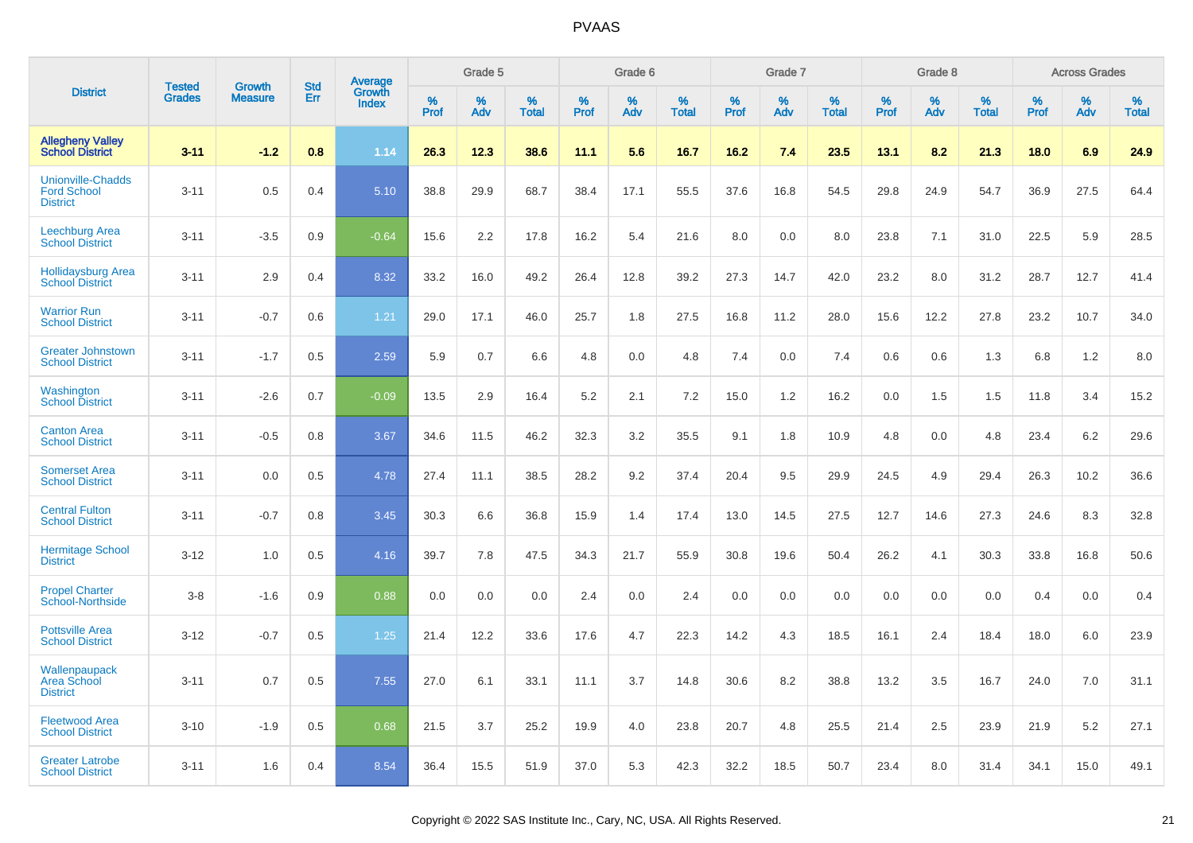# PVAAS

| District | Tested Grades | Growth Measure | Std Err | Average Growth Index | Grade 5 | | | Grade 6 | | | Grade 7 | | | Grade 8 | | | Across Grades | | |
|---|---|---|---|---|---|---|---|---|---|---|---|---|---|---|---|---|---|---|---|
| | | | | | % Prof | % Adv | % Total | % Prof | % Adv | % Total | % Prof | % Adv | % Total | % Prof | % Adv | % Total | % Prof | % Adv | % Total |
| **Allegheny Valley School District** | **3-11** | **-1.2** | **0.8** | **1.14** | **26.3** | **12.3** | **38.6** | **11.1** | **5.6** | **16.7** | **16.2** | **7.4** | **23.5** | **13.1** | **8.2** | **21.3** | **18.0** | **6.9** | **24.9** |
| Unionville-Chadds Ford School District | 3-11 | 0.5 | 0.4 | 5.10 | 38.8 | 29.9 | 68.7 | 38.4 | 17.1 | 55.5 | 37.6 | 16.8 | 54.5 | 29.8 | 24.9 | 54.7 | 36.9 | 27.5 | 64.4 |
| Leechburg Area School District | 3-11 | -3.5 | 0.9 | -0.64 | 15.6 | 2.2 | 17.8 | 16.2 | 5.4 | 21.6 | 8.0 | 0.0 | 8.0 | 23.8 | 7.1 | 31.0 | 22.5 | 5.9 | 28.5 |
| Hollidaysburg Area School District | 3-11 | 2.9 | 0.4 | 8.32 | 33.2 | 16.0 | 49.2 | 26.4 | 12.8 | 39.2 | 27.3 | 14.7 | 42.0 | 23.2 | 8.0 | 31.2 | 28.7 | 12.7 | 41.4 |
| Warrior Run School District | 3-11 | -0.7 | 0.6 | 1.21 | 29.0 | 17.1 | 46.0 | 25.7 | 1.8 | 27.5 | 16.8 | 11.2 | 28.0 | 15.6 | 12.2 | 27.8 | 23.2 | 10.7 | 34.0 |
| Greater Johnstown School District | 3-11 | -1.7 | 0.5 | 2.59 | 5.9 | 0.7 | 6.6 | 4.8 | 0.0 | 4.8 | 7.4 | 0.0 | 7.4 | 0.6 | 0.6 | 1.3 | 6.8 | 1.2 | 8.0 |
| Washington School District | 3-11 | -2.6 | 0.7 | -0.09 | 13.5 | 2.9 | 16.4 | 5.2 | 2.1 | 7.2 | 15.0 | 1.2 | 16.2 | 0.0 | 1.5 | 1.5 | 11.8 | 3.4 | 15.2 |
| Canton Area School District | 3-11 | -0.5 | 0.8 | 3.67 | 34.6 | 11.5 | 46.2 | 32.3 | 3.2 | 35.5 | 9.1 | 1.8 | 10.9 | 4.8 | 0.0 | 4.8 | 23.4 | 6.2 | 29.6 |
| Somerset Area School District | 3-11 | 0.0 | 0.5 | 4.78 | 27.4 | 11.1 | 38.5 | 28.2 | 9.2 | 37.4 | 20.4 | 9.5 | 29.9 | 24.5 | 4.9 | 29.4 | 26.3 | 10.2 | 36.6 |
| Central Fulton School District | 3-11 | -0.7 | 0.8 | 3.45 | 30.3 | 6.6 | 36.8 | 15.9 | 1.4 | 17.4 | 13.0 | 14.5 | 27.5 | 12.7 | 14.6 | 27.3 | 24.6 | 8.3 | 32.8 |
| Hermitage School District | 3-12 | 1.0 | 0.5 | 4.16 | 39.7 | 7.8 | 47.5 | 34.3 | 21.7 | 55.9 | 30.8 | 19.6 | 50.4 | 26.2 | 4.1 | 30.3 | 33.8 | 16.8 | 50.6 |
| Propel Charter School-Northside | 3-8 | -1.6 | 0.9 | 0.88 | 0.0 | 0.0 | 0.0 | 2.4 | 0.0 | 2.4 | 0.0 | 0.0 | 0.0 | 0.0 | 0.0 | 0.0 | 0.4 | 0.0 | 0.4 |
| Pottsville Area School District | 3-12 | -0.7 | 0.5 | 1.25 | 21.4 | 12.2 | 33.6 | 17.6 | 4.7 | 22.3 | 14.2 | 4.3 | 18.5 | 16.1 | 2.4 | 18.4 | 18.0 | 6.0 | 23.9 |
| Wallenpaupack Area School District | 3-11 | 0.7 | 0.5 | 7.55 | 27.0 | 6.1 | 33.1 | 11.1 | 3.7 | 14.8 | 30.6 | 8.2 | 38.8 | 13.2 | 3.5 | 16.7 | 24.0 | 7.0 | 31.1 |
| Fleetwood Area School District | 3-10 | -1.9 | 0.5 | 0.68 | 21.5 | 3.7 | 25.2 | 19.9 | 4.0 | 23.8 | 20.7 | 4.8 | 25.5 | 21.4 | 2.5 | 23.9 | 21.9 | 5.2 | 27.1 |
| Greater Latrobe School District | 3-11 | 1.6 | 0.4 | 8.54 | 36.4 | 15.5 | 51.9 | 37.0 | 5.3 | 42.3 | 32.2 | 18.5 | 50.7 | 23.4 | 8.0 | 31.4 | 34.1 | 15.0 | 49.1 |

Copyright © 2022 SAS Institute Inc., Cary, NC, USA. All Rights Reserved.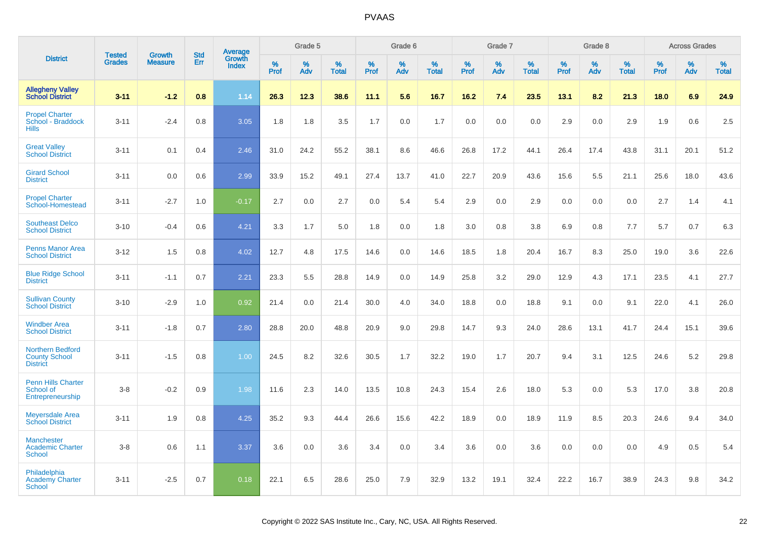| District | Tested Grades | Growth Measure | Std Err | Average Growth Index | Grade 5 | | | Grade 6 | | | Grade 7 | | | Grade 8 | | | Across Grades | | |
|---|---|---|---|---|---|---|---|---|---|---|---|---|---|---|---|---|---|---|---|
| | | | | | % Prof | % Adv | % Total | % Prof | % Adv | % Total | % Prof | % Adv | % Total | % Prof | % Adv | % Total | % Prof | % Adv | % Total |
| **Allegheny Valley School District** | **3-11** | **-1.2** | **0.8** | **1.14** | **26.3** | **12.3** | **38.6** | **11.1** | **5.6** | **16.7** | **16.2** | **7.4** | **23.5** | **13.1** | **8.2** | **21.3** | **18.0** | **6.9** | **24.9** |
| Propel Charter School - Braddock Hills | 3-11 | -2.4 | 0.8 | 3.05 | 1.8 | 1.8 | 3.5 | 1.7 | 0.0 | 1.7 | 0.0 | 0.0 | 0.0 | 2.9 | 0.0 | 2.9 | 1.9 | 0.6 | 2.5 |
| Great Valley School District | 3-11 | 0.1 | 0.4 | 2.46 | 31.0 | 24.2 | 55.2 | 38.1 | 8.6 | 46.6 | 26.8 | 17.2 | 44.1 | 26.4 | 17.4 | 43.8 | 31.1 | 20.1 | 51.2 |
| Girard School District | 3-11 | 0.0 | 0.6 | 2.99 | 33.9 | 15.2 | 49.1 | 27.4 | 13.7 | 41.0 | 22.7 | 20.9 | 43.6 | 15.6 | 5.5 | 21.1 | 25.6 | 18.0 | 43.6 |
| Propel Charter School-Homestead | 3-11 | -2.7 | 1.0 | -0.17 | 2.7 | 0.0 | 2.7 | 0.0 | 5.4 | 5.4 | 2.9 | 0.0 | 2.9 | 0.0 | 0.0 | 0.0 | 2.7 | 1.4 | 4.1 |
| Southeast Delco School District | 3-10 | -0.4 | 0.6 | 4.21 | 3.3 | 1.7 | 5.0 | 1.8 | 0.0 | 1.8 | 3.0 | 0.8 | 3.8 | 6.9 | 0.8 | 7.7 | 5.7 | 0.7 | 6.3 |
| Penns Manor Area School District | 3-12 | 1.5 | 0.8 | 4.02 | 12.7 | 4.8 | 17.5 | 14.6 | 0.0 | 14.6 | 18.5 | 1.8 | 20.4 | 16.7 | 8.3 | 25.0 | 19.0 | 3.6 | 22.6 |
| Blue Ridge School District | 3-11 | -1.1 | 0.7 | 2.21 | 23.3 | 5.5 | 28.8 | 14.9 | 0.0 | 14.9 | 25.8 | 3.2 | 29.0 | 12.9 | 4.3 | 17.1 | 23.5 | 4.1 | 27.7 |
| Sullivan County School District | 3-10 | -2.9 | 1.0 | 0.92 | 21.4 | 0.0 | 21.4 | 30.0 | 4.0 | 34.0 | 18.8 | 0.0 | 18.8 | 9.1 | 0.0 | 9.1 | 22.0 | 4.1 | 26.0 |
| Windber Area School District | 3-11 | -1.8 | 0.7 | 2.80 | 28.8 | 20.0 | 48.8 | 20.9 | 9.0 | 29.8 | 14.7 | 9.3 | 24.0 | 28.6 | 13.1 | 41.7 | 24.4 | 15.1 | 39.6 |
| Northern Bedford County School District | 3-11 | -1.5 | 0.8 | 1.00 | 24.5 | 8.2 | 32.6 | 30.5 | 1.7 | 32.2 | 19.0 | 1.7 | 20.7 | 9.4 | 3.1 | 12.5 | 24.6 | 5.2 | 29.8 |
| Penn Hills Charter School of Entrepreneurship | 3-8 | -0.2 | 0.9 | 1.98 | 11.6 | 2.3 | 14.0 | 13.5 | 10.8 | 24.3 | 15.4 | 2.6 | 18.0 | 5.3 | 0.0 | 5.3 | 17.0 | 3.8 | 20.8 |
| Meyersdale Area School District | 3-11 | 1.9 | 0.8 | 4.25 | 35.2 | 9.3 | 44.4 | 26.6 | 15.6 | 42.2 | 18.9 | 0.0 | 18.9 | 11.9 | 8.5 | 20.3 | 24.6 | 9.4 | 34.0 |
| Manchester Academic Charter School | 3-8 | 0.6 | 1.1 | 3.37 | 3.6 | 0.0 | 3.6 | 3.4 | 0.0 | 3.4 | 3.6 | 0.0 | 3.6 | 0.0 | 0.0 | 0.0 | 4.9 | 0.5 | 5.4 |
| Philadelphia Academy Charter School | 3-11 | -2.5 | 0.7 | 0.18 | 22.1 | 6.5 | 28.6 | 25.0 | 7.9 | 32.9 | 13.2 | 19.1 | 32.4 | 22.2 | 16.7 | 38.9 | 24.3 | 9.8 | 34.2 |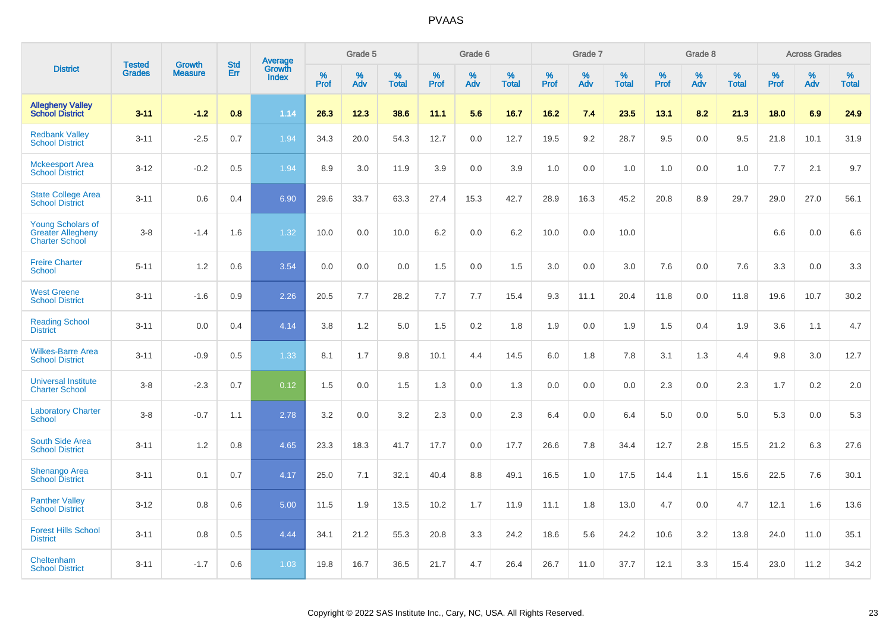# PVAAS

| District | Tested Grades | Growth Measure | Std Err | Average Growth Index | Grade 5 | | | Grade 6 | | | Grade 7 | | | Grade 8 | | | Across Grades | | |
|---|---|---|---|---|---|---|---|---|---|---|---|---|---|---|---|---|---|---|---|
| | | | | | % Prof | % Adv | % Total | % Prof | % Adv | % Total | % Prof | % Adv | % Total | % Prof | % Adv | % Total | % Prof | % Adv | % Total |
| **Allegheny Valley School District** | **3-11** | **-1.2** | **0.8** | **1.14** | **26.3** | **12.3** | **38.6** | **11.1** | **5.6** | **16.7** | **16.2** | **7.4** | **23.5** | **13.1** | **8.2** | **21.3** | **18.0** | **6.9** | **24.9** |
| Redbank Valley School District | 3-11 | -2.5 | 0.7 | 1.94 | 34.3 | 20.0 | 54.3 | 12.7 | 0.0 | 12.7 | 19.5 | 9.2 | 28.7 | 9.5 | 0.0 | 9.5 | 21.8 | 10.1 | 31.9 |
| Mckeesport Area School District | 3-12 | -0.2 | 0.5 | 1.94 | 8.9 | 3.0 | 11.9 | 3.9 | 0.0 | 3.9 | 1.0 | 0.0 | 1.0 | 1.0 | 0.0 | 1.0 | 7.7 | 2.1 | 9.7 |
| State College Area School District | 3-11 | 0.6 | 0.4 | 6.90 | 29.6 | 33.7 | 63.3 | 27.4 | 15.3 | 42.7 | 28.9 | 16.3 | 45.2 | 20.8 | 8.9 | 29.7 | 29.0 | 27.0 | 56.1 |
| Young Scholars of Greater Allegheny Charter School | 3-8 | -1.4 | 1.6 | 1.32 | 10.0 | 0.0 | 10.0 | 6.2 | 0.0 | 6.2 | 10.0 | 0.0 | 10.0 | | | | 6.6 | 0.0 | 6.6 |
| Freire Charter School | 5-11 | 1.2 | 0.6 | 3.54 | 0.0 | 0.0 | 0.0 | 1.5 | 0.0 | 1.5 | 3.0 | 0.0 | 3.0 | 7.6 | 0.0 | 7.6 | 3.3 | 0.0 | 3.3 |
| West Greene School District | 3-11 | -1.6 | 0.9 | 2.26 | 20.5 | 7.7 | 28.2 | 7.7 | 7.7 | 15.4 | 9.3 | 11.1 | 20.4 | 11.8 | 0.0 | 11.8 | 19.6 | 10.7 | 30.2 |
| Reading School District | 3-11 | 0.0 | 0.4 | 4.14 | 3.8 | 1.2 | 5.0 | 1.5 | 0.2 | 1.8 | 1.9 | 0.0 | 1.9 | 1.5 | 0.4 | 1.9 | 3.6 | 1.1 | 4.7 |
| Wilkes-Barre Area School District | 3-11 | -0.9 | 0.5 | 1.33 | 8.1 | 1.7 | 9.8 | 10.1 | 4.4 | 14.5 | 6.0 | 1.8 | 7.8 | 3.1 | 1.3 | 4.4 | 9.8 | 3.0 | 12.7 |
| Universal Institute Charter School | 3-8 | -2.3 | 0.7 | 0.12 | 1.5 | 0.0 | 1.5 | 1.3 | 0.0 | 1.3 | 0.0 | 0.0 | 0.0 | 2.3 | 0.0 | 2.3 | 1.7 | 0.2 | 2.0 |
| Laboratory Charter School | 3-8 | -0.7 | 1.1 | 2.78 | 3.2 | 0.0 | 3.2 | 2.3 | 0.0 | 2.3 | 6.4 | 0.0 | 6.4 | 5.0 | 0.0 | 5.0 | 5.3 | 0.0 | 5.3 |
| South Side Area School District | 3-11 | 1.2 | 0.8 | 4.65 | 23.3 | 18.3 | 41.7 | 17.7 | 0.0 | 17.7 | 26.6 | 7.8 | 34.4 | 12.7 | 2.8 | 15.5 | 21.2 | 6.3 | 27.6 |
| Shenango Area School District | 3-11 | 0.1 | 0.7 | 4.17 | 25.0 | 7.1 | 32.1 | 40.4 | 8.8 | 49.1 | 16.5 | 1.0 | 17.5 | 14.4 | 1.1 | 15.6 | 22.5 | 7.6 | 30.1 |
| Panther Valley School District | 3-12 | 0.8 | 0.6 | 5.00 | 11.5 | 1.9 | 13.5 | 10.2 | 1.7 | 11.9 | 11.1 | 1.8 | 13.0 | 4.7 | 0.0 | 4.7 | 12.1 | 1.6 | 13.6 |
| Forest Hills School District | 3-11 | 0.8 | 0.5 | 4.44 | 34.1 | 21.2 | 55.3 | 20.8 | 3.3 | 24.2 | 18.6 | 5.6 | 24.2 | 10.6 | 3.2 | 13.8 | 24.0 | 11.0 | 35.1 |
| Cheltenham School District | 3-11 | -1.7 | 0.6 | 1.03 | 19.8 | 16.7 | 36.5 | 21.7 | 4.7 | 26.4 | 26.7 | 11.0 | 37.7 | 12.1 | 3.3 | 15.4 | 23.0 | 11.2 | 34.2 |

Copyright © 2022 SAS Institute Inc., Cary, NC, USA. All Rights Reserved.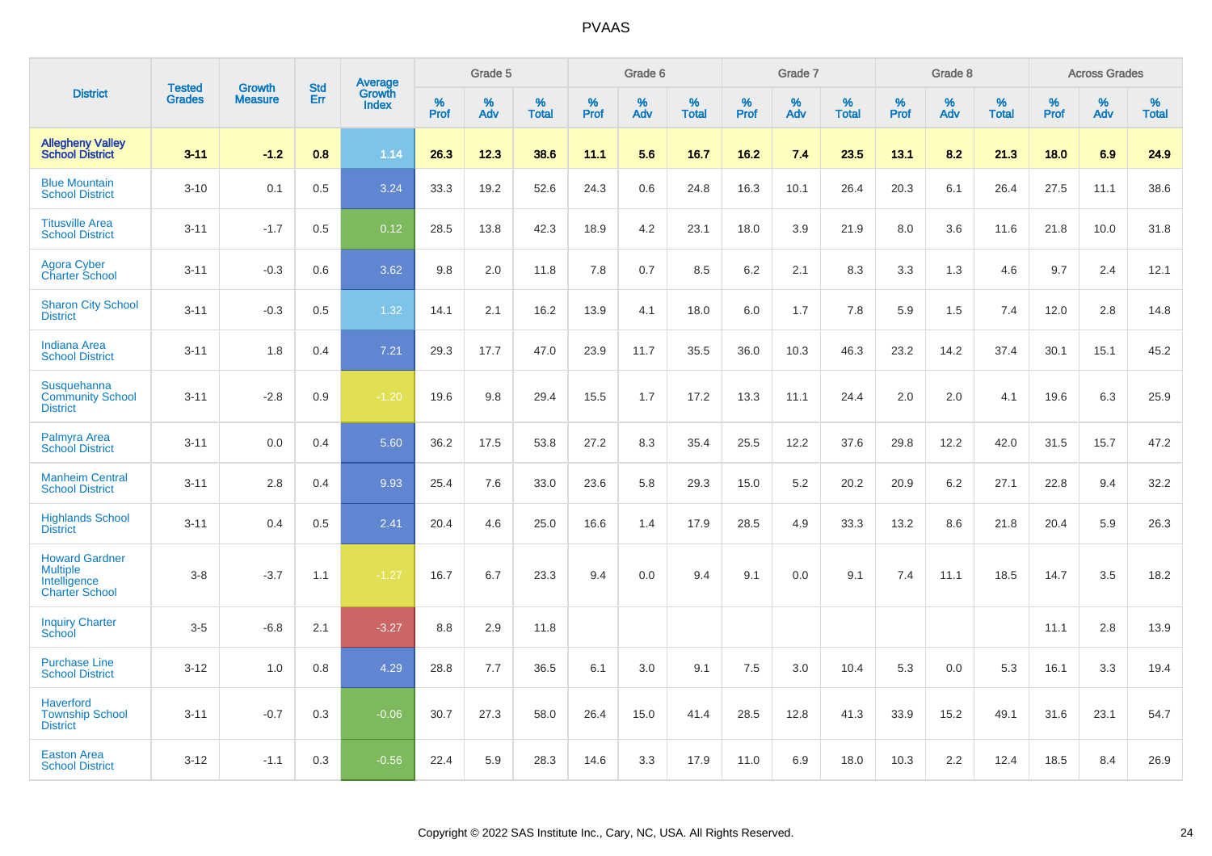# PVAAS

| District | Tested Grades | Growth Measure | Std Err | Average Growth Index | Grade 5 | | | Grade 6 | | | Grade 7 | | | Grade 8 | | | Across Grades | | |
|---|---|---|---|---|---|---|---|---|---|---|---|---|---|---|---|---|---|---|---|
| | | | | | % Prof | % Adv | % Total | % Prof | % Adv | % Total | % Prof | % Adv | % Total | % Prof | % Adv | % Total | % Prof | % Adv | % Total |
| **Allegheny Valley School District** | **3-11** | **-1.2** | **0.8** | **1.14** | **26.3** | **12.3** | **38.6** | **11.1** | **5.6** | **16.7** | **16.2** | **7.4** | **23.5** | **13.1** | **8.2** | **21.3** | **18.0** | **6.9** | **24.9** |
| Blue Mountain School District | 3-10 | 0.1 | 0.5 | 3.24 | 33.3 | 19.2 | 52.6 | 24.3 | 0.6 | 24.8 | 16.3 | 10.1 | 26.4 | 20.3 | 6.1 | 26.4 | 27.5 | 11.1 | 38.6 |
| Titusville Area School District | 3-11 | -1.7 | 0.5 | 0.12 | 28.5 | 13.8 | 42.3 | 18.9 | 4.2 | 23.1 | 18.0 | 3.9 | 21.9 | 8.0 | 3.6 | 11.6 | 21.8 | 10.0 | 31.8 |
| Agora Cyber Charter School | 3-11 | -0.3 | 0.6 | 3.62 | 9.8 | 2.0 | 11.8 | 7.8 | 0.7 | 8.5 | 6.2 | 2.1 | 8.3 | 3.3 | 1.3 | 4.6 | 9.7 | 2.4 | 12.1 |
| Sharon City School District | 3-11 | -0.3 | 0.5 | 1.32 | 14.1 | 2.1 | 16.2 | 13.9 | 4.1 | 18.0 | 6.0 | 1.7 | 7.8 | 5.9 | 1.5 | 7.4 | 12.0 | 2.8 | 14.8 |
| Indiana Area School District | 3-11 | 1.8 | 0.4 | 7.21 | 29.3 | 17.7 | 47.0 | 23.9 | 11.7 | 35.5 | 36.0 | 10.3 | 46.3 | 23.2 | 14.2 | 37.4 | 30.1 | 15.1 | 45.2 |
| Susquehanna Community School District | 3-11 | -2.8 | 0.9 | -1.20 | 19.6 | 9.8 | 29.4 | 15.5 | 1.7 | 17.2 | 13.3 | 11.1 | 24.4 | 2.0 | 2.0 | 4.1 | 19.6 | 6.3 | 25.9 |
| Palmyra Area School District | 3-11 | 0.0 | 0.4 | 5.60 | 36.2 | 17.5 | 53.8 | 27.2 | 8.3 | 35.4 | 25.5 | 12.2 | 37.6 | 29.8 | 12.2 | 42.0 | 31.5 | 15.7 | 47.2 |
| Manheim Central School District | 3-11 | 2.8 | 0.4 | 9.93 | 25.4 | 7.6 | 33.0 | 23.6 | 5.8 | 29.3 | 15.0 | 5.2 | 20.2 | 20.9 | 6.2 | 27.1 | 22.8 | 9.4 | 32.2 |
| Highlands School District | 3-11 | 0.4 | 0.5 | 2.41 | 20.4 | 4.6 | 25.0 | 16.6 | 1.4 | 17.9 | 28.5 | 4.9 | 33.3 | 13.2 | 8.6 | 21.8 | 20.4 | 5.9 | 26.3 |
| Howard Gardner Multiple Intelligence Charter School | 3-8 | -3.7 | 1.1 | -1.27 | 16.7 | 6.7 | 23.3 | 9.4 | 0.0 | 9.4 | 9.1 | 0.0 | 9.1 | 7.4 | 11.1 | 18.5 | 14.7 | 3.5 | 18.2 |
| Inquiry Charter School | 3-5 | -6.8 | 2.1 | -3.27 | 8.8 | 2.9 | 11.8 | | | | | | | | | | 11.1 | 2.8 | 13.9 |
| Purchase Line School District | 3-12 | 1.0 | 0.8 | 4.29 | 28.8 | 7.7 | 36.5 | 6.1 | 3.0 | 9.1 | 7.5 | 3.0 | 10.4 | 5.3 | 0.0 | 5.3 | 16.1 | 3.3 | 19.4 |
| Haverford Township School District | 3-11 | -0.7 | 0.3 | -0.06 | 30.7 | 27.3 | 58.0 | 26.4 | 15.0 | 41.4 | 28.5 | 12.8 | 41.3 | 33.9 | 15.2 | 49.1 | 31.6 | 23.1 | 54.7 |
| Easton Area School District | 3-12 | -1.1 | 0.3 | -0.56 | 22.4 | 5.9 | 28.3 | 14.6 | 3.3 | 17.9 | 11.0 | 6.9 | 18.0 | 10.3 | 2.2 | 12.4 | 18.5 | 8.4 | 26.9 |

Copyright © 2022 SAS Institute Inc., Cary, NC, USA. All Rights Reserved.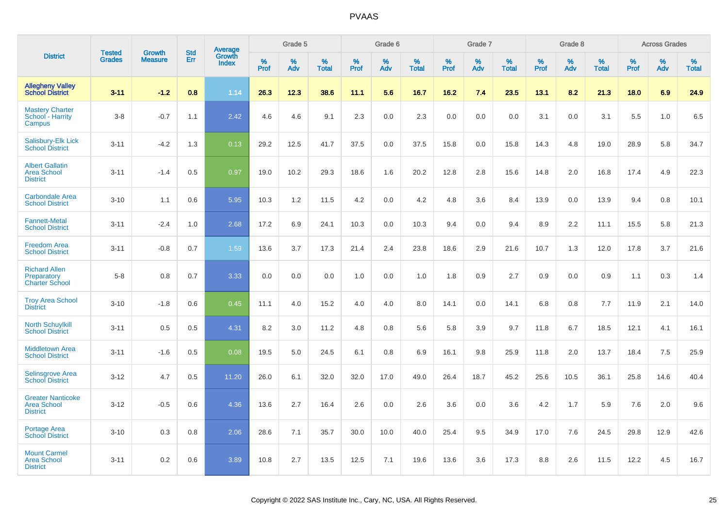# PVAAS

| District | Tested Grades | Growth Measure | Std Err | Average Growth Index | Grade 5 | | | Grade 6 | | | Grade 7 | | | Grade 8 | | | Across Grades | | |
|---|---|---|---|---|---|---|---|---|---|---|---|---|---|---|---|---|---|---|---|
| | | | | | % Prof | % Adv | % Total | % Prof | % Adv | % Total | % Prof | % Adv | % Total | % Prof | % Adv | % Total | % Prof | % Adv | % Total |
| **Allegheny Valley School District** | **3-11** | **-1.2** | **0.8** | **1.14** | **26.3** | **12.3** | **38.6** | **11.1** | **5.6** | **16.7** | **16.2** | **7.4** | **23.5** | **13.1** | **8.2** | **21.3** | **18.0** | **6.9** | **24.9** |
| Mastery Charter School - Harrity Campus | 3-8 | -0.7 | 1.1 | 2.42 | 4.6 | 4.6 | 9.1 | 2.3 | 0.0 | 2.3 | 0.0 | 0.0 | 0.0 | 3.1 | 0.0 | 3.1 | 5.5 | 1.0 | 6.5 |
| Salisbury-Elk Lick School District | 3-11 | -4.2 | 1.3 | 0.13 | 29.2 | 12.5 | 41.7 | 37.5 | 0.0 | 37.5 | 15.8 | 0.0 | 15.8 | 14.3 | 4.8 | 19.0 | 28.9 | 5.8 | 34.7 |
| Albert Gallatin Area School District | 3-11 | -1.4 | 0.5 | 0.97 | 19.0 | 10.2 | 29.3 | 18.6 | 1.6 | 20.2 | 12.8 | 2.8 | 15.6 | 14.8 | 2.0 | 16.8 | 17.4 | 4.9 | 22.3 |
| Carbondale Area School District | 3-10 | 1.1 | 0.6 | 5.95 | 10.3 | 1.2 | 11.5 | 4.2 | 0.0 | 4.2 | 4.8 | 3.6 | 8.4 | 13.9 | 0.0 | 13.9 | 9.4 | 0.8 | 10.1 |
| Fannett-Metal School District | 3-11 | -2.4 | 1.0 | 2.68 | 17.2 | 6.9 | 24.1 | 10.3 | 0.0 | 10.3 | 9.4 | 0.0 | 9.4 | 8.9 | 2.2 | 11.1 | 15.5 | 5.8 | 21.3 |
| Freedom Area School District | 3-11 | -0.8 | 0.7 | 1.59 | 13.6 | 3.7 | 17.3 | 21.4 | 2.4 | 23.8 | 18.6 | 2.9 | 21.6 | 10.7 | 1.3 | 12.0 | 17.8 | 3.7 | 21.6 |
| Richard Allen Preparatory Charter School | 5-8 | 0.8 | 0.7 | 3.33 | 0.0 | 0.0 | 0.0 | 1.0 | 0.0 | 1.0 | 1.8 | 0.9 | 2.7 | 0.9 | 0.0 | 0.9 | 1.1 | 0.3 | 1.4 |
| Troy Area School District | 3-10 | -1.8 | 0.6 | 0.45 | 11.1 | 4.0 | 15.2 | 4.0 | 4.0 | 8.0 | 14.1 | 0.0 | 14.1 | 6.8 | 0.8 | 7.7 | 11.9 | 2.1 | 14.0 |
| North Schuylkill School District | 3-11 | 0.5 | 0.5 | 4.31 | 8.2 | 3.0 | 11.2 | 4.8 | 0.8 | 5.6 | 5.8 | 3.9 | 9.7 | 11.8 | 6.7 | 18.5 | 12.1 | 4.1 | 16.1 |
| Middletown Area School District | 3-11 | -1.6 | 0.5 | 0.08 | 19.5 | 5.0 | 24.5 | 6.1 | 0.8 | 6.9 | 16.1 | 9.8 | 25.9 | 11.8 | 2.0 | 13.7 | 18.4 | 7.5 | 25.9 |
| Selinsgrove Area School District | 3-12 | 4.7 | 0.5 | 11.20 | 26.0 | 6.1 | 32.0 | 32.0 | 17.0 | 49.0 | 26.4 | 18.7 | 45.2 | 25.6 | 10.5 | 36.1 | 25.8 | 14.6 | 40.4 |
| Greater Nanticoke Area School District | 3-12 | -0.5 | 0.6 | 4.36 | 13.6 | 2.7 | 16.4 | 2.6 | 0.0 | 2.6 | 3.6 | 0.0 | 3.6 | 4.2 | 1.7 | 5.9 | 7.6 | 2.0 | 9.6 |
| Portage Area School District | 3-10 | 0.3 | 0.8 | 2.06 | 28.6 | 7.1 | 35.7 | 30.0 | 10.0 | 40.0 | 25.4 | 9.5 | 34.9 | 17.0 | 7.6 | 24.5 | 29.8 | 12.9 | 42.6 |
| Mount Carmel Area School District | 3-11 | 0.2 | 0.6 | 3.89 | 10.8 | 2.7 | 13.5 | 12.5 | 7.1 | 19.6 | 13.6 | 3.6 | 17.3 | 8.8 | 2.6 | 11.5 | 12.2 | 4.5 | 16.7 |

Copyright © 2022 SAS Institute Inc., Cary, NC, USA. All Rights Reserved.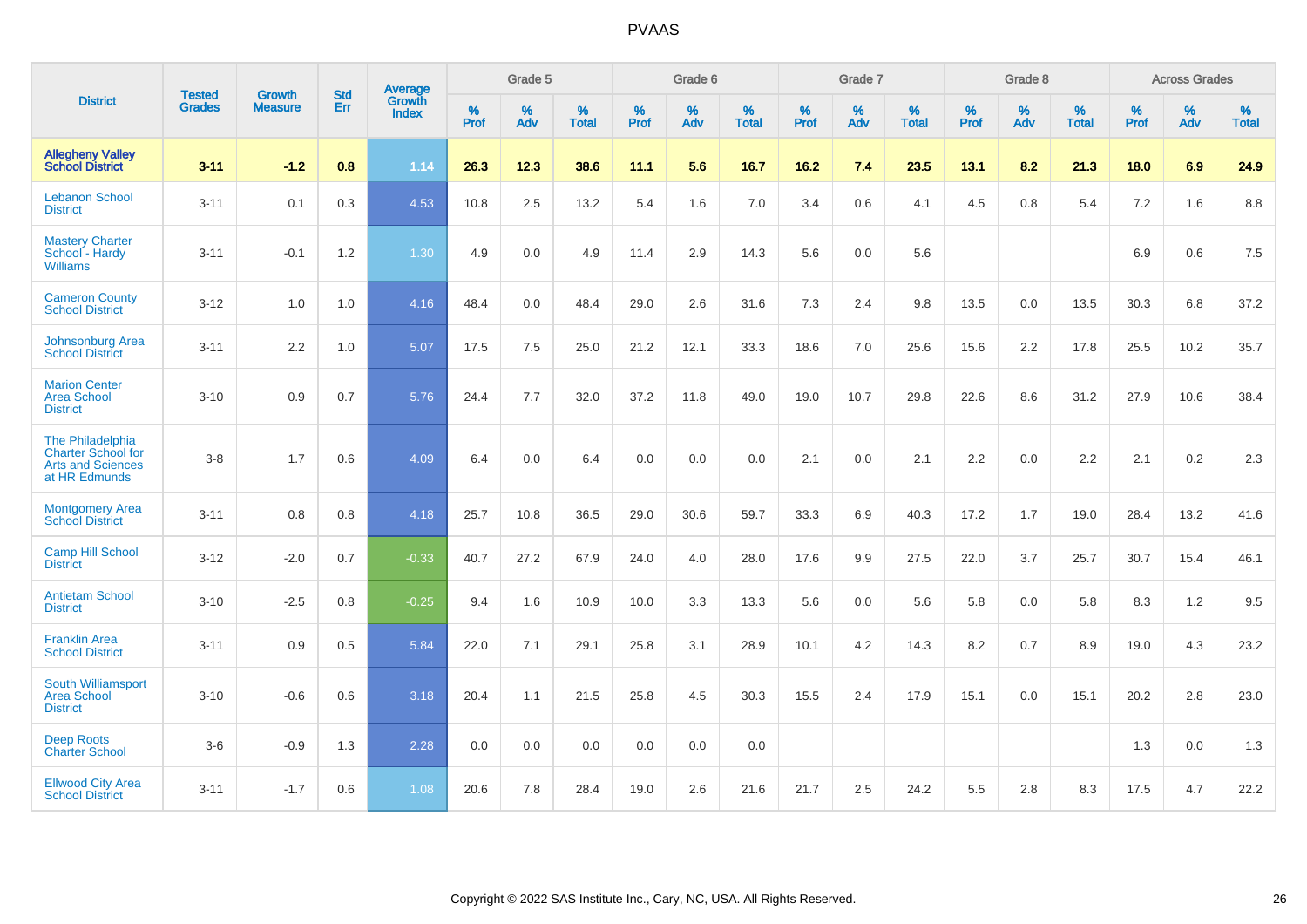# PVAAS

| District | Tested Grades | Growth Measure | Std Err | Average Growth Index | Grade 5 | | | Grade 6 | | | Grade 7 | | | Grade 8 | | | Across Grades | | |
|---|---|---|---|---|---|---|---|---|---|---|---|---|---|---|---|---|---|---|---|
| | | | | | % Prof | % Adv | % Total | % Prof | % Adv | % Total | % Prof | % Adv | % Total | % Prof | % Adv | % Total | % Prof | % Adv | % Total |
| **Allegheny Valley School District** | **3-11** | **-1.2** | **0.8** | **1.14** | **26.3** | **12.3** | **38.6** | **11.1** | **5.6** | **16.7** | **16.2** | **7.4** | **23.5** | **13.1** | **8.2** | **21.3** | **18.0** | **6.9** | **24.9** |
| Lebanon School District | 3-11 | 0.1 | 0.3 | 4.53 | 10.8 | 2.5 | 13.2 | 5.4 | 1.6 | 7.0 | 3.4 | 0.6 | 4.1 | 4.5 | 0.8 | 5.4 | 7.2 | 1.6 | 8.8 |
| Mastery Charter School - Hardy Williams | 3-11 | -0.1 | 1.2 | 1.30 | 4.9 | 0.0 | 4.9 | 11.4 | 2.9 | 14.3 | 5.6 | 0.0 | 5.6 | | | | 6.9 | 0.6 | 7.5 |
| Cameron County School District | 3-12 | 1.0 | 1.0 | 4.16 | 48.4 | 0.0 | 48.4 | 29.0 | 2.6 | 31.6 | 7.3 | 2.4 | 9.8 | 13.5 | 0.0 | 13.5 | 30.3 | 6.8 | 37.2 |
| Johnsonburg Area School District | 3-11 | 2.2 | 1.0 | 5.07 | 17.5 | 7.5 | 25.0 | 21.2 | 12.1 | 33.3 | 18.6 | 7.0 | 25.6 | 15.6 | 2.2 | 17.8 | 25.5 | 10.2 | 35.7 |
| Marion Center Area School District | 3-10 | 0.9 | 0.7 | 5.76 | 24.4 | 7.7 | 32.0 | 37.2 | 11.8 | 49.0 | 19.0 | 10.7 | 29.8 | 22.6 | 8.6 | 31.2 | 27.9 | 10.6 | 38.4 |
| The Philadelphia Charter School for Arts and Sciences at HR Edmunds | 3-8 | 1.7 | 0.6 | 4.09 | 6.4 | 0.0 | 6.4 | 0.0 | 0.0 | 0.0 | 2.1 | 0.0 | 2.1 | 2.2 | 0.0 | 2.2 | 2.1 | 0.2 | 2.3 |
| Montgomery Area School District | 3-11 | 0.8 | 0.8 | 4.18 | 25.7 | 10.8 | 36.5 | 29.0 | 30.6 | 59.7 | 33.3 | 6.9 | 40.3 | 17.2 | 1.7 | 19.0 | 28.4 | 13.2 | 41.6 |
| Camp Hill School District | 3-12 | -2.0 | 0.7 | -0.33 | 40.7 | 27.2 | 67.9 | 24.0 | 4.0 | 28.0 | 17.6 | 9.9 | 27.5 | 22.0 | 3.7 | 25.7 | 30.7 | 15.4 | 46.1 |
| Antietam School District | 3-10 | -2.5 | 0.8 | -0.25 | 9.4 | 1.6 | 10.9 | 10.0 | 3.3 | 13.3 | 5.6 | 0.0 | 5.6 | 5.8 | 0.0 | 5.8 | 8.3 | 1.2 | 9.5 |
| Franklin Area School District | 3-11 | 0.9 | 0.5 | 5.84 | 22.0 | 7.1 | 29.1 | 25.8 | 3.1 | 28.9 | 10.1 | 4.2 | 14.3 | 8.2 | 0.7 | 8.9 | 19.0 | 4.3 | 23.2 |
| South Williamsport Area School District | 3-10 | -0.6 | 0.6 | 3.18 | 20.4 | 1.1 | 21.5 | 25.8 | 4.5 | 30.3 | 15.5 | 2.4 | 17.9 | 15.1 | 0.0 | 15.1 | 20.2 | 2.8 | 23.0 |
| Deep Roots Charter School | 3-6 | -0.9 | 1.3 | 2.28 | 0.0 | 0.0 | 0.0 | 0.0 | 0.0 | 0.0 | | | | | | | 1.3 | 0.0 | 1.3 |
| Ellwood City Area School District | 3-11 | -1.7 | 0.6 | 1.08 | 20.6 | 7.8 | 28.4 | 19.0 | 2.6 | 21.6 | 21.7 | 2.5 | 24.2 | 5.5 | 2.8 | 8.3 | 17.5 | 4.7 | 22.2 |

Copyright © 2022 SAS Institute Inc., Cary, NC, USA. All Rights Reserved.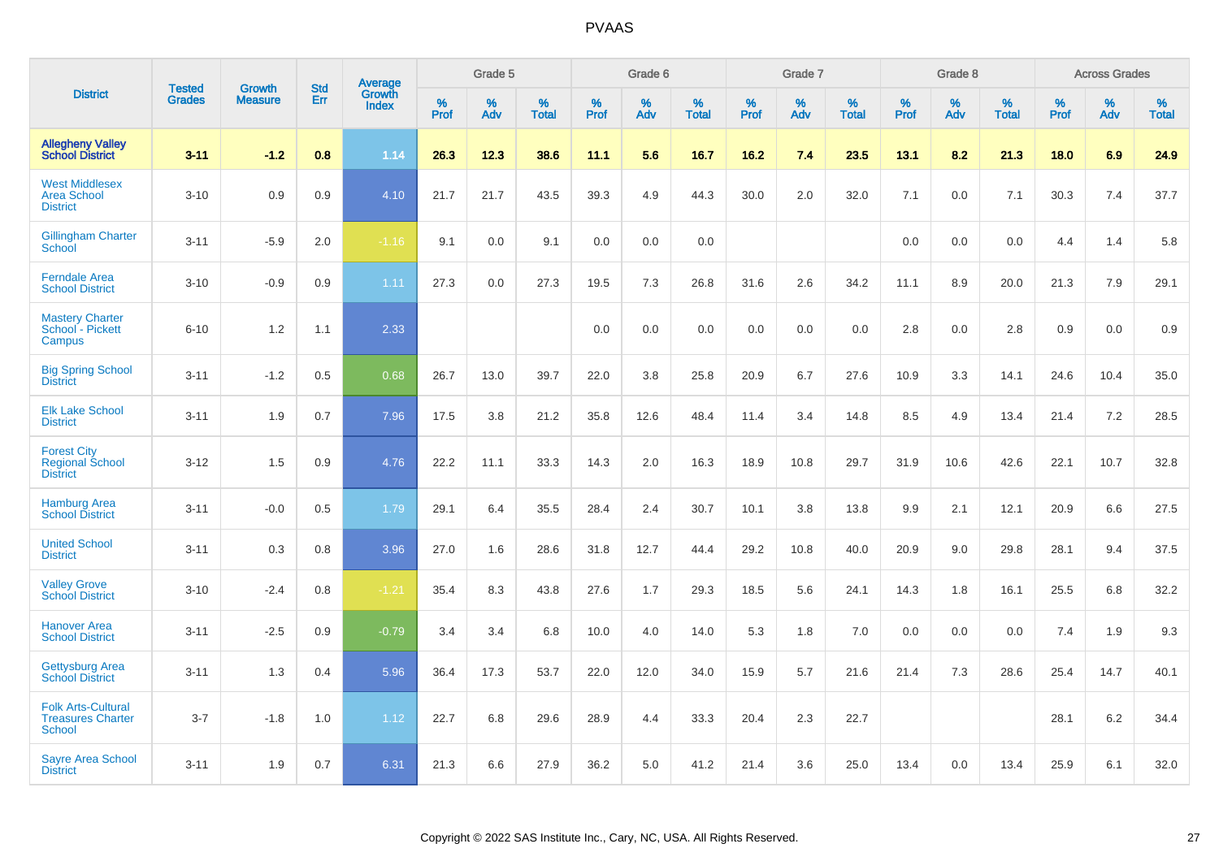# PVAAS

| District | Tested Grades | Growth Measure | Std Err | Average Growth Index | Grade 5 | | | Grade 6 | | | Grade 7 | | | Grade 8 | | | Across Grades | | |
|---|---|---|---|---|---|---|---|---|---|---|---|---|---|---|---|---|---|---|---|
| | | | | | % Prof | % Adv | % Total | % Prof | % Adv | % Total | % Prof | % Adv | % Total | % Prof | % Adv | % Total | % Prof | % Adv | % Total |
| **Allegheny Valley School District** | **3-11** | **-1.2** | **0.8** | **1.14** | **26.3** | **12.3** | **38.6** | **11.1** | **5.6** | **16.7** | **16.2** | **7.4** | **23.5** | **13.1** | **8.2** | **21.3** | **18.0** | **6.9** | **24.9** |
| West Middlesex Area School District | 3-10 | 0.9 | 0.9 | 4.10 | 21.7 | 21.7 | 43.5 | 39.3 | 4.9 | 44.3 | 30.0 | 2.0 | 32.0 | 7.1 | 0.0 | 7.1 | 30.3 | 7.4 | 37.7 |
| Gillingham Charter School | 3-11 | -5.9 | 2.0 | -1.16 | 9.1 | 0.0 | 9.1 | 0.0 | 0.0 | 0.0 | | | | 0.0 | 0.0 | 0.0 | 4.4 | 1.4 | 5.8 |
| Ferndale Area School District | 3-10 | -0.9 | 0.9 | 1.11 | 27.3 | 0.0 | 27.3 | 19.5 | 7.3 | 26.8 | 31.6 | 2.6 | 34.2 | 11.1 | 8.9 | 20.0 | 21.3 | 7.9 | 29.1 |
| Mastery Charter School - Pickett Campus | 6-10 | 1.2 | 1.1 | 2.33 | | | | 0.0 | 0.0 | 0.0 | 0.0 | 0.0 | 0.0 | 2.8 | 0.0 | 2.8 | 0.9 | 0.0 | 0.9 |
| Big Spring School District | 3-11 | -1.2 | 0.5 | 0.68 | 26.7 | 13.0 | 39.7 | 22.0 | 3.8 | 25.8 | 20.9 | 6.7 | 27.6 | 10.9 | 3.3 | 14.1 | 24.6 | 10.4 | 35.0 |
| Elk Lake School District | 3-11 | 1.9 | 0.7 | 7.96 | 17.5 | 3.8 | 21.2 | 35.8 | 12.6 | 48.4 | 11.4 | 3.4 | 14.8 | 8.5 | 4.9 | 13.4 | 21.4 | 7.2 | 28.5 |
| Forest City Regional School District | 3-12 | 1.5 | 0.9 | 4.76 | 22.2 | 11.1 | 33.3 | 14.3 | 2.0 | 16.3 | 18.9 | 10.8 | 29.7 | 31.9 | 10.6 | 42.6 | 22.1 | 10.7 | 32.8 |
| Hamburg Area School District | 3-11 | -0.0 | 0.5 | 1.79 | 29.1 | 6.4 | 35.5 | 28.4 | 2.4 | 30.7 | 10.1 | 3.8 | 13.8 | 9.9 | 2.1 | 12.1 | 20.9 | 6.6 | 27.5 |
| United School District | 3-11 | 0.3 | 0.8 | 3.96 | 27.0 | 1.6 | 28.6 | 31.8 | 12.7 | 44.4 | 29.2 | 10.8 | 40.0 | 20.9 | 9.0 | 29.8 | 28.1 | 9.4 | 37.5 |
| Valley Grove School District | 3-10 | -2.4 | 0.8 | -1.21 | 35.4 | 8.3 | 43.8 | 27.6 | 1.7 | 29.3 | 18.5 | 5.6 | 24.1 | 14.3 | 1.8 | 16.1 | 25.5 | 6.8 | 32.2 |
| Hanover Area School District | 3-11 | -2.5 | 0.9 | -0.79 | 3.4 | 3.4 | 6.8 | 10.0 | 4.0 | 14.0 | 5.3 | 1.8 | 7.0 | 0.0 | 0.0 | 0.0 | 7.4 | 1.9 | 9.3 |
| Gettysburg Area School District | 3-11 | 1.3 | 0.4 | 5.96 | 36.4 | 17.3 | 53.7 | 22.0 | 12.0 | 34.0 | 15.9 | 5.7 | 21.6 | 21.4 | 7.3 | 28.6 | 25.4 | 14.7 | 40.1 |
| Folk Arts-Cultural Treasures Charter School | 3-7 | -1.8 | 1.0 | 1.12 | 22.7 | 6.8 | 29.6 | 28.9 | 4.4 | 33.3 | 20.4 | 2.3 | 22.7 | | | | 28.1 | 6.2 | 34.4 |
| Sayre Area School District | 3-11 | 1.9 | 0.7 | 6.31 | 21.3 | 6.6 | 27.9 | 36.2 | 5.0 | 41.2 | 21.4 | 3.6 | 25.0 | 13.4 | 0.0 | 13.4 | 25.9 | 6.1 | 32.0 |

Copyright © 2022 SAS Institute Inc., Cary, NC, USA. All Rights Reserved.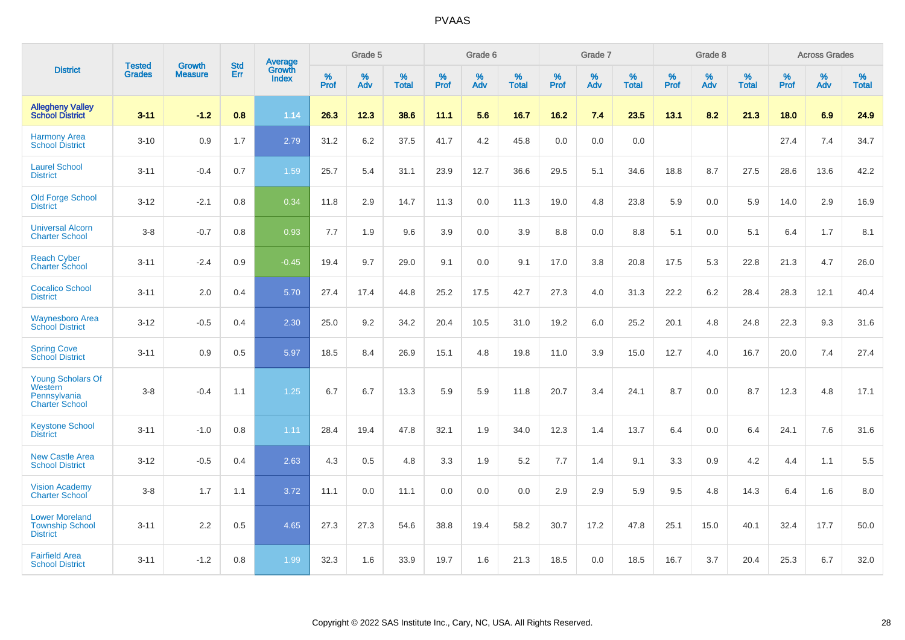# PVAAS

| District | Tested Grades | Growth Measure | Std Err | Average Growth Index | Grade 5 | | | Grade 6 | | | Grade 7 | | | Grade 8 | | | Across Grades | | |
|---|---|---|---|---|---|---|---|---|---|---|---|---|---|---|---|---|---|---|---|
| | | | | | % Prof | % Adv | % Total | % Prof | % Adv | % Total | % Prof | % Adv | % Total | % Prof | % Adv | % Total | % Prof | % Adv | % Total |
| **Allegheny Valley School District** | **3-11** | **-1.2** | **0.8** | **1.14** | **26.3** | **12.3** | **38.6** | **11.1** | **5.6** | **16.7** | **16.2** | **7.4** | **23.5** | **13.1** | **8.2** | **21.3** | **18.0** | **6.9** | **24.9** |
| Harmony Area School District | 3-10 | 0.9 | 1.7 | 2.79 | 31.2 | 6.2 | 37.5 | 41.7 | 4.2 | 45.8 | 0.0 | 0.0 | 0.0 | | | | 27.4 | 7.4 | 34.7 |
| Laurel School District | 3-11 | -0.4 | 0.7 | 1.59 | 25.7 | 5.4 | 31.1 | 23.9 | 12.7 | 36.6 | 29.5 | 5.1 | 34.6 | 18.8 | 8.7 | 27.5 | 28.6 | 13.6 | 42.2 |
| Old Forge School District | 3-12 | -2.1 | 0.8 | 0.34 | 11.8 | 2.9 | 14.7 | 11.3 | 0.0 | 11.3 | 19.0 | 4.8 | 23.8 | 5.9 | 0.0 | 5.9 | 14.0 | 2.9 | 16.9 |
| Universal Alcorn Charter School | 3-8 | -0.7 | 0.8 | 0.93 | 7.7 | 1.9 | 9.6 | 3.9 | 0.0 | 3.9 | 8.8 | 0.0 | 8.8 | 5.1 | 0.0 | 5.1 | 6.4 | 1.7 | 8.1 |
| Reach Cyber Charter School | 3-11 | -2.4 | 0.9 | -0.45 | 19.4 | 9.7 | 29.0 | 9.1 | 0.0 | 9.1 | 17.0 | 3.8 | 20.8 | 17.5 | 5.3 | 22.8 | 21.3 | 4.7 | 26.0 |
| Cocalico School District | 3-11 | 2.0 | 0.4 | 5.70 | 27.4 | 17.4 | 44.8 | 25.2 | 17.5 | 42.7 | 27.3 | 4.0 | 31.3 | 22.2 | 6.2 | 28.4 | 28.3 | 12.1 | 40.4 |
| Waynesboro Area School District | 3-12 | -0.5 | 0.4 | 2.30 | 25.0 | 9.2 | 34.2 | 20.4 | 10.5 | 31.0 | 19.2 | 6.0 | 25.2 | 20.1 | 4.8 | 24.8 | 22.3 | 9.3 | 31.6 |
| Spring Cove School District | 3-11 | 0.9 | 0.5 | 5.97 | 18.5 | 8.4 | 26.9 | 15.1 | 4.8 | 19.8 | 11.0 | 3.9 | 15.0 | 12.7 | 4.0 | 16.7 | 20.0 | 7.4 | 27.4 |
| Young Scholars Of Western Pennsylvania Charter School | 3-8 | -0.4 | 1.1 | 1.25 | 6.7 | 6.7 | 13.3 | 5.9 | 5.9 | 11.8 | 20.7 | 3.4 | 24.1 | 8.7 | 0.0 | 8.7 | 12.3 | 4.8 | 17.1 |
| Keystone School District | 3-11 | -1.0 | 0.8 | 1.11 | 28.4 | 19.4 | 47.8 | 32.1 | 1.9 | 34.0 | 12.3 | 1.4 | 13.7 | 6.4 | 0.0 | 6.4 | 24.1 | 7.6 | 31.6 |
| New Castle Area School District | 3-12 | -0.5 | 0.4 | 2.63 | 4.3 | 0.5 | 4.8 | 3.3 | 1.9 | 5.2 | 7.7 | 1.4 | 9.1 | 3.3 | 0.9 | 4.2 | 4.4 | 1.1 | 5.5 |
| Vision Academy Charter School | 3-8 | 1.7 | 1.1 | 3.72 | 11.1 | 0.0 | 11.1 | 0.0 | 0.0 | 0.0 | 2.9 | 2.9 | 5.9 | 9.5 | 4.8 | 14.3 | 6.4 | 1.6 | 8.0 |
| Lower Moreland Township School District | 3-11 | 2.2 | 0.5 | 4.65 | 27.3 | 27.3 | 54.6 | 38.8 | 19.4 | 58.2 | 30.7 | 17.2 | 47.8 | 25.1 | 15.0 | 40.1 | 32.4 | 17.7 | 50.0 |
| Fairfield Area School District | 3-11 | -1.2 | 0.8 | 1.99 | 32.3 | 1.6 | 33.9 | 19.7 | 1.6 | 21.3 | 18.5 | 0.0 | 18.5 | 16.7 | 3.7 | 20.4 | 25.3 | 6.7 | 32.0 |

Copyright © 2022 SAS Institute Inc., Cary, NC, USA. All Rights Reserved.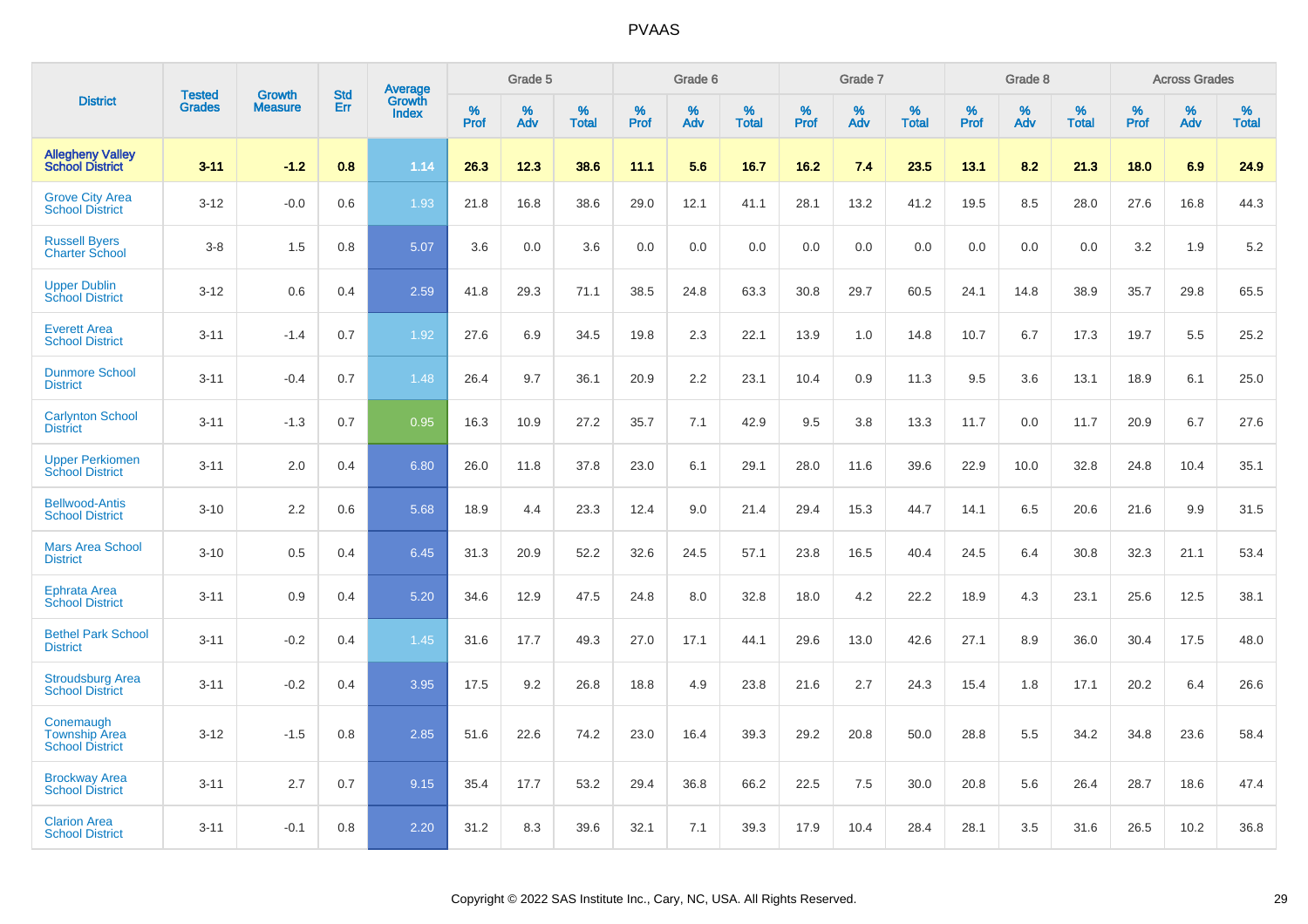| District | Tested Grades | Growth Measure | Std Err | Average Growth Index | Grade 5 | | | Grade 6 | | | Grade 7 | | | Grade 8 | | | Across Grades | | |
|---|---|---|---|---|---|---|---|---|---|---|---|---|---|---|---|---|---|---|---|
| | | | | | % Prof | % Adv | % Total | % Prof | % Adv | % Total | % Prof | % Adv | % Total | % Prof | % Adv | % Total | % Prof | % Adv | % Total |
| **Allegheny Valley School District** | **3-11** | **-1.2** | **0.8** | **1.14** | **26.3** | **12.3** | **38.6** | **11.1** | **5.6** | **16.7** | **16.2** | **7.4** | **23.5** | **13.1** | **8.2** | **21.3** | **18.0** | **6.9** | **24.9** |
| Grove City Area School District | 3-12 | -0.0 | 0.6 | 1.93 | 21.8 | 16.8 | 38.6 | 29.0 | 12.1 | 41.1 | 28.1 | 13.2 | 41.2 | 19.5 | 8.5 | 28.0 | 27.6 | 16.8 | 44.3 |
| Russell Byers Charter School | 3-8 | 1.5 | 0.8 | 5.07 | 3.6 | 0.0 | 3.6 | 0.0 | 0.0 | 0.0 | 0.0 | 0.0 | 0.0 | 0.0 | 0.0 | 0.0 | 3.2 | 1.9 | 5.2 |
| Upper Dublin School District | 3-12 | 0.6 | 0.4 | 2.59 | 41.8 | 29.3 | 71.1 | 38.5 | 24.8 | 63.3 | 30.8 | 29.7 | 60.5 | 24.1 | 14.8 | 38.9 | 35.7 | 29.8 | 65.5 |
| Everett Area School District | 3-11 | -1.4 | 0.7 | 1.92 | 27.6 | 6.9 | 34.5 | 19.8 | 2.3 | 22.1 | 13.9 | 1.0 | 14.8 | 10.7 | 6.7 | 17.3 | 19.7 | 5.5 | 25.2 |
| Dunmore School District | 3-11 | -0.4 | 0.7 | 1.48 | 26.4 | 9.7 | 36.1 | 20.9 | 2.2 | 23.1 | 10.4 | 0.9 | 11.3 | 9.5 | 3.6 | 13.1 | 18.9 | 6.1 | 25.0 |
| Carlynton School District | 3-11 | -1.3 | 0.7 | 0.95 | 16.3 | 10.9 | 27.2 | 35.7 | 7.1 | 42.9 | 9.5 | 3.8 | 13.3 | 11.7 | 0.0 | 11.7 | 20.9 | 6.7 | 27.6 |
| Upper Perkiomen School District | 3-11 | 2.0 | 0.4 | 6.80 | 26.0 | 11.8 | 37.8 | 23.0 | 6.1 | 29.1 | 28.0 | 11.6 | 39.6 | 22.9 | 10.0 | 32.8 | 24.8 | 10.4 | 35.1 |
| Bellwood-Antis School District | 3-10 | 2.2 | 0.6 | 5.68 | 18.9 | 4.4 | 23.3 | 12.4 | 9.0 | 21.4 | 29.4 | 15.3 | 44.7 | 14.1 | 6.5 | 20.6 | 21.6 | 9.9 | 31.5 |
| Mars Area School District | 3-10 | 0.5 | 0.4 | 6.45 | 31.3 | 20.9 | 52.2 | 32.6 | 24.5 | 57.1 | 23.8 | 16.5 | 40.4 | 24.5 | 6.4 | 30.8 | 32.3 | 21.1 | 53.4 |
| Ephrata Area School District | 3-11 | 0.9 | 0.4 | 5.20 | 34.6 | 12.9 | 47.5 | 24.8 | 8.0 | 32.8 | 18.0 | 4.2 | 22.2 | 18.9 | 4.3 | 23.1 | 25.6 | 12.5 | 38.1 |
| Bethel Park School District | 3-11 | -0.2 | 0.4 | 1.45 | 31.6 | 17.7 | 49.3 | 27.0 | 17.1 | 44.1 | 29.6 | 13.0 | 42.6 | 27.1 | 8.9 | 36.0 | 30.4 | 17.5 | 48.0 |
| Stroudsburg Area School District | 3-11 | -0.2 | 0.4 | 3.95 | 17.5 | 9.2 | 26.8 | 18.8 | 4.9 | 23.8 | 21.6 | 2.7 | 24.3 | 15.4 | 1.8 | 17.1 | 20.2 | 6.4 | 26.6 |
| Conemaugh Township Area School District | 3-12 | -1.5 | 0.8 | 2.85 | 51.6 | 22.6 | 74.2 | 23.0 | 16.4 | 39.3 | 29.2 | 20.8 | 50.0 | 28.8 | 5.5 | 34.2 | 34.8 | 23.6 | 58.4 |
| Brockway Area School District | 3-11 | 2.7 | 0.7 | 9.15 | 35.4 | 17.7 | 53.2 | 29.4 | 36.8 | 66.2 | 22.5 | 7.5 | 30.0 | 20.8 | 5.6 | 26.4 | 28.7 | 18.6 | 47.4 |
| Clarion Area School District | 3-11 | -0.1 | 0.8 | 2.20 | 31.2 | 8.3 | 39.6 | 32.1 | 7.1 | 39.3 | 17.9 | 10.4 | 28.4 | 28.1 | 3.5 | 31.6 | 26.5 | 10.2 | 36.8 |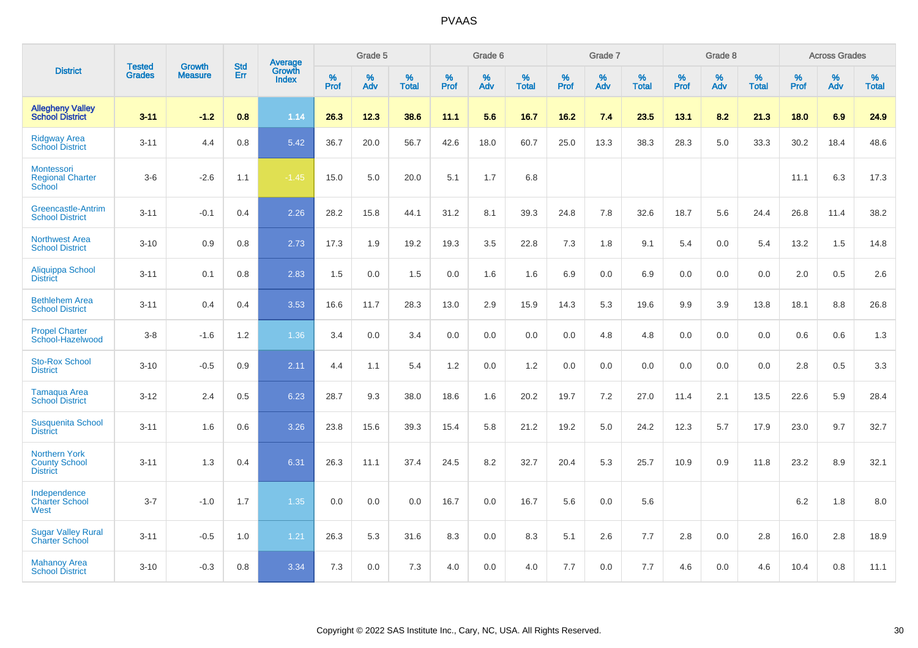# PVAAS

| District | Tested Grades | Growth Measure | Std Err | Average Growth Index | Grade 5 | | | Grade 6 | | | Grade 7 | | | Grade 8 | | | Across Grades | | |
|---|---|---|---|---|---|---|---|---|---|---|---|---|---|---|---|---|---|---|---|
| | | | | | % Prof | % Adv | % Total | % Prof | % Adv | % Total | % Prof | % Adv | % Total | % Prof | % Adv | % Total | % Prof | % Adv | % Total |
| **Allegheny Valley School District** | **3-11** | **-1.2** | **0.8** | **1.14** | **26.3** | **12.3** | **38.6** | **11.1** | **5.6** | **16.7** | **16.2** | **7.4** | **23.5** | **13.1** | **8.2** | **21.3** | **18.0** | **6.9** | **24.9** |
| Ridgway Area School District | 3-11 | 4.4 | 0.8 | 5.42 | 36.7 | 20.0 | 56.7 | 42.6 | 18.0 | 60.7 | 25.0 | 13.3 | 38.3 | 28.3 | 5.0 | 33.3 | 30.2 | 18.4 | 48.6 |
| Montessori Regional Charter School | 3-6 | -2.6 | 1.1 | -1.45 | 15.0 | 5.0 | 20.0 | 5.1 | 1.7 | 6.8 | | | | | | | 11.1 | 6.3 | 17.3 |
| Greencastle-Antrim School District | 3-11 | -0.1 | 0.4 | 2.26 | 28.2 | 15.8 | 44.1 | 31.2 | 8.1 | 39.3 | 24.8 | 7.8 | 32.6 | 18.7 | 5.6 | 24.4 | 26.8 | 11.4 | 38.2 |
| Northwest Area School District | 3-10 | 0.9 | 0.8 | 2.73 | 17.3 | 1.9 | 19.2 | 19.3 | 3.5 | 22.8 | 7.3 | 1.8 | 9.1 | 5.4 | 0.0 | 5.4 | 13.2 | 1.5 | 14.8 |
| Aliquippa School District | 3-11 | 0.1 | 0.8 | 2.83 | 1.5 | 0.0 | 1.5 | 0.0 | 1.6 | 1.6 | 6.9 | 0.0 | 6.9 | 0.0 | 0.0 | 0.0 | 2.0 | 0.5 | 2.6 |
| Bethlehem Area School District | 3-11 | 0.4 | 0.4 | 3.53 | 16.6 | 11.7 | 28.3 | 13.0 | 2.9 | 15.9 | 14.3 | 5.3 | 19.6 | 9.9 | 3.9 | 13.8 | 18.1 | 8.8 | 26.8 |
| Propel Charter School-Hazelwood | 3-8 | -1.6 | 1.2 | 1.36 | 3.4 | 0.0 | 3.4 | 0.0 | 0.0 | 0.0 | 0.0 | 4.8 | 4.8 | 0.0 | 0.0 | 0.0 | 0.6 | 0.6 | 1.3 |
| Sto-Rox School District | 3-10 | -0.5 | 0.9 | 2.11 | 4.4 | 1.1 | 5.4 | 1.2 | 0.0 | 1.2 | 0.0 | 0.0 | 0.0 | 0.0 | 0.0 | 0.0 | 2.8 | 0.5 | 3.3 |
| Tamaqua Area School District | 3-12 | 2.4 | 0.5 | 6.23 | 28.7 | 9.3 | 38.0 | 18.6 | 1.6 | 20.2 | 19.7 | 7.2 | 27.0 | 11.4 | 2.1 | 13.5 | 22.6 | 5.9 | 28.4 |
| Susquenita School District | 3-11 | 1.6 | 0.6 | 3.26 | 23.8 | 15.6 | 39.3 | 15.4 | 5.8 | 21.2 | 19.2 | 5.0 | 24.2 | 12.3 | 5.7 | 17.9 | 23.0 | 9.7 | 32.7 |
| Northern York County School District | 3-11 | 1.3 | 0.4 | 6.31 | 26.3 | 11.1 | 37.4 | 24.5 | 8.2 | 32.7 | 20.4 | 5.3 | 25.7 | 10.9 | 0.9 | 11.8 | 23.2 | 8.9 | 32.1 |
| Independence Charter School West | 3-7 | -1.0 | 1.7 | 1.35 | 0.0 | 0.0 | 0.0 | 16.7 | 0.0 | 16.7 | 5.6 | 0.0 | 5.6 | | | | 6.2 | 1.8 | 8.0 |
| Sugar Valley Rural Charter School | 3-11 | -0.5 | 1.0 | 1.21 | 26.3 | 5.3 | 31.6 | 8.3 | 0.0 | 8.3 | 5.1 | 2.6 | 7.7 | 2.8 | 0.0 | 2.8 | 16.0 | 2.8 | 18.9 |
| Mahanoy Area School District | 3-10 | -0.3 | 0.8 | 3.34 | 7.3 | 0.0 | 7.3 | 4.0 | 0.0 | 4.0 | 7.7 | 0.0 | 7.7 | 4.6 | 0.0 | 4.6 | 10.4 | 0.8 | 11.1 |

Copyright © 2022 SAS Institute Inc., Cary, NC, USA. All Rights Reserved.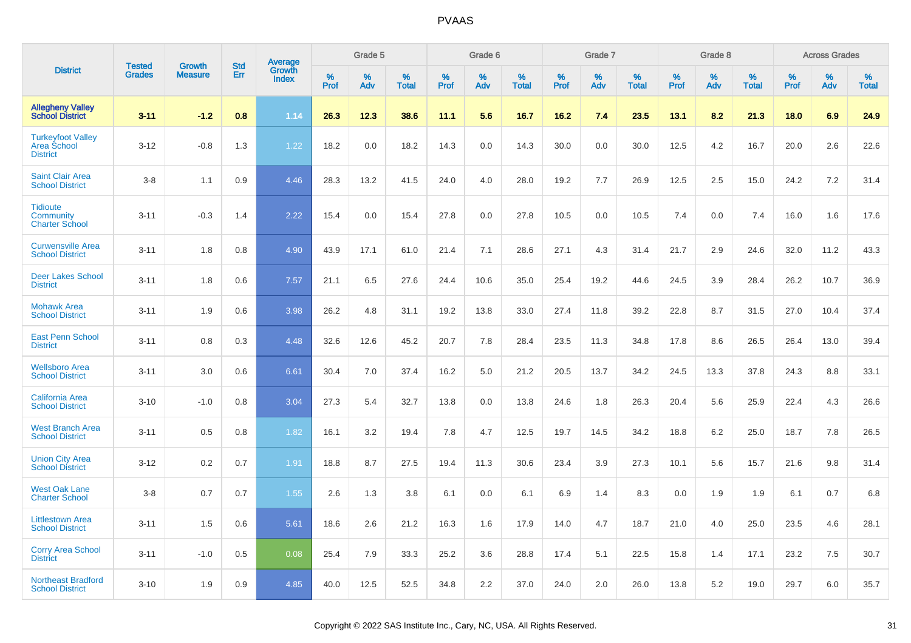| District | Tested Grades | Growth Measure | Std Err | Average Growth Index | Grade 5 | | | Grade 6 | | | Grade 7 | | | Grade 8 | | | Across Grades | | |
|---|---|---|---|---|---|---|---|---|---|---|---|---|---|---|---|---|---|---|---|
| | | | | | % Prof | % Adv | % Total | % Prof | % Adv | % Total | % Prof | % Adv | % Total | % Prof | % Adv | % Total | % Prof | % Adv | % Total |
| **Allegheny Valley School District** | **3-11** | **-1.2** | **0.8** | **1.14** | **26.3** | **12.3** | **38.6** | **11.1** | **5.6** | **16.7** | **16.2** | **7.4** | **23.5** | **13.1** | **8.2** | **21.3** | **18.0** | **6.9** | **24.9** |
| Turkeyfoot Valley Area School District | 3-12 | -0.8 | 1.3 | 1.22 | 18.2 | 0.0 | 18.2 | 14.3 | 0.0 | 14.3 | 30.0 | 0.0 | 30.0 | 12.5 | 4.2 | 16.7 | 20.0 | 2.6 | 22.6 |
| Saint Clair Area School District | 3-8 | 1.1 | 0.9 | 4.46 | 28.3 | 13.2 | 41.5 | 24.0 | 4.0 | 28.0 | 19.2 | 7.7 | 26.9 | 12.5 | 2.5 | 15.0 | 24.2 | 7.2 | 31.4 |
| Tidioute Community Charter School | 3-11 | -0.3 | 1.4 | 2.22 | 15.4 | 0.0 | 15.4 | 27.8 | 0.0 | 27.8 | 10.5 | 0.0 | 10.5 | 7.4 | 0.0 | 7.4 | 16.0 | 1.6 | 17.6 |
| Curwensville Area School District | 3-11 | 1.8 | 0.8 | 4.90 | 43.9 | 17.1 | 61.0 | 21.4 | 7.1 | 28.6 | 27.1 | 4.3 | 31.4 | 21.7 | 2.9 | 24.6 | 32.0 | 11.2 | 43.3 |
| Deer Lakes School District | 3-11 | 1.8 | 0.6 | 7.57 | 21.1 | 6.5 | 27.6 | 24.4 | 10.6 | 35.0 | 25.4 | 19.2 | 44.6 | 24.5 | 3.9 | 28.4 | 26.2 | 10.7 | 36.9 |
| Mohawk Area School District | 3-11 | 1.9 | 0.6 | 3.98 | 26.2 | 4.8 | 31.1 | 19.2 | 13.8 | 33.0 | 27.4 | 11.8 | 39.2 | 22.8 | 8.7 | 31.5 | 27.0 | 10.4 | 37.4 |
| East Penn School District | 3-11 | 0.8 | 0.3 | 4.48 | 32.6 | 12.6 | 45.2 | 20.7 | 7.8 | 28.4 | 23.5 | 11.3 | 34.8 | 17.8 | 8.6 | 26.5 | 26.4 | 13.0 | 39.4 |
| Wellsboro Area School District | 3-11 | 3.0 | 0.6 | 6.61 | 30.4 | 7.0 | 37.4 | 16.2 | 5.0 | 21.2 | 20.5 | 13.7 | 34.2 | 24.5 | 13.3 | 37.8 | 24.3 | 8.8 | 33.1 |
| California Area School District | 3-10 | -1.0 | 0.8 | 3.04 | 27.3 | 5.4 | 32.7 | 13.8 | 0.0 | 13.8 | 24.6 | 1.8 | 26.3 | 20.4 | 5.6 | 25.9 | 22.4 | 4.3 | 26.6 |
| West Branch Area School District | 3-11 | 0.5 | 0.8 | 1.82 | 16.1 | 3.2 | 19.4 | 7.8 | 4.7 | 12.5 | 19.7 | 14.5 | 34.2 | 18.8 | 6.2 | 25.0 | 18.7 | 7.8 | 26.5 |
| Union City Area School District | 3-12 | 0.2 | 0.7 | 1.91 | 18.8 | 8.7 | 27.5 | 19.4 | 11.3 | 30.6 | 23.4 | 3.9 | 27.3 | 10.1 | 5.6 | 15.7 | 21.6 | 9.8 | 31.4 |
| West Oak Lane Charter School | 3-8 | 0.7 | 0.7 | 1.55 | 2.6 | 1.3 | 3.8 | 6.1 | 0.0 | 6.1 | 6.9 | 1.4 | 8.3 | 0.0 | 1.9 | 1.9 | 6.1 | 0.7 | 6.8 |
| Littlestown Area School District | 3-11 | 1.5 | 0.6 | 5.61 | 18.6 | 2.6 | 21.2 | 16.3 | 1.6 | 17.9 | 14.0 | 4.7 | 18.7 | 21.0 | 4.0 | 25.0 | 23.5 | 4.6 | 28.1 |
| Corry Area School District | 3-11 | -1.0 | 0.5 | 0.08 | 25.4 | 7.9 | 33.3 | 25.2 | 3.6 | 28.8 | 17.4 | 5.1 | 22.5 | 15.8 | 1.4 | 17.1 | 23.2 | 7.5 | 30.7 |
| Northeast Bradford School District | 3-10 | 1.9 | 0.9 | 4.85 | 40.0 | 12.5 | 52.5 | 34.8 | 2.2 | 37.0 | 24.0 | 2.0 | 26.0 | 13.8 | 5.2 | 19.0 | 29.7 | 6.0 | 35.7 |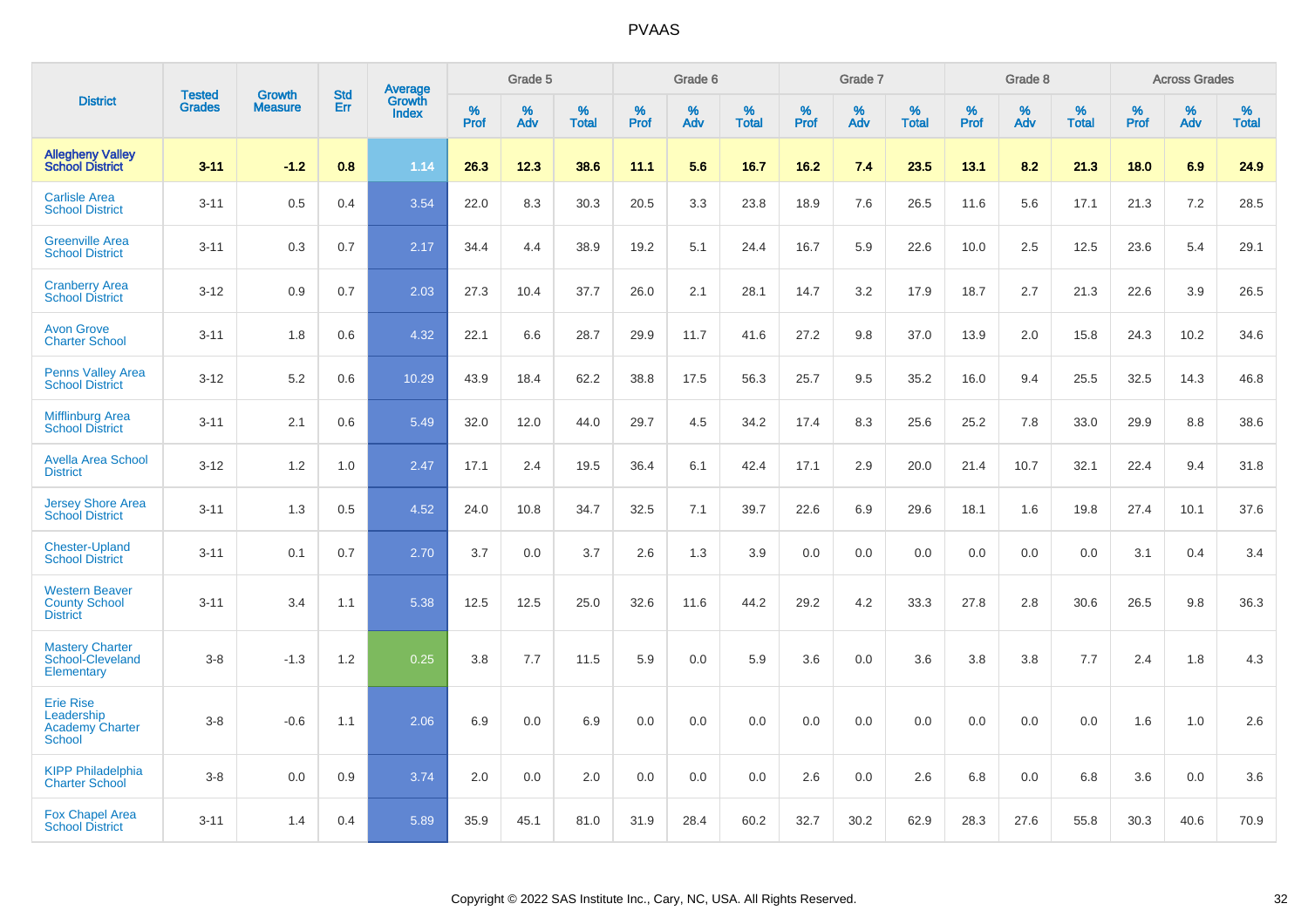| District | Tested Grades | Growth Measure | Std Err | Average Growth Index | Grade 5 | | | Grade 6 | | | Grade 7 | | | Grade 8 | | | Across Grades | | |
|---|---|---|---|---|---|---|---|---|---|---|---|---|---|---|---|---|---|---|---|
| | | | | | % Prof | % Adv | % Total | % Prof | % Adv | % Total | % Prof | % Adv | % Total | % Prof | % Adv | % Total | % Prof | % Adv | % Total |
| **Allegheny Valley School District** | **3-11** | **-1.2** | **0.8** | **1.14** | **26.3** | **12.3** | **38.6** | **11.1** | **5.6** | **16.7** | **16.2** | **7.4** | **23.5** | **13.1** | **8.2** | **21.3** | **18.0** | **6.9** | **24.9** |
| Carlisle Area School District | 3-11 | 0.5 | 0.4 | 3.54 | 22.0 | 8.3 | 30.3 | 20.5 | 3.3 | 23.8 | 18.9 | 7.6 | 26.5 | 11.6 | 5.6 | 17.1 | 21.3 | 7.2 | 28.5 |
| Greenville Area School District | 3-11 | 0.3 | 0.7 | 2.17 | 34.4 | 4.4 | 38.9 | 19.2 | 5.1 | 24.4 | 16.7 | 5.9 | 22.6 | 10.0 | 2.5 | 12.5 | 23.6 | 5.4 | 29.1 |
| Cranberry Area School District | 3-12 | 0.9 | 0.7 | 2.03 | 27.3 | 10.4 | 37.7 | 26.0 | 2.1 | 28.1 | 14.7 | 3.2 | 17.9 | 18.7 | 2.7 | 21.3 | 22.6 | 3.9 | 26.5 |
| Avon Grove Charter School | 3-11 | 1.8 | 0.6 | 4.32 | 22.1 | 6.6 | 28.7 | 29.9 | 11.7 | 41.6 | 27.2 | 9.8 | 37.0 | 13.9 | 2.0 | 15.8 | 24.3 | 10.2 | 34.6 |
| Penns Valley Area School District | 3-12 | 5.2 | 0.6 | 10.29 | 43.9 | 18.4 | 62.2 | 38.8 | 17.5 | 56.3 | 25.7 | 9.5 | 35.2 | 16.0 | 9.4 | 25.5 | 32.5 | 14.3 | 46.8 |
| Mifflinburg Area School District | 3-11 | 2.1 | 0.6 | 5.49 | 32.0 | 12.0 | 44.0 | 29.7 | 4.5 | 34.2 | 17.4 | 8.3 | 25.6 | 25.2 | 7.8 | 33.0 | 29.9 | 8.8 | 38.6 |
| Avella Area School District | 3-12 | 1.2 | 1.0 | 2.47 | 17.1 | 2.4 | 19.5 | 36.4 | 6.1 | 42.4 | 17.1 | 2.9 | 20.0 | 21.4 | 10.7 | 32.1 | 22.4 | 9.4 | 31.8 |
| Jersey Shore Area School District | 3-11 | 1.3 | 0.5 | 4.52 | 24.0 | 10.8 | 34.7 | 32.5 | 7.1 | 39.7 | 22.6 | 6.9 | 29.6 | 18.1 | 1.6 | 19.8 | 27.4 | 10.1 | 37.6 |
| Chester-Upland School District | 3-11 | 0.1 | 0.7 | 2.70 | 3.7 | 0.0 | 3.7 | 2.6 | 1.3 | 3.9 | 0.0 | 0.0 | 0.0 | 0.0 | 0.0 | 0.0 | 3.1 | 0.4 | 3.4 |
| Western Beaver County School District | 3-11 | 3.4 | 1.1 | 5.38 | 12.5 | 12.5 | 25.0 | 32.6 | 11.6 | 44.2 | 29.2 | 4.2 | 33.3 | 27.8 | 2.8 | 30.6 | 26.5 | 9.8 | 36.3 |
| Mastery Charter School-Cleveland Elementary | 3-8 | -1.3 | 1.2 | 0.25 | 3.8 | 7.7 | 11.5 | 5.9 | 0.0 | 5.9 | 3.6 | 0.0 | 3.6 | 3.8 | 3.8 | 7.7 | 2.4 | 1.8 | 4.3 |
| Erie Rise Leadership Academy Charter School | 3-8 | -0.6 | 1.1 | 2.06 | 6.9 | 0.0 | 6.9 | 0.0 | 0.0 | 0.0 | 0.0 | 0.0 | 0.0 | 0.0 | 0.0 | 0.0 | 1.6 | 1.0 | 2.6 |
| KIPP Philadelphia Charter School | 3-8 | 0.0 | 0.9 | 3.74 | 2.0 | 0.0 | 2.0 | 0.0 | 0.0 | 0.0 | 2.6 | 0.0 | 2.6 | 6.8 | 0.0 | 6.8 | 3.6 | 0.0 | 3.6 |
| Fox Chapel Area School District | 3-11 | 1.4 | 0.4 | 5.89 | 35.9 | 45.1 | 81.0 | 31.9 | 28.4 | 60.2 | 32.7 | 30.2 | 62.9 | 28.3 | 27.6 | 55.8 | 30.3 | 40.6 | 70.9 |

Copyright © 2022 SAS Institute Inc., Cary, NC, USA. All Rights Reserved.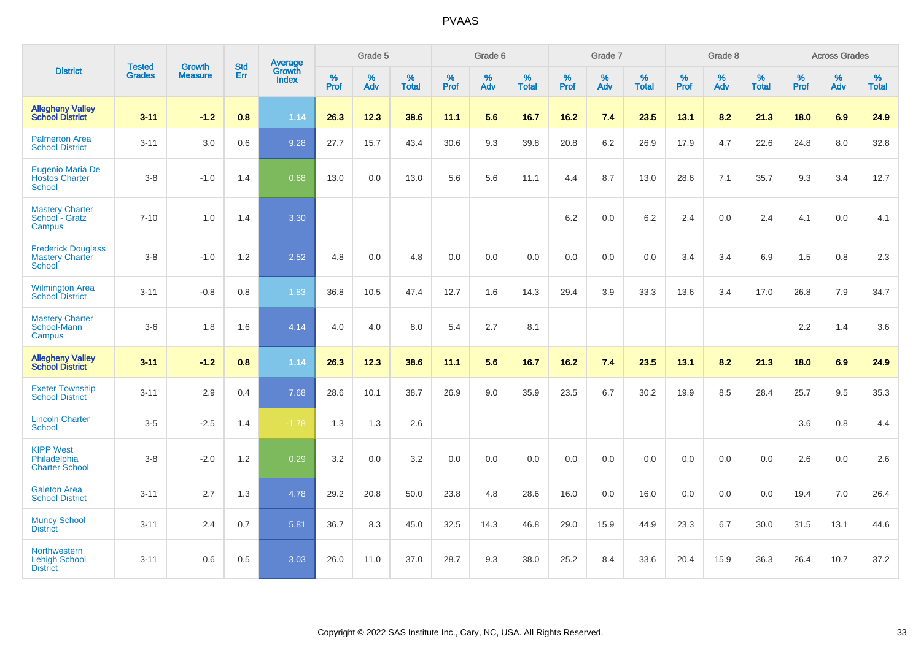# PVAAS

| District | Tested Grades | Growth Measure | Std Err | Average Growth Index | Grade 5 | | | Grade 6 | | | Grade 7 | | | Grade 8 | | | Across Grades | | |
|---|---|---|---|---|---|---|---|---|---|---|---|---|---|---|---|---|---|---|---|
| | | | | | % Prof | % Adv | % Total | % Prof | % Adv | % Total | % Prof | % Adv | % Total | % Prof | % Adv | % Total | % Prof | % Adv | % Total |
| **Allegheny Valley School District** | **3-11** | **-1.2** | **0.8** | **1.14** | **26.3** | **12.3** | **38.6** | **11.1** | **5.6** | **16.7** | **16.2** | **7.4** | **23.5** | **13.1** | **8.2** | **21.3** | **18.0** | **6.9** | **24.9** |
| Palmerton Area School District | 3-11 | 3.0 | 0.6 | 9.28 | 27.7 | 15.7 | 43.4 | 30.6 | 9.3 | 39.8 | 20.8 | 6.2 | 26.9 | 17.9 | 4.7 | 22.6 | 24.8 | 8.0 | 32.8 |
| Eugenio Maria De Hostos Charter School | 3-8 | -1.0 | 1.4 | 0.68 | 13.0 | 0.0 | 13.0 | 5.6 | 5.6 | 11.1 | 4.4 | 8.7 | 13.0 | 28.6 | 7.1 | 35.7 | 9.3 | 3.4 | 12.7 |
| Mastery Charter School - Gratz Campus | 7-10 | 1.0 | 1.4 | 3.30 | | | | | | | 6.2 | 0.0 | 6.2 | 2.4 | 0.0 | 2.4 | 4.1 | 0.0 | 4.1 |
| Frederick Douglass Mastery Charter School | 3-8 | -1.0 | 1.2 | 2.52 | 4.8 | 0.0 | 4.8 | 0.0 | 0.0 | 0.0 | 0.0 | 0.0 | 0.0 | 3.4 | 3.4 | 6.9 | 1.5 | 0.8 | 2.3 |
| Wilmington Area School District | 3-11 | -0.8 | 0.8 | 1.83 | 36.8 | 10.5 | 47.4 | 12.7 | 1.6 | 14.3 | 29.4 | 3.9 | 33.3 | 13.6 | 3.4 | 17.0 | 26.8 | 7.9 | 34.7 |
| Mastery Charter School-Mann Campus | 3-6 | 1.8 | 1.6 | 4.14 | 4.0 | 4.0 | 8.0 | 5.4 | 2.7 | 8.1 | | | | | | | 2.2 | 1.4 | 3.6 |
| **Allegheny Valley School District** | **3-11** | **-1.2** | **0.8** | **1.14** | **26.3** | **12.3** | **38.6** | **11.1** | **5.6** | **16.7** | **16.2** | **7.4** | **23.5** | **13.1** | **8.2** | **21.3** | **18.0** | **6.9** | **24.9** |
| Exeter Township School District | 3-11 | 2.9 | 0.4 | 7.68 | 28.6 | 10.1 | 38.7 | 26.9 | 9.0 | 35.9 | 23.5 | 6.7 | 30.2 | 19.9 | 8.5 | 28.4 | 25.7 | 9.5 | 35.3 |
| Lincoln Charter School | 3-5 | -2.5 | 1.4 | -1.78 | 1.3 | 1.3 | 2.6 | | | | | | | | | | 3.6 | 0.8 | 4.4 |
| KIPP West Philadelphia Charter School | 3-8 | -2.0 | 1.2 | 0.29 | 3.2 | 0.0 | 3.2 | 0.0 | 0.0 | 0.0 | 0.0 | 0.0 | 0.0 | 0.0 | 0.0 | 0.0 | 2.6 | 0.0 | 2.6 |
| Galeton Area School District | 3-11 | 2.7 | 1.3 | 4.78 | 29.2 | 20.8 | 50.0 | 23.8 | 4.8 | 28.6 | 16.0 | 0.0 | 16.0 | 0.0 | 0.0 | 0.0 | 19.4 | 7.0 | 26.4 |
| Muncy School District | 3-11 | 2.4 | 0.7 | 5.81 | 36.7 | 8.3 | 45.0 | 32.5 | 14.3 | 46.8 | 29.0 | 15.9 | 44.9 | 23.3 | 6.7 | 30.0 | 31.5 | 13.1 | 44.6 |
| Northwestern Lehigh School District | 3-11 | 0.6 | 0.5 | 3.03 | 26.0 | 11.0 | 37.0 | 28.7 | 9.3 | 38.0 | 25.2 | 8.4 | 33.6 | 20.4 | 15.9 | 36.3 | 26.4 | 10.7 | 37.2 |

Copyright © 2022 SAS Institute Inc., Cary, NC, USA. All Rights Reserved.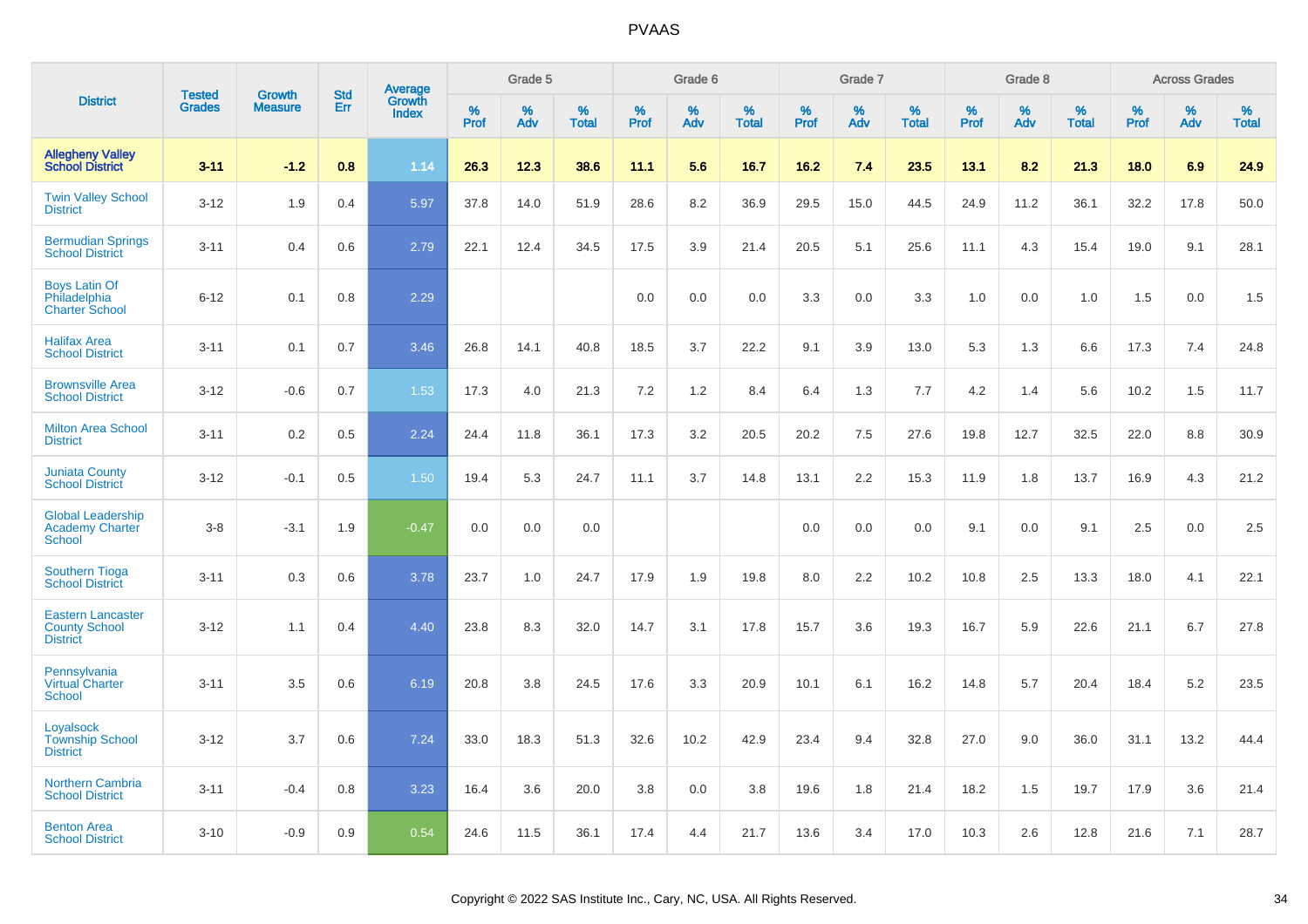# PVAAS

| District | Tested Grades | Growth Measure | Std Err | Average Growth Index | Grade 5 | | | Grade 6 | | | Grade 7 | | | Grade 8 | | | Across Grades | | |
|---|---|---|---|---|---|---|---|---|---|---|---|---|---|---|---|---|---|---|---|
| | | | | | % Prof | % Adv | % Total | % Prof | % Adv | % Total | % Prof | % Adv | % Total | % Prof | % Adv | % Total | % Prof | % Adv | % Total |
| **Allegheny Valley School District** | **3-11** | **-1.2** | **0.8** | **1.14** | **26.3** | **12.3** | **38.6** | **11.1** | **5.6** | **16.7** | **16.2** | **7.4** | **23.5** | **13.1** | **8.2** | **21.3** | **18.0** | **6.9** | **24.9** |
| Twin Valley School District | 3-12 | 1.9 | 0.4 | 5.97 | 37.8 | 14.0 | 51.9 | 28.6 | 8.2 | 36.9 | 29.5 | 15.0 | 44.5 | 24.9 | 11.2 | 36.1 | 32.2 | 17.8 | 50.0 |
| Bermudian Springs School District | 3-11 | 0.4 | 0.6 | 2.79 | 22.1 | 12.4 | 34.5 | 17.5 | 3.9 | 21.4 | 20.5 | 5.1 | 25.6 | 11.1 | 4.3 | 15.4 | 19.0 | 9.1 | 28.1 |
| Boys Latin Of Philadelphia Charter School | 6-12 | 0.1 | 0.8 | 2.29 | | | | 0.0 | 0.0 | 0.0 | 3.3 | 0.0 | 3.3 | 1.0 | 0.0 | 1.0 | 1.5 | 0.0 | 1.5 |
| Halifax Area School District | 3-11 | 0.1 | 0.7 | 3.46 | 26.8 | 14.1 | 40.8 | 18.5 | 3.7 | 22.2 | 9.1 | 3.9 | 13.0 | 5.3 | 1.3 | 6.6 | 17.3 | 7.4 | 24.8 |
| Brownsville Area School District | 3-12 | -0.6 | 0.7 | 1.53 | 17.3 | 4.0 | 21.3 | 7.2 | 1.2 | 8.4 | 6.4 | 1.3 | 7.7 | 4.2 | 1.4 | 5.6 | 10.2 | 1.5 | 11.7 |
| Milton Area School District | 3-11 | 0.2 | 0.5 | 2.24 | 24.4 | 11.8 | 36.1 | 17.3 | 3.2 | 20.5 | 20.2 | 7.5 | 27.6 | 19.8 | 12.7 | 32.5 | 22.0 | 8.8 | 30.9 |
| Juniata County School District | 3-12 | -0.1 | 0.5 | 1.50 | 19.4 | 5.3 | 24.7 | 11.1 | 3.7 | 14.8 | 13.1 | 2.2 | 15.3 | 11.9 | 1.8 | 13.7 | 16.9 | 4.3 | 21.2 |
| Global Leadership Academy Charter School | 3-8 | -3.1 | 1.9 | -0.47 | 0.0 | 0.0 | 0.0 | | | | 0.0 | 0.0 | 0.0 | 9.1 | 0.0 | 9.1 | 2.5 | 0.0 | 2.5 |
| Southern Tioga School District | 3-11 | 0.3 | 0.6 | 3.78 | 23.7 | 1.0 | 24.7 | 17.9 | 1.9 | 19.8 | 8.0 | 2.2 | 10.2 | 10.8 | 2.5 | 13.3 | 18.0 | 4.1 | 22.1 |
| Eastern Lancaster County School District | 3-12 | 1.1 | 0.4 | 4.40 | 23.8 | 8.3 | 32.0 | 14.7 | 3.1 | 17.8 | 15.7 | 3.6 | 19.3 | 16.7 | 5.9 | 22.6 | 21.1 | 6.7 | 27.8 |
| Pennsylvania Virtual Charter School | 3-11 | 3.5 | 0.6 | 6.19 | 20.8 | 3.8 | 24.5 | 17.6 | 3.3 | 20.9 | 10.1 | 6.1 | 16.2 | 14.8 | 5.7 | 20.4 | 18.4 | 5.2 | 23.5 |
| Loyalsock Township School District | 3-12 | 3.7 | 0.6 | 7.24 | 33.0 | 18.3 | 51.3 | 32.6 | 10.2 | 42.9 | 23.4 | 9.4 | 32.8 | 27.0 | 9.0 | 36.0 | 31.1 | 13.2 | 44.4 |
| Northern Cambria School District | 3-11 | -0.4 | 0.8 | 3.23 | 16.4 | 3.6 | 20.0 | 3.8 | 0.0 | 3.8 | 19.6 | 1.8 | 21.4 | 18.2 | 1.5 | 19.7 | 17.9 | 3.6 | 21.4 |
| Benton Area School District | 3-10 | -0.9 | 0.9 | 0.54 | 24.6 | 11.5 | 36.1 | 17.4 | 4.4 | 21.7 | 13.6 | 3.4 | 17.0 | 10.3 | 2.6 | 12.8 | 21.6 | 7.1 | 28.7 |

Copyright © 2022 SAS Institute Inc., Cary, NC, USA. All Rights Reserved.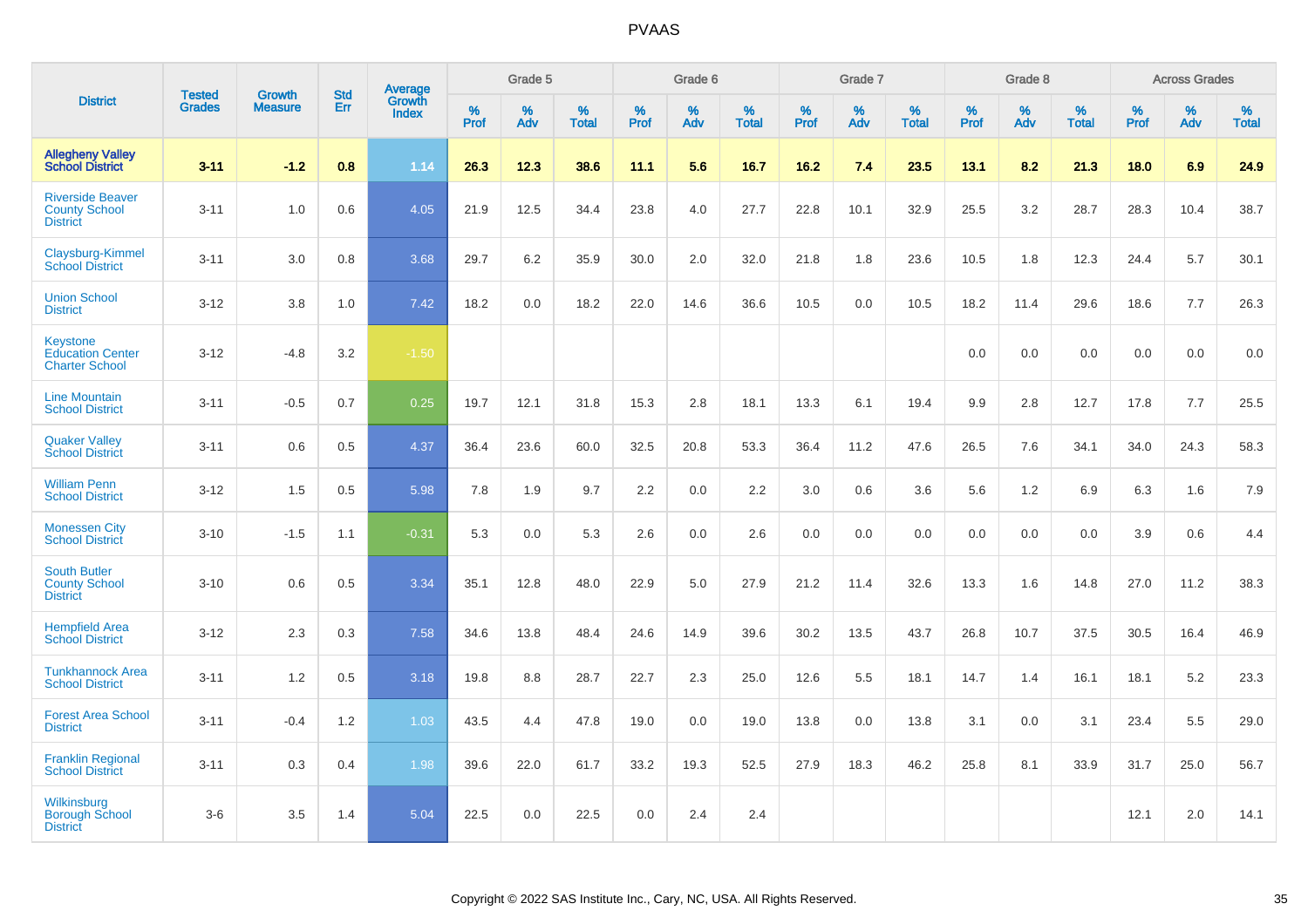# PVAAS

| District | Tested Grades | Growth Measure | Std Err | Average Growth Index | Grade 5 | | | Grade 6 | | | Grade 7 | | | Grade 8 | | | Across Grades | | |
|---|---|---|---|---|---|---|---|---|---|---|---|---|---|---|---|---|---|---|---|
| | | | | | % Prof | % Adv | % Total | % Prof | % Adv | % Total | % Prof | % Adv | % Total | % Prof | % Adv | % Total | % Prof | % Adv | % Total |
| **Allegheny Valley School District** | **3-11** | **-1.2** | **0.8** | **1.14** | **26.3** | **12.3** | **38.6** | **11.1** | **5.6** | **16.7** | **16.2** | **7.4** | **23.5** | **13.1** | **8.2** | **21.3** | **18.0** | **6.9** | **24.9** |
| Riverside Beaver County School District | 3-11 | 1.0 | 0.6 | 4.05 | 21.9 | 12.5 | 34.4 | 23.8 | 4.0 | 27.7 | 22.8 | 10.1 | 32.9 | 25.5 | 3.2 | 28.7 | 28.3 | 10.4 | 38.7 |
| Claysburg-Kimmel School District | 3-11 | 3.0 | 0.8 | 3.68 | 29.7 | 6.2 | 35.9 | 30.0 | 2.0 | 32.0 | 21.8 | 1.8 | 23.6 | 10.5 | 1.8 | 12.3 | 24.4 | 5.7 | 30.1 |
| Union School District | 3-12 | 3.8 | 1.0 | 7.42 | 18.2 | 0.0 | 18.2 | 22.0 | 14.6 | 36.6 | 10.5 | 0.0 | 10.5 | 18.2 | 11.4 | 29.6 | 18.6 | 7.7 | 26.3 |
| Keystone Education Center Charter School | 3-12 | -4.8 | 3.2 | -1.50 | | | | | | | | | | 0.0 | 0.0 | 0.0 | 0.0 | 0.0 | 0.0 |
| Line Mountain School District | 3-11 | -0.5 | 0.7 | 0.25 | 19.7 | 12.1 | 31.8 | 15.3 | 2.8 | 18.1 | 13.3 | 6.1 | 19.4 | 9.9 | 2.8 | 12.7 | 17.8 | 7.7 | 25.5 |
| Quaker Valley School District | 3-11 | 0.6 | 0.5 | 4.37 | 36.4 | 23.6 | 60.0 | 32.5 | 20.8 | 53.3 | 36.4 | 11.2 | 47.6 | 26.5 | 7.6 | 34.1 | 34.0 | 24.3 | 58.3 |
| William Penn School District | 3-12 | 1.5 | 0.5 | 5.98 | 7.8 | 1.9 | 9.7 | 2.2 | 0.0 | 2.2 | 3.0 | 0.6 | 3.6 | 5.6 | 1.2 | 6.9 | 6.3 | 1.6 | 7.9 |
| Monessen City School District | 3-10 | -1.5 | 1.1 | -0.31 | 5.3 | 0.0 | 5.3 | 2.6 | 0.0 | 2.6 | 0.0 | 0.0 | 0.0 | 0.0 | 0.0 | 0.0 | 3.9 | 0.6 | 4.4 |
| South Butler County School District | 3-10 | 0.6 | 0.5 | 3.34 | 35.1 | 12.8 | 48.0 | 22.9 | 5.0 | 27.9 | 21.2 | 11.4 | 32.6 | 13.3 | 1.6 | 14.8 | 27.0 | 11.2 | 38.3 |
| Hempfield Area School District | 3-12 | 2.3 | 0.3 | 7.58 | 34.6 | 13.8 | 48.4 | 24.6 | 14.9 | 39.6 | 30.2 | 13.5 | 43.7 | 26.8 | 10.7 | 37.5 | 30.5 | 16.4 | 46.9 |
| Tunkhannock Area School District | 3-11 | 1.2 | 0.5 | 3.18 | 19.8 | 8.8 | 28.7 | 22.7 | 2.3 | 25.0 | 12.6 | 5.5 | 18.1 | 14.7 | 1.4 | 16.1 | 18.1 | 5.2 | 23.3 |
| Forest Area School District | 3-11 | -0.4 | 1.2 | 1.03 | 43.5 | 4.4 | 47.8 | 19.0 | 0.0 | 19.0 | 13.8 | 0.0 | 13.8 | 3.1 | 0.0 | 3.1 | 23.4 | 5.5 | 29.0 |
| Franklin Regional School District | 3-11 | 0.3 | 0.4 | 1.98 | 39.6 | 22.0 | 61.7 | 33.2 | 19.3 | 52.5 | 27.9 | 18.3 | 46.2 | 25.8 | 8.1 | 33.9 | 31.7 | 25.0 | 56.7 |
| Wilkinsburg Borough School District | 3-6 | 3.5 | 1.4 | 5.04 | 22.5 | 0.0 | 22.5 | 0.0 | 2.4 | 2.4 | | | | | | | 12.1 | 2.0 | 14.1 |

Copyright © 2022 SAS Institute Inc., Cary, NC, USA. All Rights Reserved.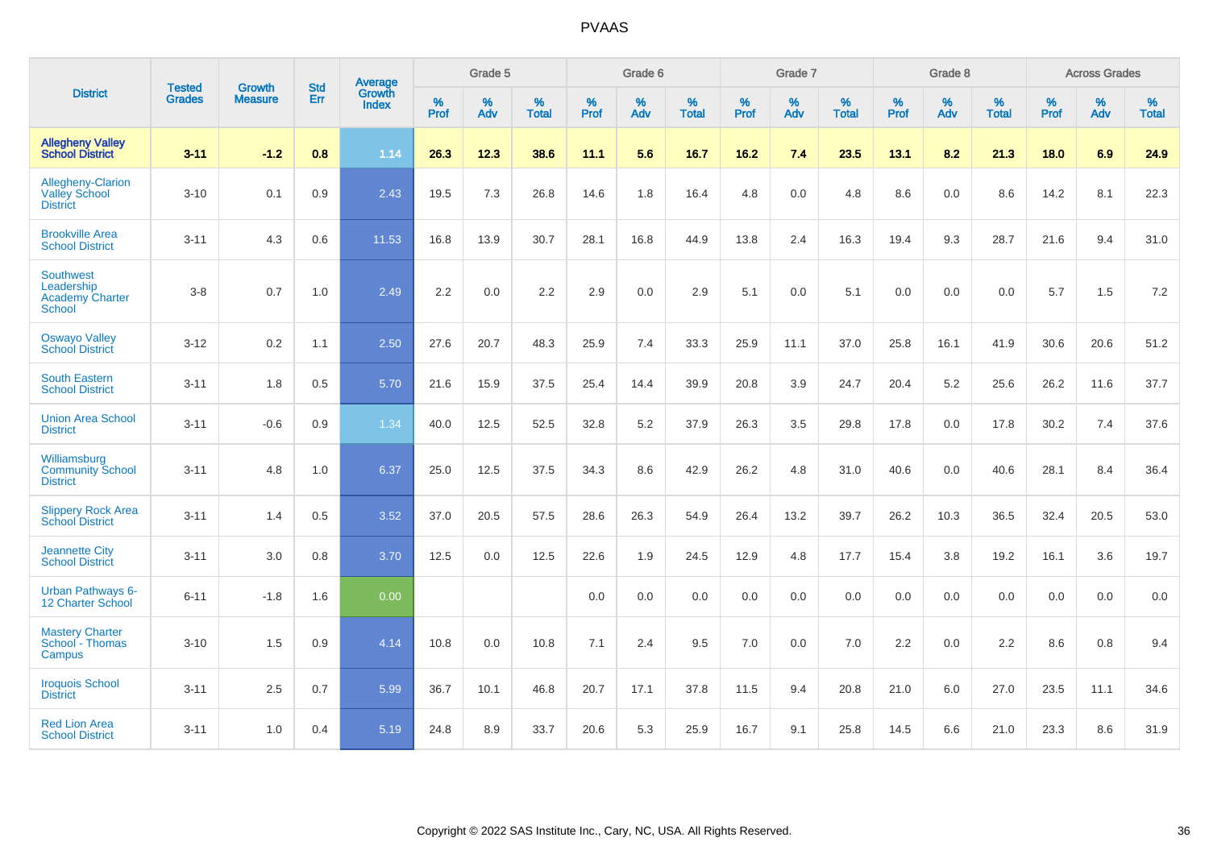| District | Tested Grades | Growth Measure | Std Err | Average Growth Index | Grade 5 | | | Grade 6 | | | Grade 7 | | | Grade 8 | | | Across Grades | | |
|---|---|---|---|---|---|---|---|---|---|---|---|---|---|---|---|---|---|---|---|
| | | | | | % Prof | % Adv | % Total | % Prof | % Adv | % Total | % Prof | % Adv | % Total | % Prof | % Adv | % Total | % Prof | % Adv | % Total |
| **Allegheny Valley School District** | **3-11** | **-1.2** | **0.8** | **1.14** | **26.3** | **12.3** | **38.6** | **11.1** | **5.6** | **16.7** | **16.2** | **7.4** | **23.5** | **13.1** | **8.2** | **21.3** | **18.0** | **6.9** | **24.9** |
| Allegheny-Clarion Valley School District | 3-10 | 0.1 | 0.9 | 2.43 | 19.5 | 7.3 | 26.8 | 14.6 | 1.8 | 16.4 | 4.8 | 0.0 | 4.8 | 8.6 | 0.0 | 8.6 | 14.2 | 8.1 | 22.3 |
| Brookville Area School District | 3-11 | 4.3 | 0.6 | 11.53 | 16.8 | 13.9 | 30.7 | 28.1 | 16.8 | 44.9 | 13.8 | 2.4 | 16.3 | 19.4 | 9.3 | 28.7 | 21.6 | 9.4 | 31.0 |
| Southwest Leadership Academy Charter School | 3-8 | 0.7 | 1.0 | 2.49 | 2.2 | 0.0 | 2.2 | 2.9 | 0.0 | 2.9 | 5.1 | 0.0 | 5.1 | 0.0 | 0.0 | 0.0 | 5.7 | 1.5 | 7.2 |
| Oswayo Valley School District | 3-12 | 0.2 | 1.1 | 2.50 | 27.6 | 20.7 | 48.3 | 25.9 | 7.4 | 33.3 | 25.9 | 11.1 | 37.0 | 25.8 | 16.1 | 41.9 | 30.6 | 20.6 | 51.2 |
| South Eastern School District | 3-11 | 1.8 | 0.5 | 5.70 | 21.6 | 15.9 | 37.5 | 25.4 | 14.4 | 39.9 | 20.8 | 3.9 | 24.7 | 20.4 | 5.2 | 25.6 | 26.2 | 11.6 | 37.7 |
| Union Area School District | 3-11 | -0.6 | 0.9 | 1.34 | 40.0 | 12.5 | 52.5 | 32.8 | 5.2 | 37.9 | 26.3 | 3.5 | 29.8 | 17.8 | 0.0 | 17.8 | 30.2 | 7.4 | 37.6 |
| Williamsburg Community School District | 3-11 | 4.8 | 1.0 | 6.37 | 25.0 | 12.5 | 37.5 | 34.3 | 8.6 | 42.9 | 26.2 | 4.8 | 31.0 | 40.6 | 0.0 | 40.6 | 28.1 | 8.4 | 36.4 |
| Slippery Rock Area School District | 3-11 | 1.4 | 0.5 | 3.52 | 37.0 | 20.5 | 57.5 | 28.6 | 26.3 | 54.9 | 26.4 | 13.2 | 39.7 | 26.2 | 10.3 | 36.5 | 32.4 | 20.5 | 53.0 |
| Jeannette City School District | 3-11 | 3.0 | 0.8 | 3.70 | 12.5 | 0.0 | 12.5 | 22.6 | 1.9 | 24.5 | 12.9 | 4.8 | 17.7 | 15.4 | 3.8 | 19.2 | 16.1 | 3.6 | 19.7 |
| Urban Pathways 6-12 Charter School | 6-11 | -1.8 | 1.6 | 0.00 | | | | 0.0 | 0.0 | 0.0 | 0.0 | 0.0 | 0.0 | 0.0 | 0.0 | 0.0 | 0.0 | 0.0 | 0.0 |
| Mastery Charter School - Thomas Campus | 3-10 | 1.5 | 0.9 | 4.14 | 10.8 | 0.0 | 10.8 | 7.1 | 2.4 | 9.5 | 7.0 | 0.0 | 7.0 | 2.2 | 0.0 | 2.2 | 8.6 | 0.8 | 9.4 |
| Iroquois School District | 3-11 | 2.5 | 0.7 | 5.99 | 36.7 | 10.1 | 46.8 | 20.7 | 17.1 | 37.8 | 11.5 | 9.4 | 20.8 | 21.0 | 6.0 | 27.0 | 23.5 | 11.1 | 34.6 |
| Red Lion Area School District | 3-11 | 1.0 | 0.4 | 5.19 | 24.8 | 8.9 | 33.7 | 20.6 | 5.3 | 25.9 | 16.7 | 9.1 | 25.8 | 14.5 | 6.6 | 21.0 | 23.3 | 8.6 | 31.9 |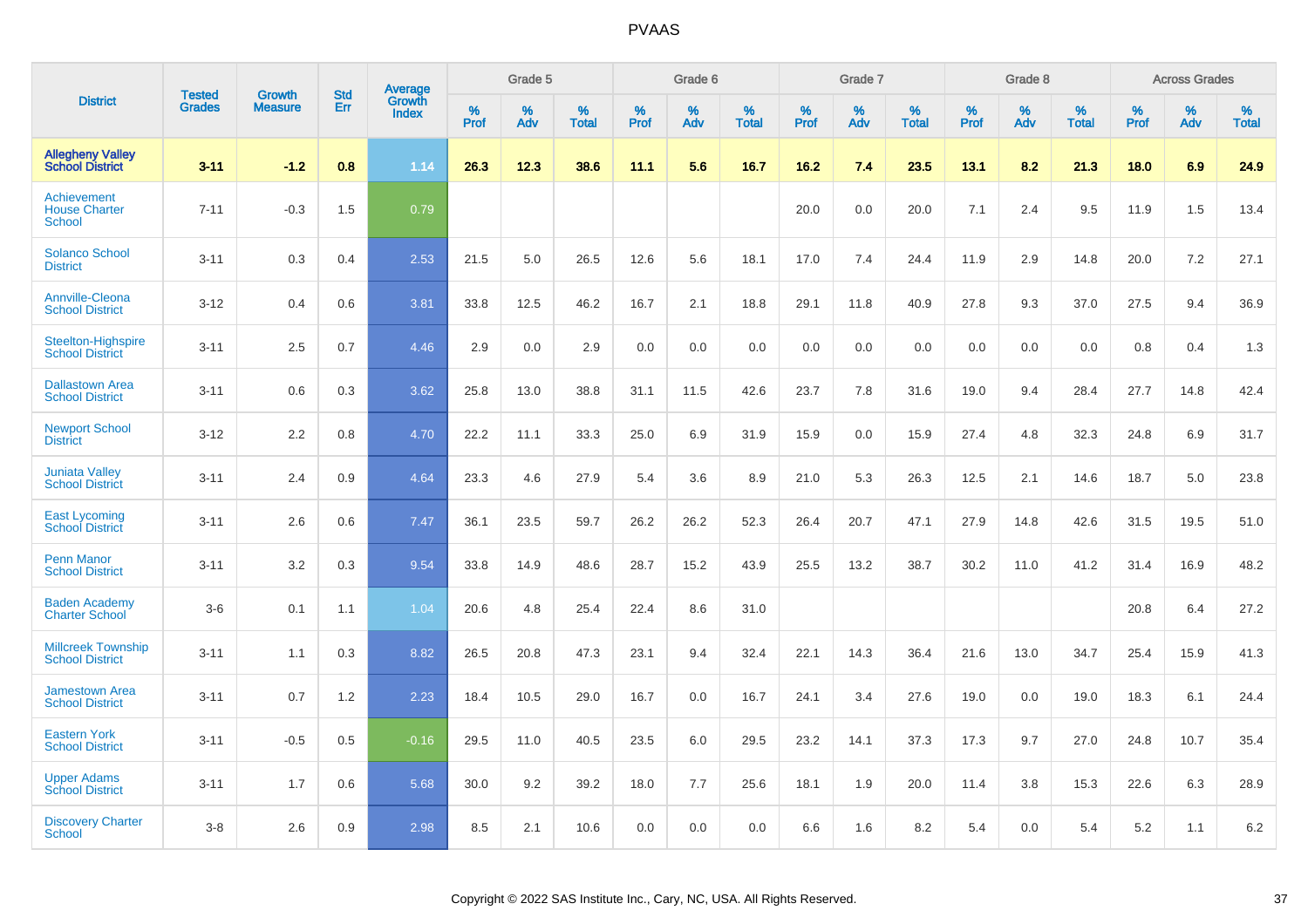PVAAS

| District | Tested Grades | Growth Measure | Std Err | Average Growth Index | Grade 5 | | | Grade 6 | | | Grade 7 | | | Grade 8 | | | Across Grades | | |
|---|---|---|---|---|---|---|---|---|---|---|---|---|---|---|---|---|---|---|---|
| | | | | | % Prof | % Adv | % Total | % Prof | % Adv | % Total | % Prof | % Adv | % Total | % Prof | % Adv | % Total | % Prof | % Adv | % Total |
| **Allegheny Valley School District** | **3-11** | **-1.2** | **0.8** | **1.14** | **26.3** | **12.3** | **38.6** | **11.1** | **5.6** | **16.7** | **16.2** | **7.4** | **23.5** | **13.1** | **8.2** | **21.3** | **18.0** | **6.9** | **24.9** |
| Achievement House Charter School | 7-11 | -0.3 | 1.5 | 0.79 | | | | | | | 20.0 | 0.0 | 20.0 | 7.1 | 2.4 | 9.5 | 11.9 | 1.5 | 13.4 |
| Solanco School District | 3-11 | 0.3 | 0.4 | 2.53 | 21.5 | 5.0 | 26.5 | 12.6 | 5.6 | 18.1 | 17.0 | 7.4 | 24.4 | 11.9 | 2.9 | 14.8 | 20.0 | 7.2 | 27.1 |
| Annville-Cleona School District | 3-12 | 0.4 | 0.6 | 3.81 | 33.8 | 12.5 | 46.2 | 16.7 | 2.1 | 18.8 | 29.1 | 11.8 | 40.9 | 27.8 | 9.3 | 37.0 | 27.5 | 9.4 | 36.9 |
| Steelton-Highspire School District | 3-11 | 2.5 | 0.7 | 4.46 | 2.9 | 0.0 | 2.9 | 0.0 | 0.0 | 0.0 | 0.0 | 0.0 | 0.0 | 0.0 | 0.0 | 0.0 | 0.8 | 0.4 | 1.3 |
| Dallastown Area School District | 3-11 | 0.6 | 0.3 | 3.62 | 25.8 | 13.0 | 38.8 | 31.1 | 11.5 | 42.6 | 23.7 | 7.8 | 31.6 | 19.0 | 9.4 | 28.4 | 27.7 | 14.8 | 42.4 |
| Newport School District | 3-12 | 2.2 | 0.8 | 4.70 | 22.2 | 11.1 | 33.3 | 25.0 | 6.9 | 31.9 | 15.9 | 0.0 | 15.9 | 27.4 | 4.8 | 32.3 | 24.8 | 6.9 | 31.7 |
| Juniata Valley School District | 3-11 | 2.4 | 0.9 | 4.64 | 23.3 | 4.6 | 27.9 | 5.4 | 3.6 | 8.9 | 21.0 | 5.3 | 26.3 | 12.5 | 2.1 | 14.6 | 18.7 | 5.0 | 23.8 |
| East Lycoming School District | 3-11 | 2.6 | 0.6 | 7.47 | 36.1 | 23.5 | 59.7 | 26.2 | 26.2 | 52.3 | 26.4 | 20.7 | 47.1 | 27.9 | 14.8 | 42.6 | 31.5 | 19.5 | 51.0 |
| Penn Manor School District | 3-11 | 3.2 | 0.3 | 9.54 | 33.8 | 14.9 | 48.6 | 28.7 | 15.2 | 43.9 | 25.5 | 13.2 | 38.7 | 30.2 | 11.0 | 41.2 | 31.4 | 16.9 | 48.2 |
| Baden Academy Charter School | 3-6 | 0.1 | 1.1 | 1.04 | 20.6 | 4.8 | 25.4 | 22.4 | 8.6 | 31.0 | | | | | | | 20.8 | 6.4 | 27.2 |
| Millcreek Township School District | 3-11 | 1.1 | 0.3 | 8.82 | 26.5 | 20.8 | 47.3 | 23.1 | 9.4 | 32.4 | 22.1 | 14.3 | 36.4 | 21.6 | 13.0 | 34.7 | 25.4 | 15.9 | 41.3 |
| Jamestown Area School District | 3-11 | 0.7 | 1.2 | 2.23 | 18.4 | 10.5 | 29.0 | 16.7 | 0.0 | 16.7 | 24.1 | 3.4 | 27.6 | 19.0 | 0.0 | 19.0 | 18.3 | 6.1 | 24.4 |
| Eastern York School District | 3-11 | -0.5 | 0.5 | -0.16 | 29.5 | 11.0 | 40.5 | 23.5 | 6.0 | 29.5 | 23.2 | 14.1 | 37.3 | 17.3 | 9.7 | 27.0 | 24.8 | 10.7 | 35.4 |
| Upper Adams School District | 3-11 | 1.7 | 0.6 | 5.68 | 30.0 | 9.2 | 39.2 | 18.0 | 7.7 | 25.6 | 18.1 | 1.9 | 20.0 | 11.4 | 3.8 | 15.3 | 22.6 | 6.3 | 28.9 |
| Discovery Charter School | 3-8 | 2.6 | 0.9 | 2.98 | 8.5 | 2.1 | 10.6 | 0.0 | 0.0 | 0.0 | 6.6 | 1.6 | 8.2 | 5.4 | 0.0 | 5.4 | 5.2 | 1.1 | 6.2 |

Copyright © 2022 SAS Institute Inc., Cary, NC, USA. All Rights Reserved.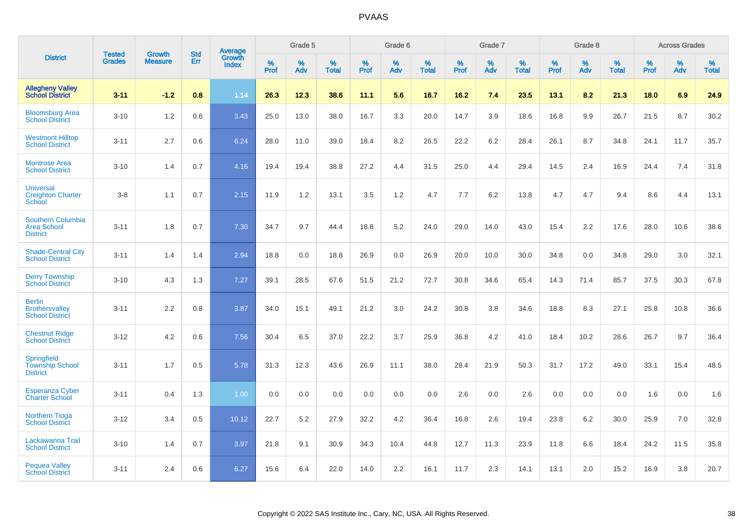# PVAAS

| District | Tested Grades | Growth Measure | Std Err | Average Growth Index | Grade 5 | | | Grade 6 | | | Grade 7 | | | Grade 8 | | | Across Grades | | |
|---|---|---|---|---|---|---|---|---|---|---|---|---|---|---|---|---|---|---|---|
| | | | | | % Prof | % Adv | % Total | % Prof | % Adv | % Total | % Prof | % Adv | % Total | % Prof | % Adv | % Total | % Prof | % Adv | % Total |
| **Allegheny Valley School District** | **3-11** | **-1.2** | **0.8** | **1.14** | **26.3** | **12.3** | **38.6** | **11.1** | **5.6** | **16.7** | **16.2** | **7.4** | **23.5** | **13.1** | **8.2** | **21.3** | **18.0** | **6.9** | **24.9** |
| Bloomsburg Area School District | 3-10 | 1.2 | 0.6 | 3.43 | 25.0 | 13.0 | 38.0 | 16.7 | 3.3 | 20.0 | 14.7 | 3.9 | 18.6 | 16.8 | 9.9 | 26.7 | 21.5 | 8.7 | 30.2 |
| Westmont Hilltop School District | 3-11 | 2.7 | 0.6 | 6.24 | 28.0 | 11.0 | 39.0 | 18.4 | 8.2 | 26.5 | 22.2 | 6.2 | 28.4 | 26.1 | 8.7 | 34.8 | 24.1 | 11.7 | 35.7 |
| Montrose Area School District | 3-10 | 1.4 | 0.7 | 4.16 | 19.4 | 19.4 | 38.8 | 27.2 | 4.4 | 31.5 | 25.0 | 4.4 | 29.4 | 14.5 | 2.4 | 16.9 | 24.4 | 7.4 | 31.8 |
| Universal Creighton Charter School | 3-8 | 1.1 | 0.7 | 2.15 | 11.9 | 1.2 | 13.1 | 3.5 | 1.2 | 4.7 | 7.7 | 6.2 | 13.8 | 4.7 | 4.7 | 9.4 | 8.6 | 4.4 | 13.1 |
| Southern Columbia Area School District | 3-11 | 1.8 | 0.7 | 7.30 | 34.7 | 9.7 | 44.4 | 18.8 | 5.2 | 24.0 | 29.0 | 14.0 | 43.0 | 15.4 | 2.2 | 17.6 | 28.0 | 10.6 | 38.6 |
| Shade-Central City School District | 3-11 | 1.4 | 1.4 | 2.94 | 18.8 | 0.0 | 18.8 | 26.9 | 0.0 | 26.9 | 20.0 | 10.0 | 30.0 | 34.8 | 0.0 | 34.8 | 29.0 | 3.0 | 32.1 |
| Derry Township School District | 3-10 | 4.3 | 1.3 | 7.27 | 39.1 | 28.5 | 67.6 | 51.5 | 21.2 | 72.7 | 30.8 | 34.6 | 65.4 | 14.3 | 71.4 | 85.7 | 37.5 | 30.3 | 67.8 |
| Berlin Brothersvalley School District | 3-11 | 2.2 | 0.8 | 3.87 | 34.0 | 15.1 | 49.1 | 21.2 | 3.0 | 24.2 | 30.8 | 3.8 | 34.6 | 18.8 | 8.3 | 27.1 | 25.8 | 10.8 | 36.6 |
| Chestnut Ridge School District | 3-12 | 4.2 | 0.6 | 7.56 | 30.4 | 6.5 | 37.0 | 22.2 | 3.7 | 25.9 | 36.8 | 4.2 | 41.0 | 18.4 | 10.2 | 28.6 | 26.7 | 9.7 | 36.4 |
| Springfield Township School District | 3-11 | 1.7 | 0.5 | 5.78 | 31.3 | 12.3 | 43.6 | 26.9 | 11.1 | 38.0 | 28.4 | 21.9 | 50.3 | 31.7 | 17.2 | 49.0 | 33.1 | 15.4 | 48.5 |
| Esperanza Cyber Charter School | 3-11 | 0.4 | 1.3 | 1.00 | 0.0 | 0.0 | 0.0 | 0.0 | 0.0 | 0.0 | 2.6 | 0.0 | 2.6 | 0.0 | 0.0 | 0.0 | 1.6 | 0.0 | 1.6 |
| Northern Tioga School District | 3-12 | 3.4 | 0.5 | 10.12 | 22.7 | 5.2 | 27.9 | 32.2 | 4.2 | 36.4 | 16.8 | 2.6 | 19.4 | 23.8 | 6.2 | 30.0 | 25.9 | 7.0 | 32.8 |
| Lackawanna Trail School District | 3-10 | 1.4 | 0.7 | 3.97 | 21.8 | 9.1 | 30.9 | 34.3 | 10.4 | 44.8 | 12.7 | 11.3 | 23.9 | 11.8 | 6.6 | 18.4 | 24.2 | 11.5 | 35.8 |
| Pequea Valley School District | 3-11 | 2.4 | 0.6 | 6.27 | 15.6 | 6.4 | 22.0 | 14.0 | 2.2 | 16.1 | 11.7 | 2.3 | 14.1 | 13.1 | 2.0 | 15.2 | 16.9 | 3.8 | 20.7 |

Copyright © 2022 SAS Institute Inc., Cary, NC, USA. All Rights Reserved.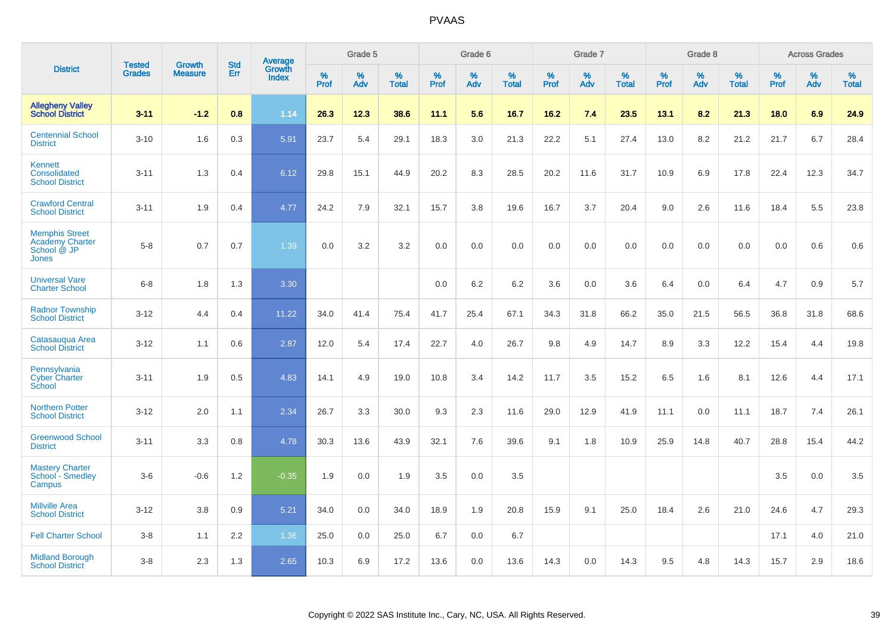# PVAAS

| District | Tested Grades | Growth Measure | Std Err | Average Growth Index | Grade 5 | | | Grade 6 | | | Grade 7 | | | Grade 8 | | | Across Grades | | |
|---|---|---|---|---|---|---|---|---|---|---|---|---|---|---|---|---|---|---|---|
| | | | | | % Prof | % Adv | % Total | % Prof | % Adv | % Total | % Prof | % Adv | % Total | % Prof | % Adv | % Total | % Prof | % Adv | % Total |
| **Allegheny Valley School District** | **3-11** | **-1.2** | **0.8** | **1.14** | **26.3** | **12.3** | **38.6** | **11.1** | **5.6** | **16.7** | **16.2** | **7.4** | **23.5** | **13.1** | **8.2** | **21.3** | **18.0** | **6.9** | **24.9** |
| Centennial School District | 3-10 | 1.6 | 0.3 | 5.91 | 23.7 | 5.4 | 29.1 | 18.3 | 3.0 | 21.3 | 22.2 | 5.1 | 27.4 | 13.0 | 8.2 | 21.2 | 21.7 | 6.7 | 28.4 |
| Kennett Consolidated School District | 3-11 | 1.3 | 0.4 | 6.12 | 29.8 | 15.1 | 44.9 | 20.2 | 8.3 | 28.5 | 20.2 | 11.6 | 31.7 | 10.9 | 6.9 | 17.8 | 22.4 | 12.3 | 34.7 |
| Crawford Central School District | 3-11 | 1.9 | 0.4 | 4.77 | 24.2 | 7.9 | 32.1 | 15.7 | 3.8 | 19.6 | 16.7 | 3.7 | 20.4 | 9.0 | 2.6 | 11.6 | 18.4 | 5.5 | 23.8 |
| Memphis Street Academy Charter School @ JP Jones | 5-8 | 0.7 | 0.7 | 1.39 | 0.0 | 3.2 | 3.2 | 0.0 | 0.0 | 0.0 | 0.0 | 0.0 | 0.0 | 0.0 | 0.0 | 0.0 | 0.0 | 0.6 | 0.6 |
| Universal Vare Charter School | 6-8 | 1.8 | 1.3 | 3.30 | | | | 0.0 | 6.2 | 6.2 | 3.6 | 0.0 | 3.6 | 6.4 | 0.0 | 6.4 | 4.7 | 0.9 | 5.7 |
| Radnor Township School District | 3-12 | 4.4 | 0.4 | 11.22 | 34.0 | 41.4 | 75.4 | 41.7 | 25.4 | 67.1 | 34.3 | 31.8 | 66.2 | 35.0 | 21.5 | 56.5 | 36.8 | 31.8 | 68.6 |
| Catasauqua Area School District | 3-12 | 1.1 | 0.6 | 2.87 | 12.0 | 5.4 | 17.4 | 22.7 | 4.0 | 26.7 | 9.8 | 4.9 | 14.7 | 8.9 | 3.3 | 12.2 | 15.4 | 4.4 | 19.8 |
| Pennsylvania Cyber Charter School | 3-11 | 1.9 | 0.5 | 4.83 | 14.1 | 4.9 | 19.0 | 10.8 | 3.4 | 14.2 | 11.7 | 3.5 | 15.2 | 6.5 | 1.6 | 8.1 | 12.6 | 4.4 | 17.1 |
| Northern Potter School District | 3-12 | 2.0 | 1.1 | 2.34 | 26.7 | 3.3 | 30.0 | 9.3 | 2.3 | 11.6 | 29.0 | 12.9 | 41.9 | 11.1 | 0.0 | 11.1 | 18.7 | 7.4 | 26.1 |
| Greenwood School District | 3-11 | 3.3 | 0.8 | 4.78 | 30.3 | 13.6 | 43.9 | 32.1 | 7.6 | 39.6 | 9.1 | 1.8 | 10.9 | 25.9 | 14.8 | 40.7 | 28.8 | 15.4 | 44.2 |
| Mastery Charter School - Smedley Campus | 3-6 | -0.6 | 1.2 | -0.35 | 1.9 | 0.0 | 1.9 | 3.5 | 0.0 | 3.5 | | | | | | | 3.5 | 0.0 | 3.5 |
| Millville Area School District | 3-12 | 3.8 | 0.9 | 5.21 | 34.0 | 0.0 | 34.0 | 18.9 | 1.9 | 20.8 | 15.9 | 9.1 | 25.0 | 18.4 | 2.6 | 21.0 | 24.6 | 4.7 | 29.3 |
| Fell Charter School | 3-8 | 1.1 | 2.2 | 1.36 | 25.0 | 0.0 | 25.0 | 6.7 | 0.0 | 6.7 | | | | | | | 17.1 | 4.0 | 21.0 |
| Midland Borough School District | 3-8 | 2.3 | 1.3 | 2.65 | 10.3 | 6.9 | 17.2 | 13.6 | 0.0 | 13.6 | 14.3 | 0.0 | 14.3 | 9.5 | 4.8 | 14.3 | 15.7 | 2.9 | 18.6 |

Copyright © 2022 SAS Institute Inc., Cary, NC, USA. All Rights Reserved.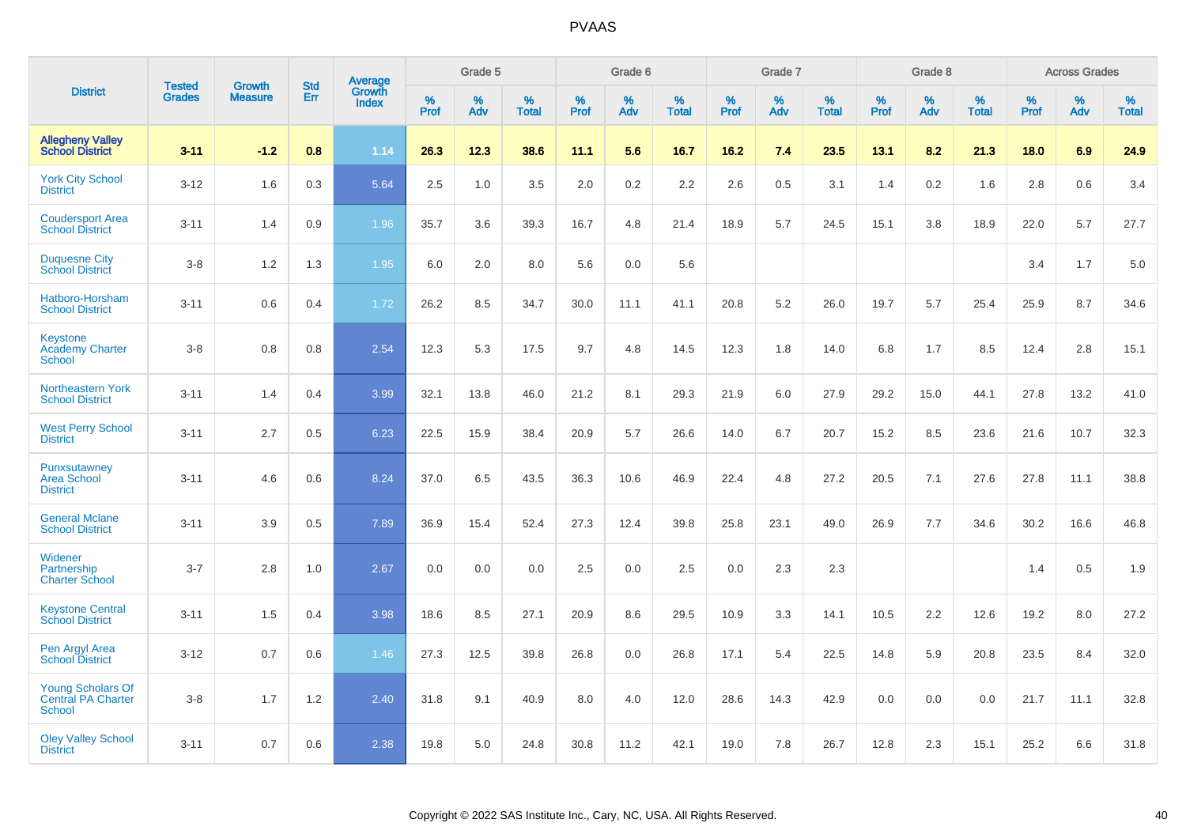# PVAAS

| District | Tested Grades | Growth Measure | Std Err | Average Growth Index | Grade 5 | | | Grade 6 | | | Grade 7 | | | Grade 8 | | | Across Grades | | |
|---|---|---|---|---|---|---|---|---|---|---|---|---|---|---|---|---|---|---|---|
| | | | | | % Prof | % Adv | % Total | % Prof | % Adv | % Total | % Prof | % Adv | % Total | % Prof | % Adv | % Total | % Prof | % Adv | % Total |
| **Allegheny Valley School District** | **3-11** | **-1.2** | **0.8** | **1.14** | **26.3** | **12.3** | **38.6** | **11.1** | **5.6** | **16.7** | **16.2** | **7.4** | **23.5** | **13.1** | **8.2** | **21.3** | **18.0** | **6.9** | **24.9** |
| York City School District | 3-12 | 1.6 | 0.3 | 5.64 | 2.5 | 1.0 | 3.5 | 2.0 | 0.2 | 2.2 | 2.6 | 0.5 | 3.1 | 1.4 | 0.2 | 1.6 | 2.8 | 0.6 | 3.4 |
| Coudersport Area School District | 3-11 | 1.4 | 0.9 | 1.96 | 35.7 | 3.6 | 39.3 | 16.7 | 4.8 | 21.4 | 18.9 | 5.7 | 24.5 | 15.1 | 3.8 | 18.9 | 22.0 | 5.7 | 27.7 |
| Duquesne City School District | 3-8 | 1.2 | 1.3 | 1.95 | 6.0 | 2.0 | 8.0 | 5.6 | 0.0 | 5.6 | | | | | | | 3.4 | 1.7 | 5.0 |
| Hatboro-Horsham School District | 3-11 | 0.6 | 0.4 | 1.72 | 26.2 | 8.5 | 34.7 | 30.0 | 11.1 | 41.1 | 20.8 | 5.2 | 26.0 | 19.7 | 5.7 | 25.4 | 25.9 | 8.7 | 34.6 |
| Keystone Academy Charter School | 3-8 | 0.8 | 0.8 | 2.54 | 12.3 | 5.3 | 17.5 | 9.7 | 4.8 | 14.5 | 12.3 | 1.8 | 14.0 | 6.8 | 1.7 | 8.5 | 12.4 | 2.8 | 15.1 |
| Northeastern York School District | 3-11 | 1.4 | 0.4 | 3.99 | 32.1 | 13.8 | 46.0 | 21.2 | 8.1 | 29.3 | 21.9 | 6.0 | 27.9 | 29.2 | 15.0 | 44.1 | 27.8 | 13.2 | 41.0 |
| West Perry School District | 3-11 | 2.7 | 0.5 | 6.23 | 22.5 | 15.9 | 38.4 | 20.9 | 5.7 | 26.6 | 14.0 | 6.7 | 20.7 | 15.2 | 8.5 | 23.6 | 21.6 | 10.7 | 32.3 |
| Punxsutawney Area School District | 3-11 | 4.6 | 0.6 | 8.24 | 37.0 | 6.5 | 43.5 | 36.3 | 10.6 | 46.9 | 22.4 | 4.8 | 27.2 | 20.5 | 7.1 | 27.6 | 27.8 | 11.1 | 38.8 |
| General Mclane School District | 3-11 | 3.9 | 0.5 | 7.89 | 36.9 | 15.4 | 52.4 | 27.3 | 12.4 | 39.8 | 25.8 | 23.1 | 49.0 | 26.9 | 7.7 | 34.6 | 30.2 | 16.6 | 46.8 |
| Widener Partnership Charter School | 3-7 | 2.8 | 1.0 | 2.67 | 0.0 | 0.0 | 0.0 | 2.5 | 0.0 | 2.5 | 0.0 | 2.3 | 2.3 | | | | 1.4 | 0.5 | 1.9 |
| Keystone Central School District | 3-11 | 1.5 | 0.4 | 3.98 | 18.6 | 8.5 | 27.1 | 20.9 | 8.6 | 29.5 | 10.9 | 3.3 | 14.1 | 10.5 | 2.2 | 12.6 | 19.2 | 8.0 | 27.2 |
| Pen Argyl Area School District | 3-12 | 0.7 | 0.6 | 1.46 | 27.3 | 12.5 | 39.8 | 26.8 | 0.0 | 26.8 | 17.1 | 5.4 | 22.5 | 14.8 | 5.9 | 20.8 | 23.5 | 8.4 | 32.0 |
| Young Scholars Of Central PA Charter School | 3-8 | 1.7 | 1.2 | 2.40 | 31.8 | 9.1 | 40.9 | 8.0 | 4.0 | 12.0 | 28.6 | 14.3 | 42.9 | 0.0 | 0.0 | 0.0 | 21.7 | 11.1 | 32.8 |
| Oley Valley School District | 3-11 | 0.7 | 0.6 | 2.38 | 19.8 | 5.0 | 24.8 | 30.8 | 11.2 | 42.1 | 19.0 | 7.8 | 26.7 | 12.8 | 2.3 | 15.1 | 25.2 | 6.6 | 31.8 |

Copyright © 2022 SAS Institute Inc., Cary, NC, USA. All Rights Reserved.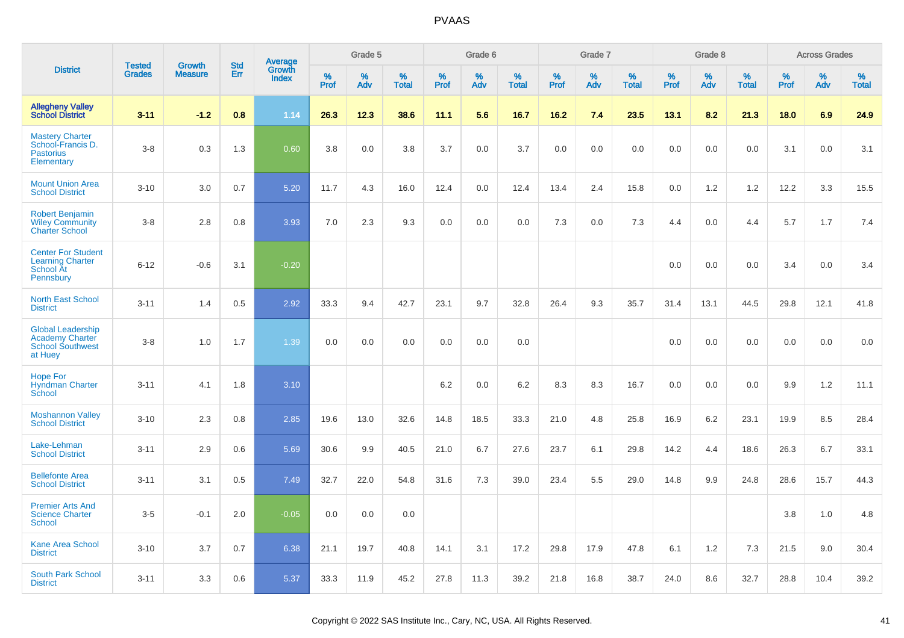# PVAAS

| District | Tested Grades | Growth Measure | Std Err | Average Growth Index | Grade 5 | | | Grade 6 | | | Grade 7 | | | Grade 8 | | | Across Grades | | |
|---|---|---|---|---|---|---|---|---|---|---|---|---|---|---|---|---|---|---|---|
| | | | | | % Prof | % Adv | % Total | % Prof | % Adv | % Total | % Prof | % Adv | % Total | % Prof | % Adv | % Total | % Prof | % Adv | % Total |
| **Allegheny Valley School District** | **3-11** | **-1.2** | **0.8** | **1.14** | **26.3** | **12.3** | **38.6** | **11.1** | **5.6** | **16.7** | **16.2** | **7.4** | **23.5** | **13.1** | **8.2** | **21.3** | **18.0** | **6.9** | **24.9** |
| Mastery Charter School-Francis D. Pastorius Elementary | 3-8 | 0.3 | 1.3 | 0.60 | 3.8 | 0.0 | 3.8 | 3.7 | 0.0 | 3.7 | 0.0 | 0.0 | 0.0 | 0.0 | 0.0 | 0.0 | 3.1 | 0.0 | 3.1 |
| Mount Union Area School District | 3-10 | 3.0 | 0.7 | 5.20 | 11.7 | 4.3 | 16.0 | 12.4 | 0.0 | 12.4 | 13.4 | 2.4 | 15.8 | 0.0 | 1.2 | 1.2 | 12.2 | 3.3 | 15.5 |
| Robert Benjamin Wiley Community Charter School | 3-8 | 2.8 | 0.8 | 3.93 | 7.0 | 2.3 | 9.3 | 0.0 | 0.0 | 0.0 | 7.3 | 0.0 | 7.3 | 4.4 | 0.0 | 4.4 | 5.7 | 1.7 | 7.4 |
| Center For Student Learning Charter School At Pennsbury | 6-12 | -0.6 | 3.1 | -0.20 | | | | | | | | | | 0.0 | 0.0 | 0.0 | 3.4 | 0.0 | 3.4 |
| North East School District | 3-11 | 1.4 | 0.5 | 2.92 | 33.3 | 9.4 | 42.7 | 23.1 | 9.7 | 32.8 | 26.4 | 9.3 | 35.7 | 31.4 | 13.1 | 44.5 | 29.8 | 12.1 | 41.8 |
| Global Leadership Academy Charter School Southwest at Huey | 3-8 | 1.0 | 1.7 | 1.39 | 0.0 | 0.0 | 0.0 | 0.0 | 0.0 | 0.0 | | | | 0.0 | 0.0 | 0.0 | 0.0 | 0.0 | 0.0 |
| Hope For Hyndman Charter School | 3-11 | 4.1 | 1.8 | 3.10 | | | | 6.2 | 0.0 | 6.2 | 8.3 | 8.3 | 16.7 | 0.0 | 0.0 | 0.0 | 9.9 | 1.2 | 11.1 |
| Moshannon Valley School District | 3-10 | 2.3 | 0.8 | 2.85 | 19.6 | 13.0 | 32.6 | 14.8 | 18.5 | 33.3 | 21.0 | 4.8 | 25.8 | 16.9 | 6.2 | 23.1 | 19.9 | 8.5 | 28.4 |
| Lake-Lehman School District | 3-11 | 2.9 | 0.6 | 5.69 | 30.6 | 9.9 | 40.5 | 21.0 | 6.7 | 27.6 | 23.7 | 6.1 | 29.8 | 14.2 | 4.4 | 18.6 | 26.3 | 6.7 | 33.1 |
| Bellefonte Area School District | 3-11 | 3.1 | 0.5 | 7.49 | 32.7 | 22.0 | 54.8 | 31.6 | 7.3 | 39.0 | 23.4 | 5.5 | 29.0 | 14.8 | 9.9 | 24.8 | 28.6 | 15.7 | 44.3 |
| Premier Arts And Science Charter School | 3-5 | -0.1 | 2.0 | -0.05 | 0.0 | 0.0 | 0.0 | | | | | | | | | | 3.8 | 1.0 | 4.8 |
| Kane Area School District | 3-10 | 3.7 | 0.7 | 6.38 | 21.1 | 19.7 | 40.8 | 14.1 | 3.1 | 17.2 | 29.8 | 17.9 | 47.8 | 6.1 | 1.2 | 7.3 | 21.5 | 9.0 | 30.4 |
| South Park School District | 3-11 | 3.3 | 0.6 | 5.37 | 33.3 | 11.9 | 45.2 | 27.8 | 11.3 | 39.2 | 21.8 | 16.8 | 38.7 | 24.0 | 8.6 | 32.7 | 28.8 | 10.4 | 39.2 |

Copyright © 2022 SAS Institute Inc., Cary, NC, USA. All Rights Reserved.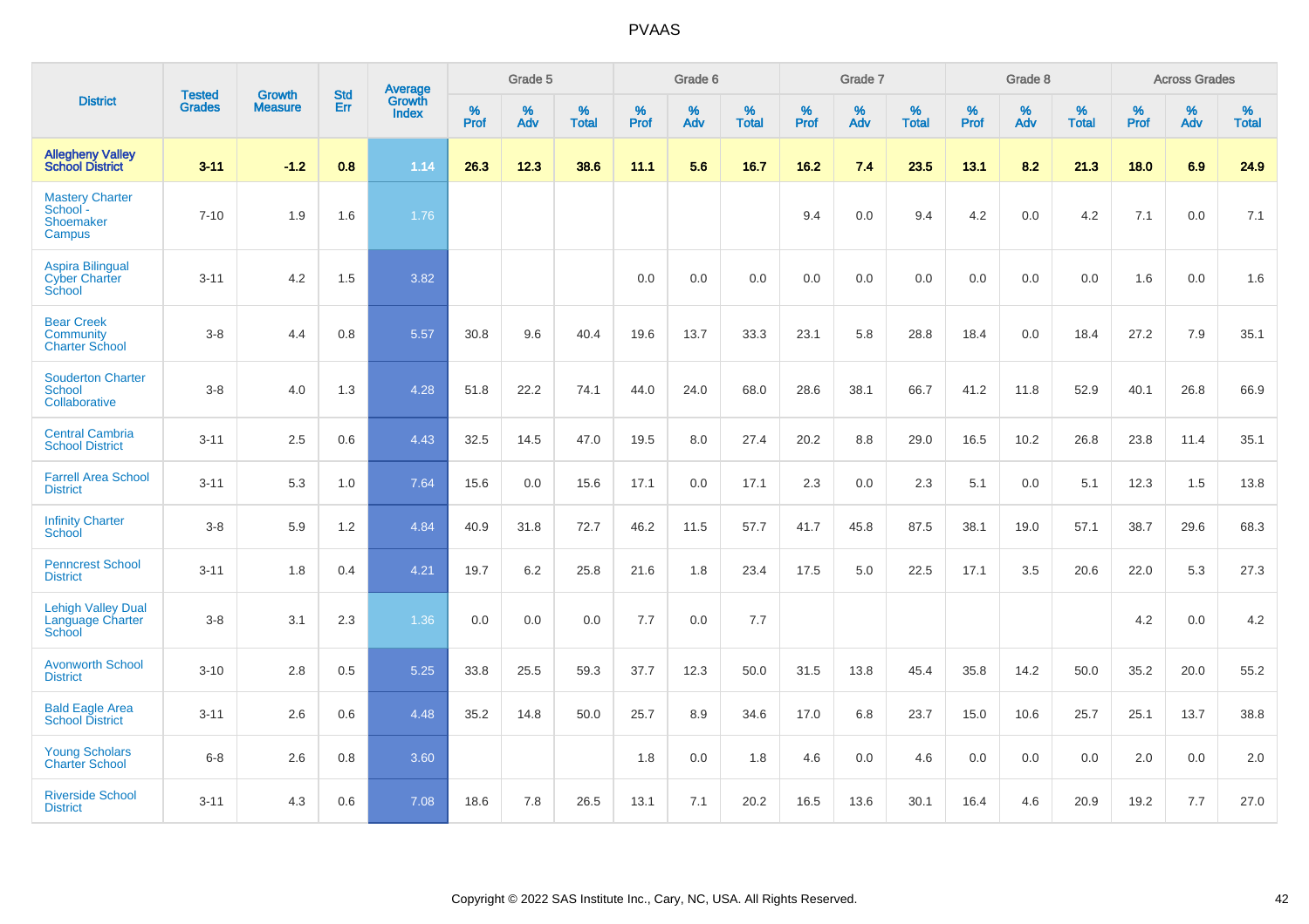| District | Tested Grades | Growth Measure | Std Err | Average Growth Index | Grade 5 | | | Grade 6 | | | Grade 7 | | | Grade 8 | | | Across Grades | | |
|---|---|---|---|---|---|---|---|---|---|---|---|---|---|---|---|---|---|---|---|
| | | | | | % Prof | % Adv | % Total | % Prof | % Adv | % Total | % Prof | % Adv | % Total | % Prof | % Adv | % Total | % Prof | % Adv | % Total |
| **Allegheny Valley School District** | **3-11** | **-1.2** | **0.8** | **1.14** | **26.3** | **12.3** | **38.6** | **11.1** | **5.6** | **16.7** | **16.2** | **7.4** | **23.5** | **13.1** | **8.2** | **21.3** | **18.0** | **6.9** | **24.9** |
| Mastery Charter School - Shoemaker Campus | 7-10 | 1.9 | 1.6 | 1.76 | | | | | | | 9.4 | 0.0 | 9.4 | 4.2 | 0.0 | 4.2 | 7.1 | 0.0 | 7.1 |
| Aspira Bilingual Cyber Charter School | 3-11 | 4.2 | 1.5 | 3.82 | | | | 0.0 | 0.0 | 0.0 | 0.0 | 0.0 | 0.0 | 0.0 | 0.0 | 0.0 | 1.6 | 0.0 | 1.6 |
| Bear Creek Community Charter School | 3-8 | 4.4 | 0.8 | 5.57 | 30.8 | 9.6 | 40.4 | 19.6 | 13.7 | 33.3 | 23.1 | 5.8 | 28.8 | 18.4 | 0.0 | 18.4 | 27.2 | 7.9 | 35.1 |
| Souderton Charter School Collaborative | 3-8 | 4.0 | 1.3 | 4.28 | 51.8 | 22.2 | 74.1 | 44.0 | 24.0 | 68.0 | 28.6 | 38.1 | 66.7 | 41.2 | 11.8 | 52.9 | 40.1 | 26.8 | 66.9 |
| Central Cambria School District | 3-11 | 2.5 | 0.6 | 4.43 | 32.5 | 14.5 | 47.0 | 19.5 | 8.0 | 27.4 | 20.2 | 8.8 | 29.0 | 16.5 | 10.2 | 26.8 | 23.8 | 11.4 | 35.1 |
| Farrell Area School District | 3-11 | 5.3 | 1.0 | 7.64 | 15.6 | 0.0 | 15.6 | 17.1 | 0.0 | 17.1 | 2.3 | 0.0 | 2.3 | 5.1 | 0.0 | 5.1 | 12.3 | 1.5 | 13.8 |
| Infinity Charter School | 3-8 | 5.9 | 1.2 | 4.84 | 40.9 | 31.8 | 72.7 | 46.2 | 11.5 | 57.7 | 41.7 | 45.8 | 87.5 | 38.1 | 19.0 | 57.1 | 38.7 | 29.6 | 68.3 |
| Penncrest School District | 3-11 | 1.8 | 0.4 | 4.21 | 19.7 | 6.2 | 25.8 | 21.6 | 1.8 | 23.4 | 17.5 | 5.0 | 22.5 | 17.1 | 3.5 | 20.6 | 22.0 | 5.3 | 27.3 |
| Lehigh Valley Dual Language Charter School | 3-8 | 3.1 | 2.3 | 1.36 | 0.0 | 0.0 | 0.0 | 7.7 | 0.0 | 7.7 | | | | | | | 4.2 | 0.0 | 4.2 |
| Avonworth School District | 3-10 | 2.8 | 0.5 | 5.25 | 33.8 | 25.5 | 59.3 | 37.7 | 12.3 | 50.0 | 31.5 | 13.8 | 45.4 | 35.8 | 14.2 | 50.0 | 35.2 | 20.0 | 55.2 |
| Bald Eagle Area School District | 3-11 | 2.6 | 0.6 | 4.48 | 35.2 | 14.8 | 50.0 | 25.7 | 8.9 | 34.6 | 17.0 | 6.8 | 23.7 | 15.0 | 10.6 | 25.7 | 25.1 | 13.7 | 38.8 |
| Young Scholars Charter School | 6-8 | 2.6 | 0.8 | 3.60 | | | | 1.8 | 0.0 | 1.8 | 4.6 | 0.0 | 4.6 | 0.0 | 0.0 | 0.0 | 2.0 | 0.0 | 2.0 |
| Riverside School District | 3-11 | 4.3 | 0.6 | 7.08 | 18.6 | 7.8 | 26.5 | 13.1 | 7.1 | 20.2 | 16.5 | 13.6 | 30.1 | 16.4 | 4.6 | 20.9 | 19.2 | 7.7 | 27.0 |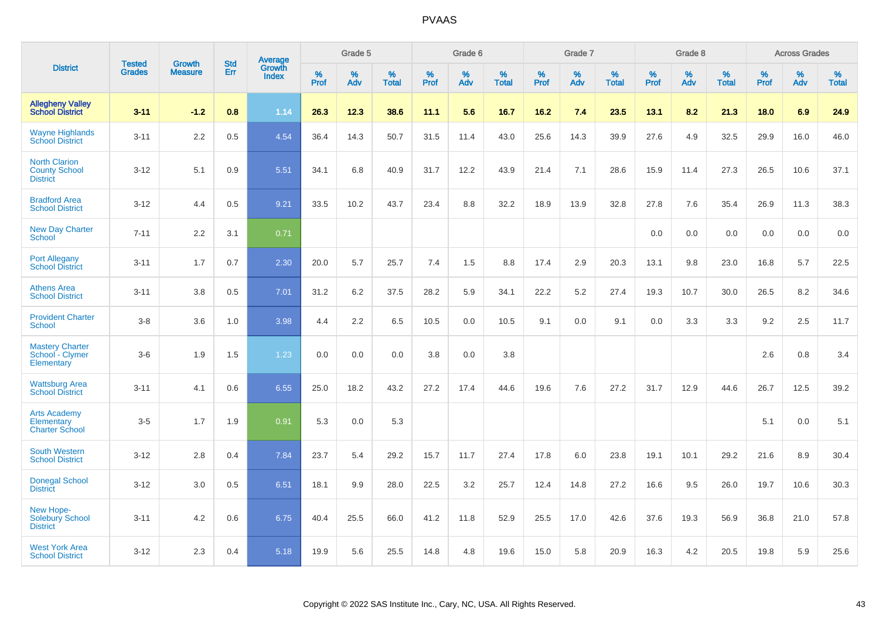# PVAAS

| District | Tested Grades | Growth Measure | Std Err | Average Growth Index | Grade 5 | | | Grade 6 | | | Grade 7 | | | Grade 8 | | | Across Grades | | |
|---|---|---|---|---|---|---|---|---|---|---|---|---|---|---|---|---|---|---|---|
| | | | | | % Prof | % Adv | % Total | % Prof | % Adv | % Total | % Prof | % Adv | % Total | % Prof | % Adv | % Total | % Prof | % Adv | % Total |
| **Allegheny Valley School District** | **3-11** | **-1.2** | **0.8** | **1.14** | **26.3** | **12.3** | **38.6** | **11.1** | **5.6** | **16.7** | **16.2** | **7.4** | **23.5** | **13.1** | **8.2** | **21.3** | **18.0** | **6.9** | **24.9** |
| Wayne Highlands School District | 3-11 | 2.2 | 0.5 | 4.54 | 36.4 | 14.3 | 50.7 | 31.5 | 11.4 | 43.0 | 25.6 | 14.3 | 39.9 | 27.6 | 4.9 | 32.5 | 29.9 | 16.0 | 46.0 |
| North Clarion County School District | 3-12 | 5.1 | 0.9 | 5.51 | 34.1 | 6.8 | 40.9 | 31.7 | 12.2 | 43.9 | 21.4 | 7.1 | 28.6 | 15.9 | 11.4 | 27.3 | 26.5 | 10.6 | 37.1 |
| Bradford Area School District | 3-12 | 4.4 | 0.5 | 9.21 | 33.5 | 10.2 | 43.7 | 23.4 | 8.8 | 32.2 | 18.9 | 13.9 | 32.8 | 27.8 | 7.6 | 35.4 | 26.9 | 11.3 | 38.3 |
| New Day Charter School | 7-11 | 2.2 | 3.1 | 0.71 | | | | | | | | | | 0.0 | 0.0 | 0.0 | 0.0 | 0.0 | 0.0 |
| Port Allegany School District | 3-11 | 1.7 | 0.7 | 2.30 | 20.0 | 5.7 | 25.7 | 7.4 | 1.5 | 8.8 | 17.4 | 2.9 | 20.3 | 13.1 | 9.8 | 23.0 | 16.8 | 5.7 | 22.5 |
| Athens Area School District | 3-11 | 3.8 | 0.5 | 7.01 | 31.2 | 6.2 | 37.5 | 28.2 | 5.9 | 34.1 | 22.2 | 5.2 | 27.4 | 19.3 | 10.7 | 30.0 | 26.5 | 8.2 | 34.6 |
| Provident Charter School | 3-8 | 3.6 | 1.0 | 3.98 | 4.4 | 2.2 | 6.5 | 10.5 | 0.0 | 10.5 | 9.1 | 0.0 | 9.1 | 0.0 | 3.3 | 3.3 | 9.2 | 2.5 | 11.7 |
| Mastery Charter School - Clymer Elementary | 3-6 | 1.9 | 1.5 | 1.23 | 0.0 | 0.0 | 0.0 | 3.8 | 0.0 | 3.8 | | | | | | | 2.6 | 0.8 | 3.4 |
| Wattsburg Area School District | 3-11 | 4.1 | 0.6 | 6.55 | 25.0 | 18.2 | 43.2 | 27.2 | 17.4 | 44.6 | 19.6 | 7.6 | 27.2 | 31.7 | 12.9 | 44.6 | 26.7 | 12.5 | 39.2 |
| Arts Academy Elementary Charter School | 3-5 | 1.7 | 1.9 | 0.91 | 5.3 | 0.0 | 5.3 | | | | | | | | | | 5.1 | 0.0 | 5.1 |
| South Western School District | 3-12 | 2.8 | 0.4 | 7.84 | 23.7 | 5.4 | 29.2 | 15.7 | 11.7 | 27.4 | 17.8 | 6.0 | 23.8 | 19.1 | 10.1 | 29.2 | 21.6 | 8.9 | 30.4 |
| Donegal School District | 3-12 | 3.0 | 0.5 | 6.51 | 18.1 | 9.9 | 28.0 | 22.5 | 3.2 | 25.7 | 12.4 | 14.8 | 27.2 | 16.6 | 9.5 | 26.0 | 19.7 | 10.6 | 30.3 |
| New Hope-Solebury School District | 3-11 | 4.2 | 0.6 | 6.75 | 40.4 | 25.5 | 66.0 | 41.2 | 11.8 | 52.9 | 25.5 | 17.0 | 42.6 | 37.6 | 19.3 | 56.9 | 36.8 | 21.0 | 57.8 |
| West York Area School District | 3-12 | 2.3 | 0.4 | 5.18 | 19.9 | 5.6 | 25.5 | 14.8 | 4.8 | 19.6 | 15.0 | 5.8 | 20.9 | 16.3 | 4.2 | 20.5 | 19.8 | 5.9 | 25.6 |

Copyright © 2022 SAS Institute Inc., Cary, NC, USA. All Rights Reserved.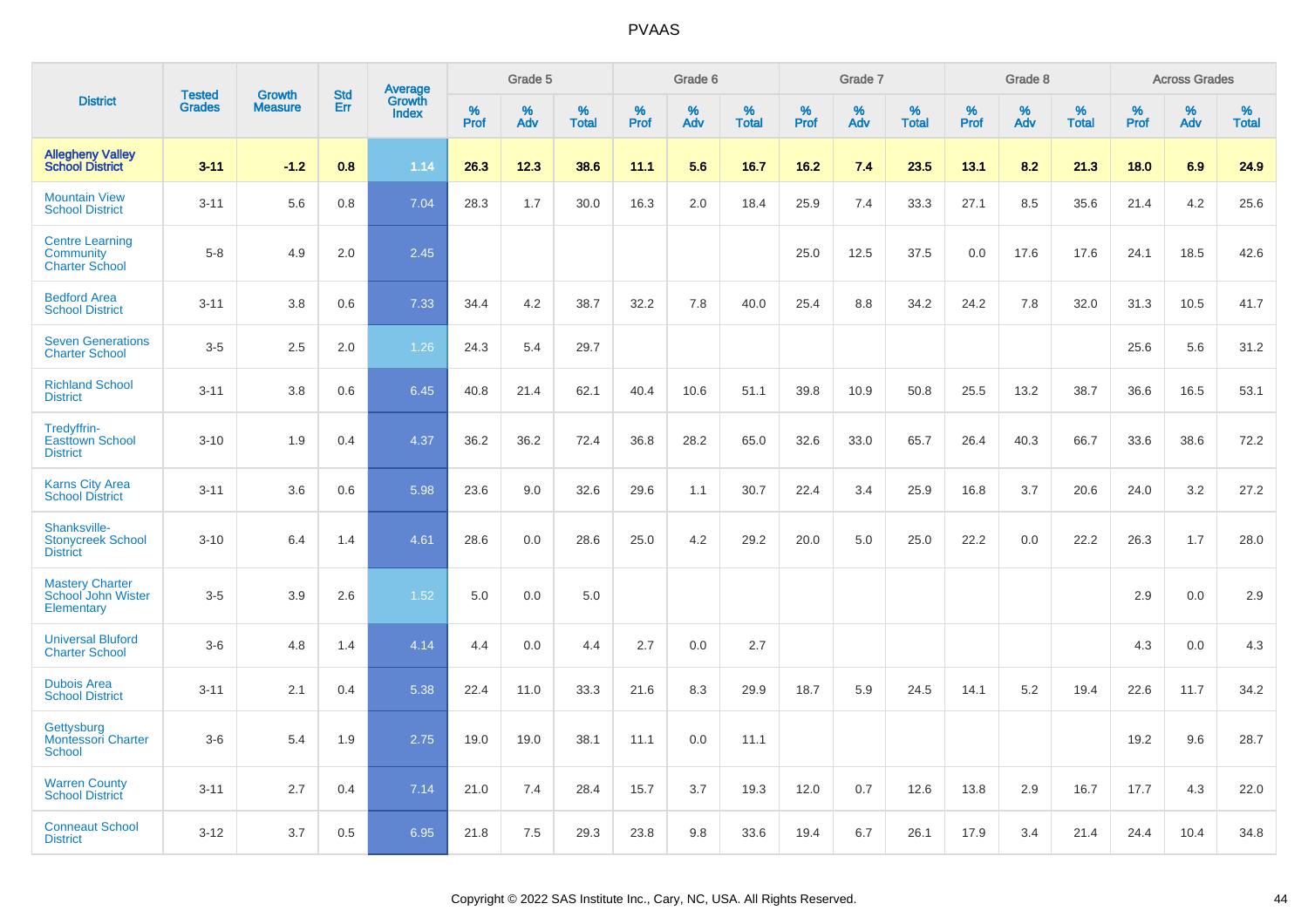| District | Tested Grades | Growth Measure | Std Err | Average Growth Index | Grade 5 | | | Grade 6 | | | Grade 7 | | | Grade 8 | | | Across Grades | | |
|---|---|---|---|---|---|---|---|---|---|---|---|---|---|---|---|---|---|---|---|
| | | | | | % Prof | % Adv | % Total | % Prof | % Adv | % Total | % Prof | % Adv | % Total | % Prof | % Adv | % Total | % Prof | % Adv | % Total |
| **Allegheny Valley School District** | **3-11** | **-1.2** | **0.8** | **1.14** | **26.3** | **12.3** | **38.6** | **11.1** | **5.6** | **16.7** | **16.2** | **7.4** | **23.5** | **13.1** | **8.2** | **21.3** | **18.0** | **6.9** | **24.9** |
| Mountain View School District | 3-11 | 5.6 | 0.8 | 7.04 | 28.3 | 1.7 | 30.0 | 16.3 | 2.0 | 18.4 | 25.9 | 7.4 | 33.3 | 27.1 | 8.5 | 35.6 | 21.4 | 4.2 | 25.6 |
| Centre Learning Community Charter School | 5-8 | 4.9 | 2.0 | 2.45 | | | | | | | 25.0 | 12.5 | 37.5 | 0.0 | 17.6 | 17.6 | 24.1 | 18.5 | 42.6 |
| Bedford Area School District | 3-11 | 3.8 | 0.6 | 7.33 | 34.4 | 4.2 | 38.7 | 32.2 | 7.8 | 40.0 | 25.4 | 8.8 | 34.2 | 24.2 | 7.8 | 32.0 | 31.3 | 10.5 | 41.7 |
| Seven Generations Charter School | 3-5 | 2.5 | 2.0 | 1.26 | 24.3 | 5.4 | 29.7 | | | | | | | | | | 25.6 | 5.6 | 31.2 |
| Richland School District | 3-11 | 3.8 | 0.6 | 6.45 | 40.8 | 21.4 | 62.1 | 40.4 | 10.6 | 51.1 | 39.8 | 10.9 | 50.8 | 25.5 | 13.2 | 38.7 | 36.6 | 16.5 | 53.1 |
| Tredyffrin-Easttown School District | 3-10 | 1.9 | 0.4 | 4.37 | 36.2 | 36.2 | 72.4 | 36.8 | 28.2 | 65.0 | 32.6 | 33.0 | 65.7 | 26.4 | 40.3 | 66.7 | 33.6 | 38.6 | 72.2 |
| Karns City Area School District | 3-11 | 3.6 | 0.6 | 5.98 | 23.6 | 9.0 | 32.6 | 29.6 | 1.1 | 30.7 | 22.4 | 3.4 | 25.9 | 16.8 | 3.7 | 20.6 | 24.0 | 3.2 | 27.2 |
| Shanksville-Stonycreek School District | 3-10 | 6.4 | 1.4 | 4.61 | 28.6 | 0.0 | 28.6 | 25.0 | 4.2 | 29.2 | 20.0 | 5.0 | 25.0 | 22.2 | 0.0 | 22.2 | 26.3 | 1.7 | 28.0 |
| Mastery Charter School John Wister Elementary | 3-5 | 3.9 | 2.6 | 1.52 | 5.0 | 0.0 | 5.0 | | | | | | | | | | 2.9 | 0.0 | 2.9 |
| Universal Bluford Charter School | 3-6 | 4.8 | 1.4 | 4.14 | 4.4 | 0.0 | 4.4 | 2.7 | 0.0 | 2.7 | | | | | | | 4.3 | 0.0 | 4.3 |
| Dubois Area School District | 3-11 | 2.1 | 0.4 | 5.38 | 22.4 | 11.0 | 33.3 | 21.6 | 8.3 | 29.9 | 18.7 | 5.9 | 24.5 | 14.1 | 5.2 | 19.4 | 22.6 | 11.7 | 34.2 |
| Gettysburg Montessori Charter School | 3-6 | 5.4 | 1.9 | 2.75 | 19.0 | 19.0 | 38.1 | 11.1 | 0.0 | 11.1 | | | | | | | 19.2 | 9.6 | 28.7 |
| Warren County School District | 3-11 | 2.7 | 0.4 | 7.14 | 21.0 | 7.4 | 28.4 | 15.7 | 3.7 | 19.3 | 12.0 | 0.7 | 12.6 | 13.8 | 2.9 | 16.7 | 17.7 | 4.3 | 22.0 |
| Conneaut School District | 3-12 | 3.7 | 0.5 | 6.95 | 21.8 | 7.5 | 29.3 | 23.8 | 9.8 | 33.6 | 19.4 | 6.7 | 26.1 | 17.9 | 3.4 | 21.4 | 24.4 | 10.4 | 34.8 |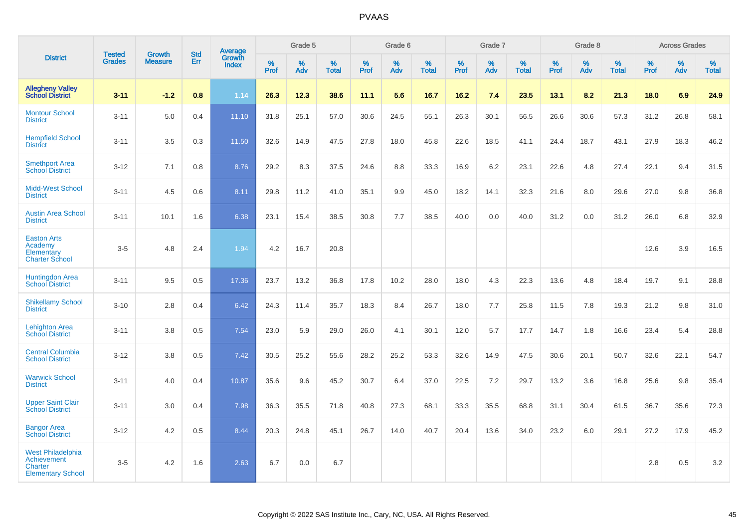# PVAAS

| District | Tested Grades | Growth Measure | Std Err | Average Growth Index | Grade 5 | | | Grade 6 | | | Grade 7 | | | Grade 8 | | | Across Grades | | |
|---|---|---|---|---|---|---|---|---|---|---|---|---|---|---|---|---|---|---|---|
| | | | | | % Prof | % Adv | % Total | % Prof | % Adv | % Total | % Prof | % Adv | % Total | % Prof | % Adv | % Total | % Prof | % Adv | % Total |
| **Allegheny Valley School District** | **3-11** | **-1.2** | **0.8** | **1.14** | **26.3** | **12.3** | **38.6** | **11.1** | **5.6** | **16.7** | **16.2** | **7.4** | **23.5** | **13.1** | **8.2** | **21.3** | **18.0** | **6.9** | **24.9** |
| Montour School District | 3-11 | 5.0 | 0.4 | 11.10 | 31.8 | 25.1 | 57.0 | 30.6 | 24.5 | 55.1 | 26.3 | 30.1 | 56.5 | 26.6 | 30.6 | 57.3 | 31.2 | 26.8 | 58.1 |
| Hempfield School District | 3-11 | 3.5 | 0.3 | 11.50 | 32.6 | 14.9 | 47.5 | 27.8 | 18.0 | 45.8 | 22.6 | 18.5 | 41.1 | 24.4 | 18.7 | 43.1 | 27.9 | 18.3 | 46.2 |
| Smethport Area School District | 3-12 | 7.1 | 0.8 | 8.76 | 29.2 | 8.3 | 37.5 | 24.6 | 8.8 | 33.3 | 16.9 | 6.2 | 23.1 | 22.6 | 4.8 | 27.4 | 22.1 | 9.4 | 31.5 |
| Midd-West School District | 3-11 | 4.5 | 0.6 | 8.11 | 29.8 | 11.2 | 41.0 | 35.1 | 9.9 | 45.0 | 18.2 | 14.1 | 32.3 | 21.6 | 8.0 | 29.6 | 27.0 | 9.8 | 36.8 |
| Austin Area School District | 3-11 | 10.1 | 1.6 | 6.38 | 23.1 | 15.4 | 38.5 | 30.8 | 7.7 | 38.5 | 40.0 | 0.0 | 40.0 | 31.2 | 0.0 | 31.2 | 26.0 | 6.8 | 32.9 |
| Easton Arts Academy Elementary Charter School | 3-5 | 4.8 | 2.4 | 1.94 | 4.2 | 16.7 | 20.8 | | | | | | | | | | 12.6 | 3.9 | 16.5 |
| Huntingdon Area School District | 3-11 | 9.5 | 0.5 | 17.36 | 23.7 | 13.2 | 36.8 | 17.8 | 10.2 | 28.0 | 18.0 | 4.3 | 22.3 | 13.6 | 4.8 | 18.4 | 19.7 | 9.1 | 28.8 |
| Shikellamy School District | 3-10 | 2.8 | 0.4 | 6.42 | 24.3 | 11.4 | 35.7 | 18.3 | 8.4 | 26.7 | 18.0 | 7.7 | 25.8 | 11.5 | 7.8 | 19.3 | 21.2 | 9.8 | 31.0 |
| Lehighton Area School District | 3-11 | 3.8 | 0.5 | 7.54 | 23.0 | 5.9 | 29.0 | 26.0 | 4.1 | 30.1 | 12.0 | 5.7 | 17.7 | 14.7 | 1.8 | 16.6 | 23.4 | 5.4 | 28.8 |
| Central Columbia School District | 3-12 | 3.8 | 0.5 | 7.42 | 30.5 | 25.2 | 55.6 | 28.2 | 25.2 | 53.3 | 32.6 | 14.9 | 47.5 | 30.6 | 20.1 | 50.7 | 32.6 | 22.1 | 54.7 |
| Warwick School District | 3-11 | 4.0 | 0.4 | 10.87 | 35.6 | 9.6 | 45.2 | 30.7 | 6.4 | 37.0 | 22.5 | 7.2 | 29.7 | 13.2 | 3.6 | 16.8 | 25.6 | 9.8 | 35.4 |
| Upper Saint Clair School District | 3-11 | 3.0 | 0.4 | 7.98 | 36.3 | 35.5 | 71.8 | 40.8 | 27.3 | 68.1 | 33.3 | 35.5 | 68.8 | 31.1 | 30.4 | 61.5 | 36.7 | 35.6 | 72.3 |
| Bangor Area School District | 3-12 | 4.2 | 0.5 | 8.44 | 20.3 | 24.8 | 45.1 | 26.7 | 14.0 | 40.7 | 20.4 | 13.6 | 34.0 | 23.2 | 6.0 | 29.1 | 27.2 | 17.9 | 45.2 |
| West Philadelphia Achievement Charter Elementary School | 3-5 | 4.2 | 1.6 | 2.63 | 6.7 | 0.0 | 6.7 | | | | | | | | | | 2.8 | 0.5 | 3.2 |

Copyright © 2022 SAS Institute Inc., Cary, NC, USA. All Rights Reserved.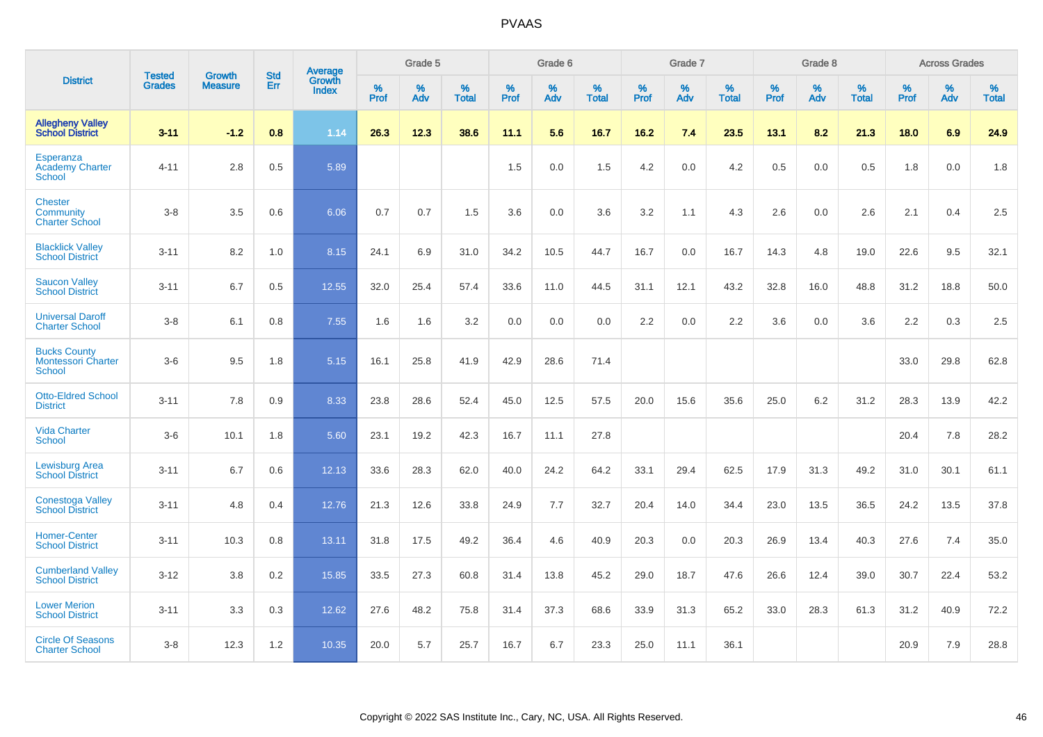| District | Tested Grades | Growth Measure | Std Err | Average Growth Index | Grade 5 | | | Grade 6 | | | Grade 7 | | | Grade 8 | | | Across Grades | | |
|---|---|---|---|---|---|---|---|---|---|---|---|---|---|---|---|---|---|---|---|
| | | | | | % Prof | % Adv | % Total | % Prof | % Adv | % Total | % Prof | % Adv | % Total | % Prof | % Adv | % Total | % Prof | % Adv | % Total |
| **Allegheny Valley School District** | **3-11** | **-1.2** | **0.8** | **1.14** | **26.3** | **12.3** | **38.6** | **11.1** | **5.6** | **16.7** | **16.2** | **7.4** | **23.5** | **13.1** | **8.2** | **21.3** | **18.0** | **6.9** | **24.9** |
| Esperanza Academy Charter School | 4-11 | 2.8 | 0.5 | 5.89 | | | | 1.5 | 0.0 | 1.5 | 4.2 | 0.0 | 4.2 | 0.5 | 0.0 | 0.5 | 1.8 | 0.0 | 1.8 |
| Chester Community Charter School | 3-8 | 3.5 | 0.6 | 6.06 | 0.7 | 0.7 | 1.5 | 3.6 | 0.0 | 3.6 | 3.2 | 1.1 | 4.3 | 2.6 | 0.0 | 2.6 | 2.1 | 0.4 | 2.5 |
| Blacklick Valley School District | 3-11 | 8.2 | 1.0 | 8.15 | 24.1 | 6.9 | 31.0 | 34.2 | 10.5 | 44.7 | 16.7 | 0.0 | 16.7 | 14.3 | 4.8 | 19.0 | 22.6 | 9.5 | 32.1 |
| Saucon Valley School District | 3-11 | 6.7 | 0.5 | 12.55 | 32.0 | 25.4 | 57.4 | 33.6 | 11.0 | 44.5 | 31.1 | 12.1 | 43.2 | 32.8 | 16.0 | 48.8 | 31.2 | 18.8 | 50.0 |
| Universal Daroff Charter School | 3-8 | 6.1 | 0.8 | 7.55 | 1.6 | 1.6 | 3.2 | 0.0 | 0.0 | 0.0 | 2.2 | 0.0 | 2.2 | 3.6 | 0.0 | 3.6 | 2.2 | 0.3 | 2.5 |
| Bucks County Montessori Charter School | 3-6 | 9.5 | 1.8 | 5.15 | 16.1 | 25.8 | 41.9 | 42.9 | 28.6 | 71.4 | | | | | | | 33.0 | 29.8 | 62.8 |
| Otto-Eldred School District | 3-11 | 7.8 | 0.9 | 8.33 | 23.8 | 28.6 | 52.4 | 45.0 | 12.5 | 57.5 | 20.0 | 15.6 | 35.6 | 25.0 | 6.2 | 31.2 | 28.3 | 13.9 | 42.2 |
| Vida Charter School | 3-6 | 10.1 | 1.8 | 5.60 | 23.1 | 19.2 | 42.3 | 16.7 | 11.1 | 27.8 | | | | | | | 20.4 | 7.8 | 28.2 |
| Lewisburg Area School District | 3-11 | 6.7 | 0.6 | 12.13 | 33.6 | 28.3 | 62.0 | 40.0 | 24.2 | 64.2 | 33.1 | 29.4 | 62.5 | 17.9 | 31.3 | 49.2 | 31.0 | 30.1 | 61.1 |
| Conestoga Valley School District | 3-11 | 4.8 | 0.4 | 12.76 | 21.3 | 12.6 | 33.8 | 24.9 | 7.7 | 32.7 | 20.4 | 14.0 | 34.4 | 23.0 | 13.5 | 36.5 | 24.2 | 13.5 | 37.8 |
| Homer-Center School District | 3-11 | 10.3 | 0.8 | 13.11 | 31.8 | 17.5 | 49.2 | 36.4 | 4.6 | 40.9 | 20.3 | 0.0 | 20.3 | 26.9 | 13.4 | 40.3 | 27.6 | 7.4 | 35.0 |
| Cumberland Valley School District | 3-12 | 3.8 | 0.2 | 15.85 | 33.5 | 27.3 | 60.8 | 31.4 | 13.8 | 45.2 | 29.0 | 18.7 | 47.6 | 26.6 | 12.4 | 39.0 | 30.7 | 22.4 | 53.2 |
| Lower Merion School District | 3-11 | 3.3 | 0.3 | 12.62 | 27.6 | 48.2 | 75.8 | 31.4 | 37.3 | 68.6 | 33.9 | 31.3 | 65.2 | 33.0 | 28.3 | 61.3 | 31.2 | 40.9 | 72.2 |
| Circle Of Seasons Charter School | 3-8 | 12.3 | 1.2 | 10.35 | 20.0 | 5.7 | 25.7 | 16.7 | 6.7 | 23.3 | 25.0 | 11.1 | 36.1 | | | | 20.9 | 7.9 | 28.8 |

Copyright © 2022 SAS Institute Inc., Cary, NC, USA. All Rights Reserved.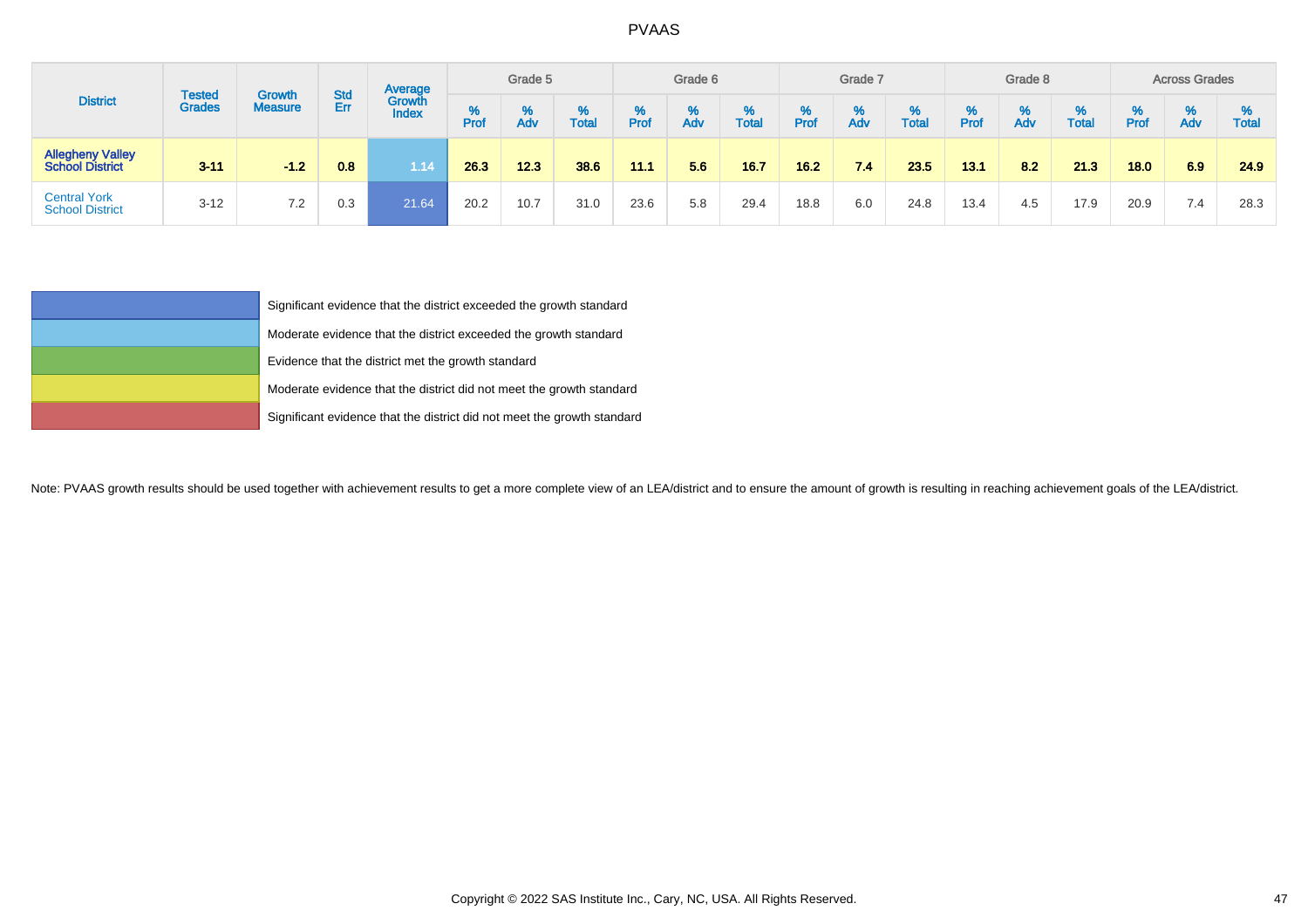# PVAAS

| District | Tested Grades | Growth Measure | Std Err | Average Growth Index | Grade 5 | | | Grade 6 | | | Grade 7 | | | Grade 8 | | | Across Grades | | |
|---|---|---|---|---|---|---|---|---|---|---|---|---|---|---|---|---|---|---|---|
| | | | | | % Prof | % Adv | % Total | % Prof | % Adv | % Total | % Prof | % Adv | % Total | % Prof | % Adv | % Total | % Prof | % Adv | % Total |
| **Allegheny Valley School District** | **3-11** | **-1.2** | **0.8** | **1.14** | **26.3** | **12.3** | **38.6** | **11.1** | **5.6** | **16.7** | **16.2** | **7.4** | **23.5** | **13.1** | **8.2** | **21.3** | **18.0** | **6.9** | **24.9** |
| Central York School District | 3-12 | 7.2 | 0.3 | 21.64 | 20.2 | 10.7 | 31.0 | 23.6 | 5.8 | 29.4 | 18.8 | 6.0 | 24.8 | 13.4 | 4.5 | 17.9 | 20.9 | 7.4 | 28.3 |

Significant evidence that the district exceeded the growth standard

Moderate evidence that the district exceeded the growth standard

Evidence that the district met the growth standard

Moderate evidence that the district did not meet the growth standard

Significant evidence that the district did not meet the growth standard

Note: PVAAS growth results should be used together with achievement results to get a more complete view of an LEA/district and to ensure the amount of growth is resulting in reaching achievement goals of the LEA/district.

Copyright © 2022 SAS Institute Inc., Cary, NC, USA. All Rights Reserved.